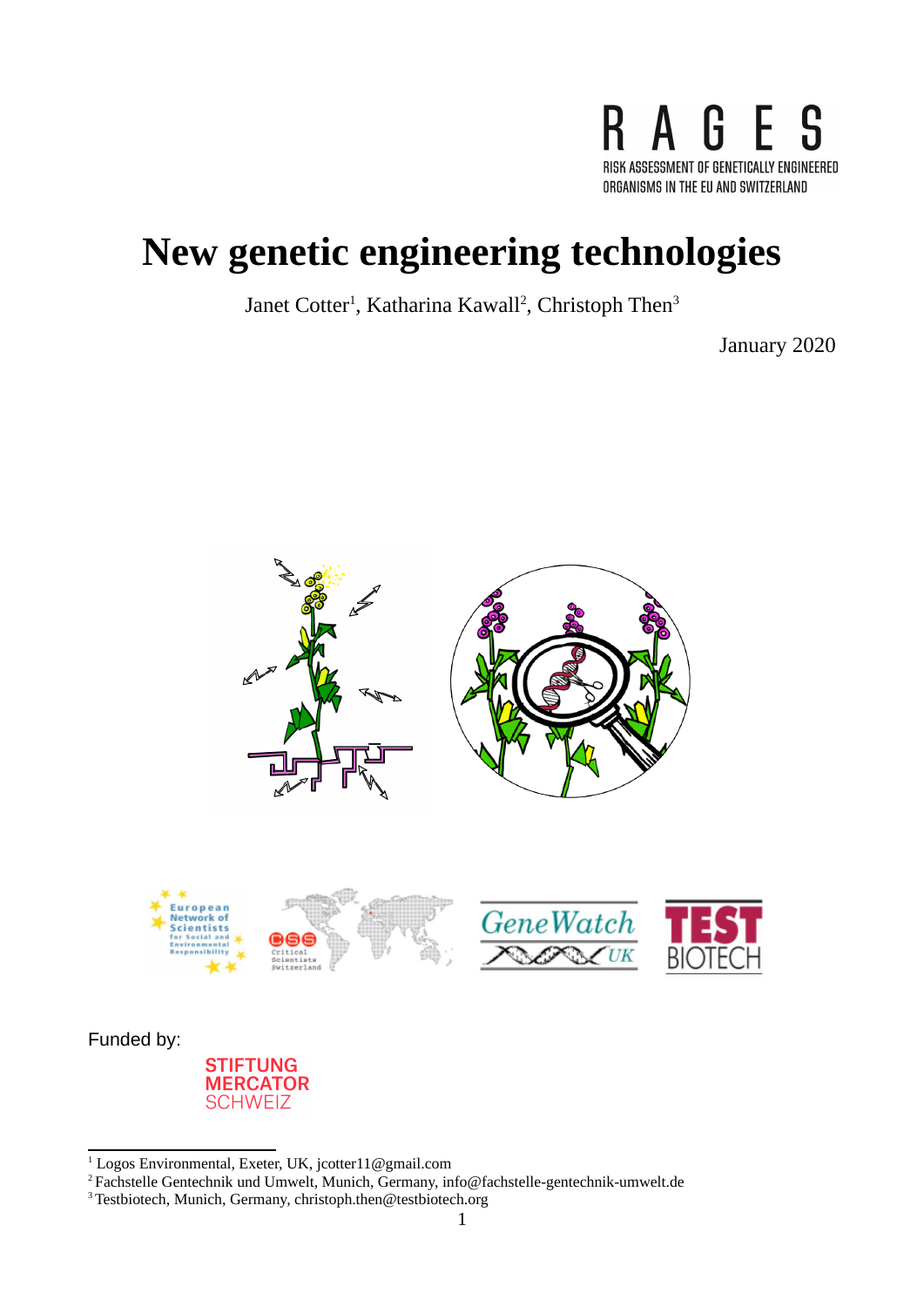RAGES

RISK ASSESSMENT OF GENETICALLY ENGINEERED ORGANISMS IN THE EU AND SWITZERLAND

# New genetic engineering technologies

Janet Cotter[1], Katharina Kawall[2], Christoph Then[3]

January 2020

European Network of Scientists for Social and Environmental Responsibility

CSS Critical Scientists Switzerland

GeneWatch UK

TEST BIOTECH

Funded by:

STIFTUNG MERCATOR SCHWEIZ

[1] Logos Environmental, Exeter, UK, jcotter11@gmail.com

[2] Fachstelle Gentechnik und Umwelt, Munich, Germany, info@fachstelle-gentechnik-umwelt.de

[3] Testbiotech, Munich, Germany, christoph.then@testbiotech.org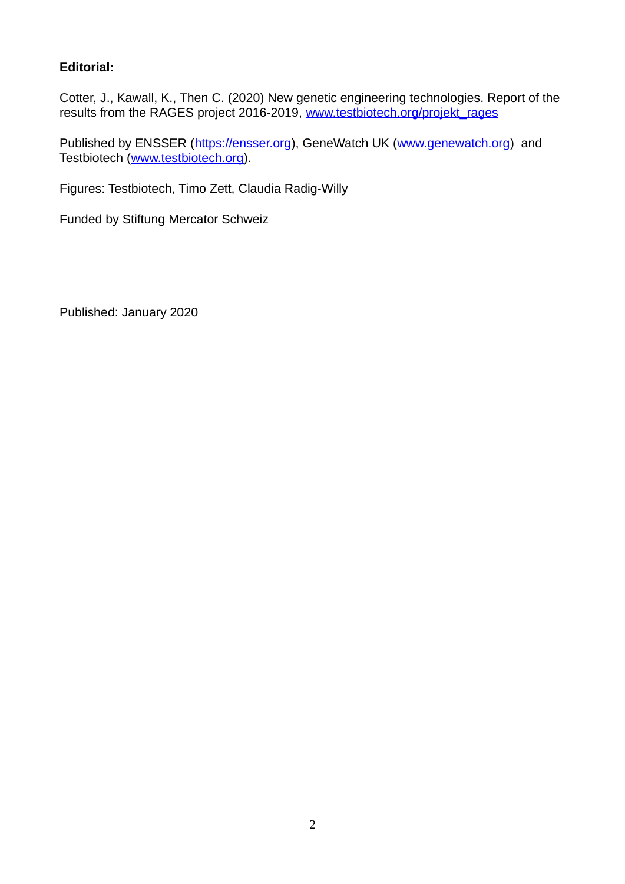**Editorial:**

Cotter, J., Kawall, K., Then C. (2020) New genetic engineering technologies. Report of the results from the RAGES project 2016-2019, www.testbiotech.org/projekt_rages

Published by ENSSER (https://ensser.org), GeneWatch UK (www.genewatch.org) and Testbiotech (www.testbiotech.org).

Figures: Testbiotech, Timo Zett, Claudia Radig-Willy

Funded by Stiftung Mercator Schweiz

Published: January 2020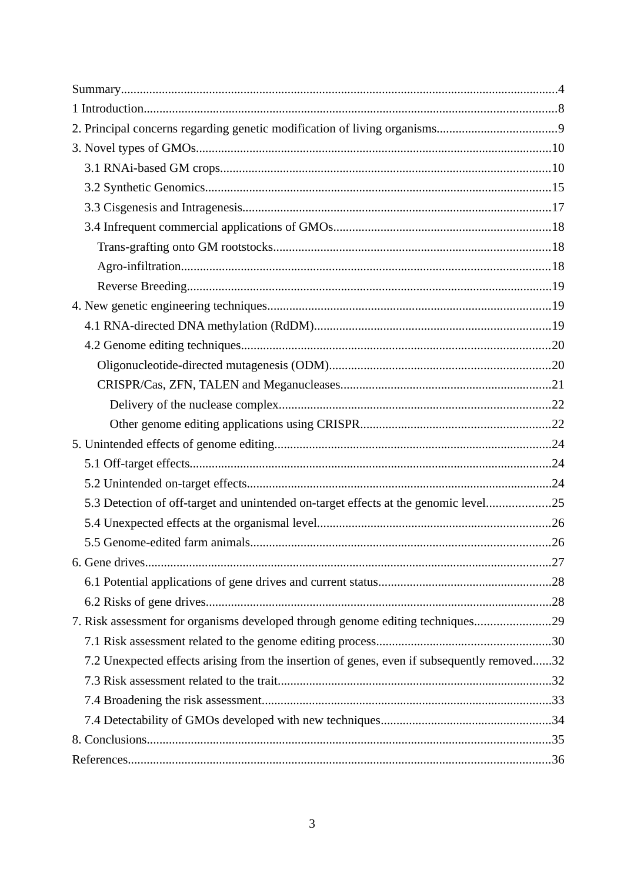Summary....................................................................................................................................4

1 Introduction..............................................................................................................................8

2. Principal concerns regarding genetic modification of living organisms......................................9

3. Novel types of GMOs...............................................................................................................10

- 3.1 RNAi-based GM crops........................................................................................................10
- 3.2 Synthetic Genomics............................................................................................................15
- 3.3 Cisgenesis and Intragenesis.................................................................................................17
- 3.4 Infrequent commercial applications of GMOs....................................................................18
  - Trans-grafting onto GM rootstocks.......................................................................................18
  - Agro-infiltration....................................................................................................................18
  - Reverse Breeding..................................................................................................................19

4. New genetic engineering techniques.........................................................................................19

- 4.1 RNA-directed DNA methylation (RdDM)...........................................................................19
- 4.2 Genome editing techniques..................................................................................................20
  - Oligonucleotide-directed mutagenesis (ODM)......................................................................20
  - CRISPR/Cas, ZFN, TALEN and Meganucleases..................................................................21
    - Delivery of the nuclease complex.....................................................................................22
    - Other genome editing applications using CRISPR............................................................22

5. Unintended effects of genome editing.......................................................................................24

- 5.1 Off-target effects.................................................................................................................24
- 5.2 Unintended on-target effects................................................................................................24
- 5.3 Detection of off-target and unintended on-target effects at the genomic level....................25
- 5.4 Unexpected effects at the organismal level..........................................................................26
- 5.5 Genome-edited farm animals..............................................................................................26

6. Gene drives...............................................................................................................................27

- 6.1 Potential applications of gene drives and current status.......................................................28
- 6.2 Risks of gene drives............................................................................................................28

7. Risk assessment for organisms developed through genome editing techniques........................29

- 7.1 Risk assessment related to the genome editing process.......................................................30
- 7.2 Unexpected effects arising from the insertion of genes, even if subsequently removed......32
- 7.3 Risk assessment related to the trait......................................................................................32
- 7.4 Broadening the risk assessment...........................................................................................33
- 7.4 Detectability of GMOs developed with new techniques......................................................34

8. Conclusions...............................................................................................................................35

References.....................................................................................................................................36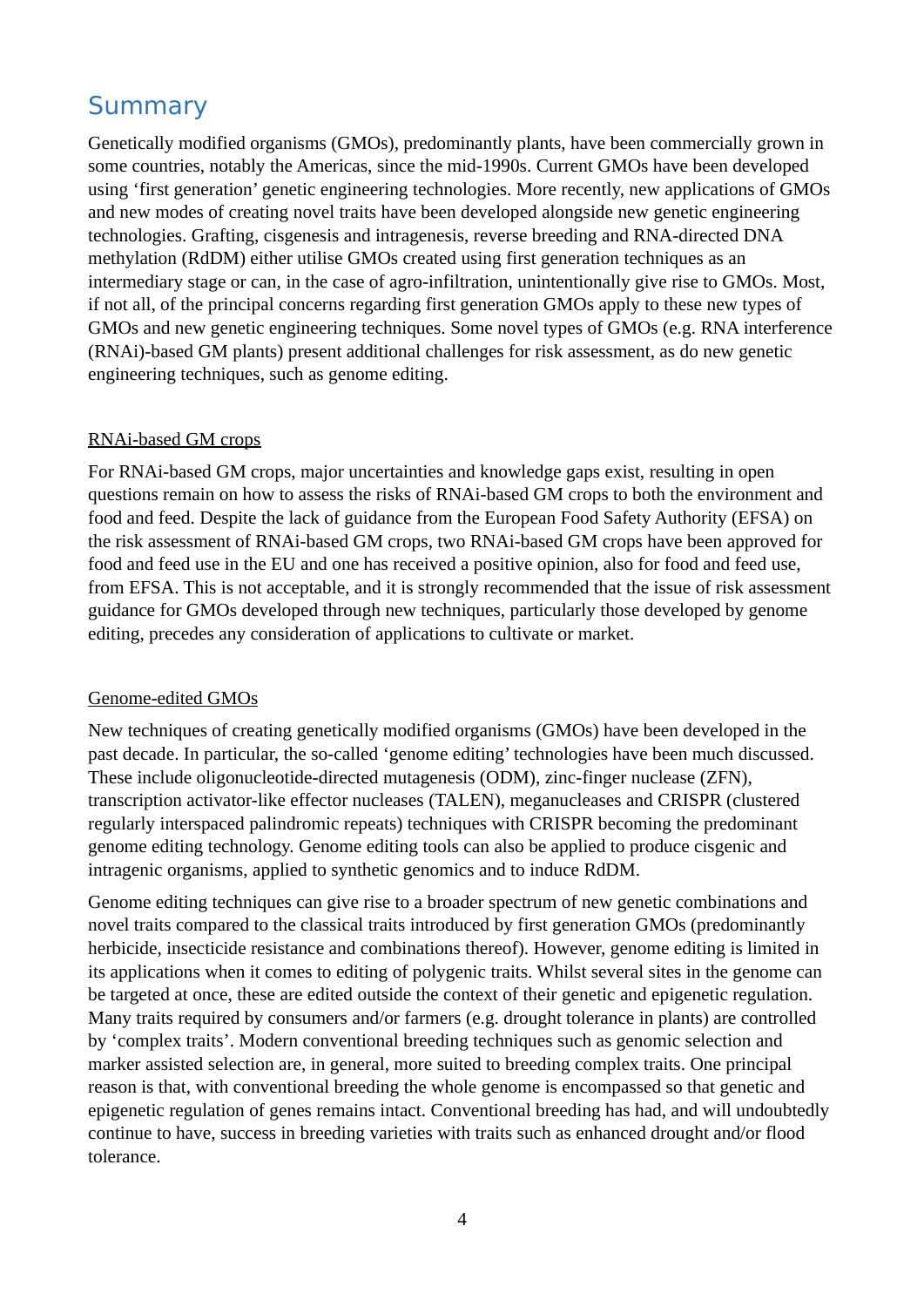# Summary

Genetically modified organisms (GMOs), predominantly plants, have been commercially grown in some countries, notably the Americas, since the mid-1990s. Current GMOs have been developed using 'first generation' genetic engineering technologies. More recently, new applications of GMOs and new modes of creating novel traits have been developed alongside new genetic engineering technologies. Grafting, cisgenesis and intragenesis, reverse breeding and RNA-directed DNA methylation (RdDM) either utilise GMOs created using first generation techniques as an intermediary stage or can, in the case of agro-infiltration, unintentionally give rise to GMOs. Most, if not all, of the principal concerns regarding first generation GMOs apply to these new types of GMOs and new genetic engineering techniques. Some novel types of GMOs (e.g. RNA interference (RNAi)-based GM plants) present additional challenges for risk assessment, as do new genetic engineering techniques, such as genome editing.

<u>RNAi-based GM crops</u>

For RNAi-based GM crops, major uncertainties and knowledge gaps exist, resulting in open questions remain on how to assess the risks of RNAi-based GM crops to both the environment and food and feed. Despite the lack of guidance from the European Food Safety Authority (EFSA) on the risk assessment of RNAi-based GM crops, two RNAi-based GM crops have been approved for food and feed use in the EU and one has received a positive opinion, also for food and feed use, from EFSA. This is not acceptable, and it is strongly recommended that the issue of risk assessment guidance for GMOs developed through new techniques, particularly those developed by genome editing, precedes any consideration of applications to cultivate or market.

<u>Genome-edited GMOs</u>

New techniques of creating genetically modified organisms (GMOs) have been developed in the past decade. In particular, the so-called 'genome editing' technologies have been much discussed. These include oligonucleotide-directed mutagenesis (ODM), zinc-finger nuclease (ZFN), transcription activator-like effector nucleases (TALEN), meganucleases and CRISPR (clustered regularly interspaced palindromic repeats) techniques with CRISPR becoming the predominant genome editing technology. Genome editing tools can also be applied to produce cisgenic and intragenic organisms, applied to synthetic genomics and to induce RdDM.

Genome editing techniques can give rise to a broader spectrum of new genetic combinations and novel traits compared to the classical traits introduced by first generation GMOs (predominantly herbicide, insecticide resistance and combinations thereof). However, genome editing is limited in its applications when it comes to editing of polygenic traits. Whilst several sites in the genome can be targeted at once, these are edited outside the context of their genetic and epigenetic regulation. Many traits required by consumers and/or farmers (e.g. drought tolerance in plants) are controlled by 'complex traits'. Modern conventional breeding techniques such as genomic selection and marker assisted selection are, in general, more suited to breeding complex traits. One principal reason is that, with conventional breeding the whole genome is encompassed so that genetic and epigenetic regulation of genes remains intact. Conventional breeding has had, and will undoubtedly continue to have, success in breeding varieties with traits such as enhanced drought and/or flood tolerance.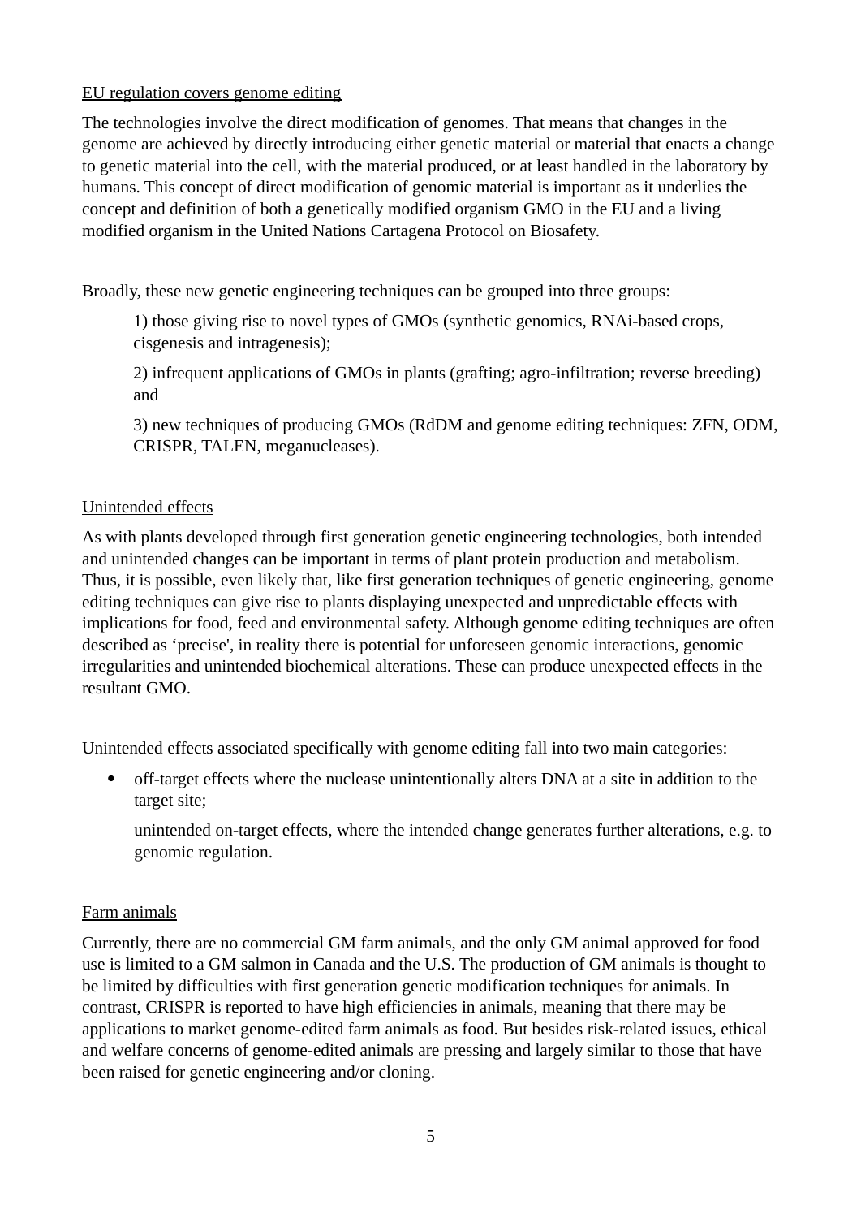## EU regulation covers genome editing

The technologies involve the direct modification of genomes. That means that changes in the genome are achieved by directly introducing either genetic material or material that enacts a change to genetic material into the cell, with the material produced, or at least handled in the laboratory by humans. This concept of direct modification of genomic material is important as it underlies the concept and definition of both a genetically modified organism GMO in the EU and a living modified organism in the United Nations Cartagena Protocol on Biosafety.

Broadly, these new genetic engineering techniques can be grouped into three groups:

> 1) those giving rise to novel types of GMOs (synthetic genomics, RNAi-based crops, cisgenesis and intragenesis);
>
> 2) infrequent applications of GMOs in plants (grafting; agro-infiltration; reverse breeding) and
>
> 3) new techniques of producing GMOs (RdDM and genome editing techniques: ZFN, ODM, CRISPR, TALEN, meganucleases).

## Unintended effects

As with plants developed through first generation genetic engineering technologies, both intended and unintended changes can be important in terms of plant protein production and metabolism. Thus, it is possible, even likely that, like first generation techniques of genetic engineering, genome editing techniques can give rise to plants displaying unexpected and unpredictable effects with implications for food, feed and environmental safety. Although genome editing techniques are often described as 'precise', in reality there is potential for unforeseen genomic interactions, genomic irregularities and unintended biochemical alterations. These can produce unexpected effects in the resultant GMO.

Unintended effects associated specifically with genome editing fall into two main categories:

- off-target effects where the nuclease unintentionally alters DNA at a site in addition to the target site;

  unintended on-target effects, where the intended change generates further alterations, e.g. to genomic regulation.

## Farm animals

Currently, there are no commercial GM farm animals, and the only GM animal approved for food use is limited to a GM salmon in Canada and the U.S. The production of GM animals is thought to be limited by difficulties with first generation genetic modification techniques for animals. In contrast, CRISPR is reported to have high efficiencies in animals, meaning that there may be applications to market genome-edited farm animals as food. But besides risk-related issues, ethical and welfare concerns of genome-edited animals are pressing and largely similar to those that have been raised for genetic engineering and/or cloning.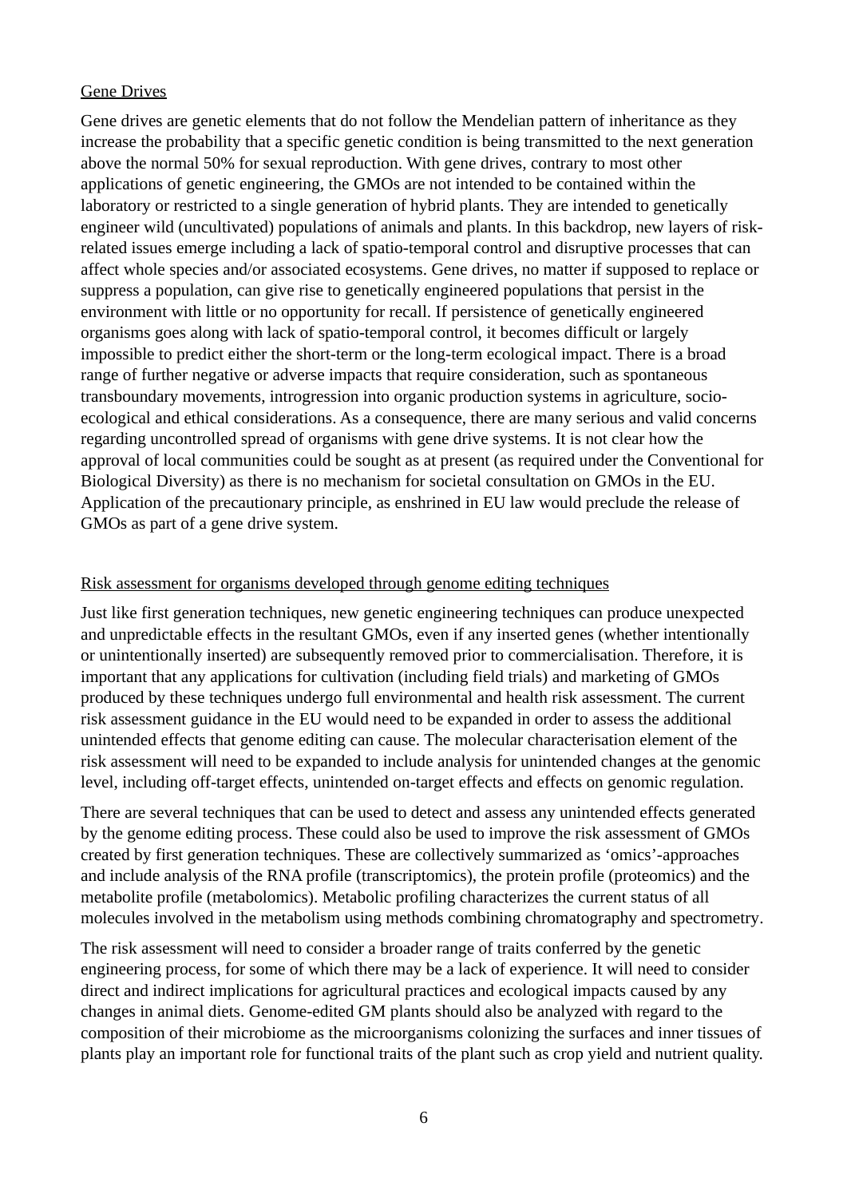## Gene Drives

Gene drives are genetic elements that do not follow the Mendelian pattern of inheritance as they increase the probability that a specific genetic condition is being transmitted to the next generation above the normal 50% for sexual reproduction. With gene drives, contrary to most other applications of genetic engineering, the GMOs are not intended to be contained within the laboratory or restricted to a single generation of hybrid plants. They are intended to genetically engineer wild (uncultivated) populations of animals and plants. In this backdrop, new layers of risk-related issues emerge including a lack of spatio-temporal control and disruptive processes that can affect whole species and/or associated ecosystems. Gene drives, no matter if supposed to replace or suppress a population, can give rise to genetically engineered populations that persist in the environment with little or no opportunity for recall. If persistence of genetically engineered organisms goes along with lack of spatio-temporal control, it becomes difficult or largely impossible to predict either the short-term or the long-term ecological impact. There is a broad range of further negative or adverse impacts that require consideration, such as spontaneous transboundary movements, introgression into organic production systems in agriculture, socio-ecological and ethical considerations. As a consequence, there are many serious and valid concerns regarding uncontrolled spread of organisms with gene drive systems. It is not clear how the approval of local communities could be sought as at present (as required under the Conventional for Biological Diversity) as there is no mechanism for societal consultation on GMOs in the EU. Application of the precautionary principle, as enshrined in EU law would preclude the release of GMOs as part of a gene drive system.

## Risk assessment for organisms developed through genome editing techniques

Just like first generation techniques, new genetic engineering techniques can produce unexpected and unpredictable effects in the resultant GMOs, even if any inserted genes (whether intentionally or unintentionally inserted) are subsequently removed prior to commercialisation. Therefore, it is important that any applications for cultivation (including field trials) and marketing of GMOs produced by these techniques undergo full environmental and health risk assessment. The current risk assessment guidance in the EU would need to be expanded in order to assess the additional unintended effects that genome editing can cause. The molecular characterisation element of the risk assessment will need to be expanded to include analysis for unintended changes at the genomic level, including off-target effects, unintended on-target effects and effects on genomic regulation.

There are several techniques that can be used to detect and assess any unintended effects generated by the genome editing process. These could also be used to improve the risk assessment of GMOs created by first generation techniques. These are collectively summarized as 'omics'-approaches and include analysis of the RNA profile (transcriptomics), the protein profile (proteomics) and the metabolite profile (metabolomics). Metabolic profiling characterizes the current status of all molecules involved in the metabolism using methods combining chromatography and spectrometry.

The risk assessment will need to consider a broader range of traits conferred by the genetic engineering process, for some of which there may be a lack of experience. It will need to consider direct and indirect implications for agricultural practices and ecological impacts caused by any changes in animal diets. Genome-edited GM plants should also be analyzed with regard to the composition of their microbiome as the microorganisms colonizing the surfaces and inner tissues of plants play an important role for functional traits of the plant such as crop yield and nutrient quality.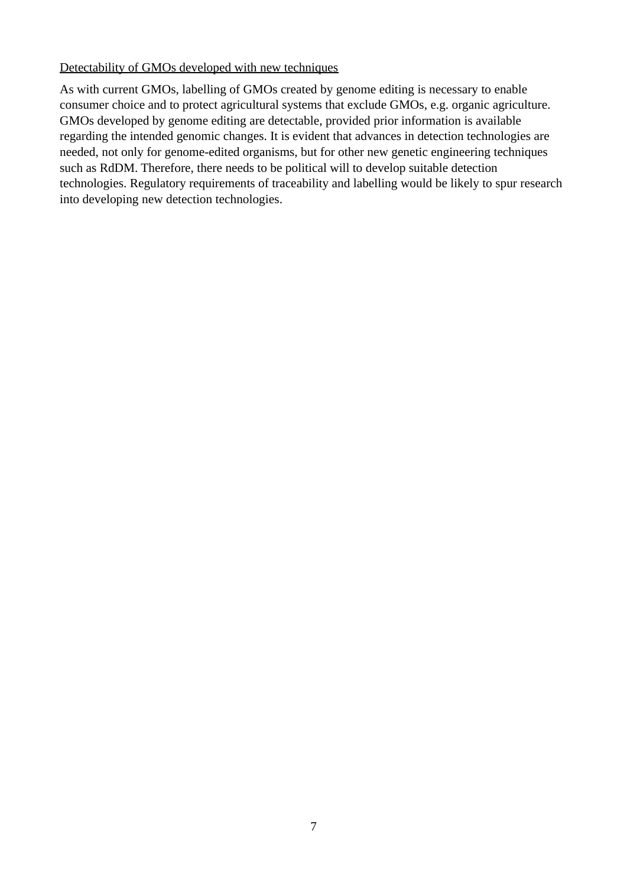<u>Detectability of GMOs developed with new techniques</u>

As with current GMOs, labelling of GMOs created by genome editing is necessary to enable consumer choice and to protect agricultural systems that exclude GMOs, e.g. organic agriculture. GMOs developed by genome editing are detectable, provided prior information is available regarding the intended genomic changes. It is evident that advances in detection technologies are needed, not only for genome-edited organisms, but for other new genetic engineering techniques such as RdDM. Therefore, there needs to be political will to develop suitable detection technologies. Regulatory requirements of traceability and labelling would be likely to spur research into developing new detection technologies.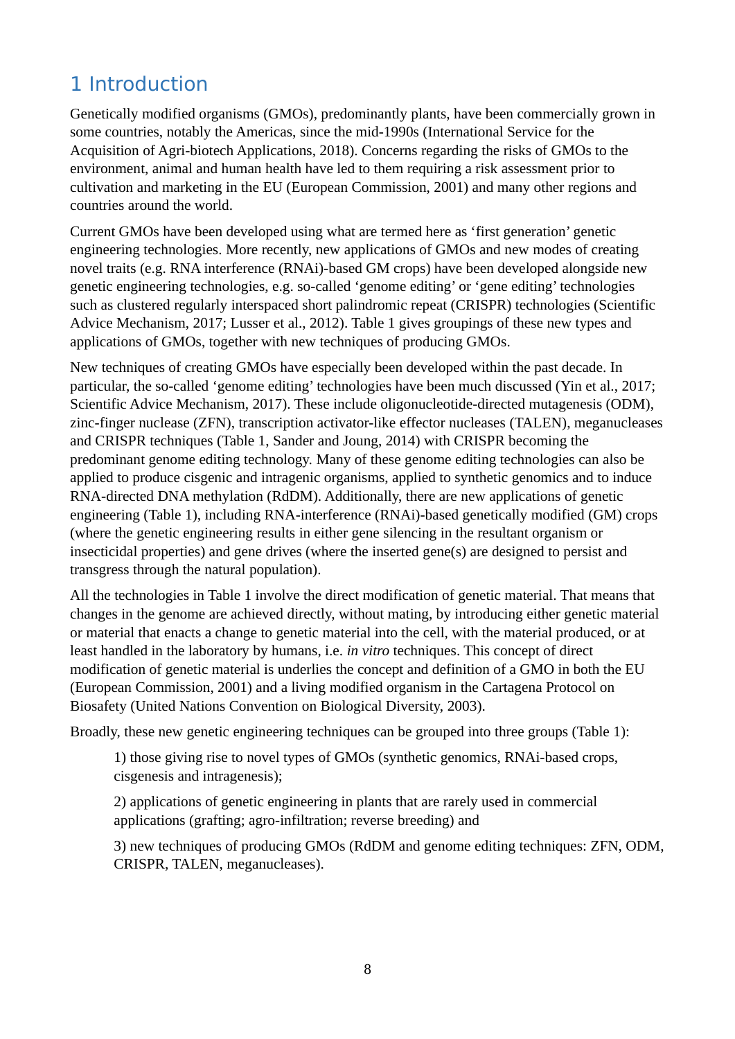# 1 Introduction

Genetically modified organisms (GMOs), predominantly plants, have been commercially grown in some countries, notably the Americas, since the mid-1990s (International Service for the Acquisition of Agri-biotech Applications, 2018). Concerns regarding the risks of GMOs to the environment, animal and human health have led to them requiring a risk assessment prior to cultivation and marketing in the EU (European Commission, 2001) and many other regions and countries around the world.

Current GMOs have been developed using what are termed here as 'first generation' genetic engineering technologies. More recently, new applications of GMOs and new modes of creating novel traits (e.g. RNA interference (RNAi)-based GM crops) have been developed alongside new genetic engineering technologies, e.g. so-called 'genome editing' or 'gene editing' technologies such as clustered regularly interspaced short palindromic repeat (CRISPR) technologies (Scientific Advice Mechanism, 2017; Lusser et al., 2012). Table 1 gives groupings of these new types and applications of GMOs, together with new techniques of producing GMOs.

New techniques of creating GMOs have especially been developed within the past decade. In particular, the so-called 'genome editing' technologies have been much discussed (Yin et al., 2017; Scientific Advice Mechanism, 2017). These include oligonucleotide-directed mutagenesis (ODM), zinc-finger nuclease (ZFN), transcription activator-like effector nucleases (TALEN), meganucleases and CRISPR techniques (Table 1, Sander and Joung, 2014) with CRISPR becoming the predominant genome editing technology. Many of these genome editing technologies can also be applied to produce cisgenic and intragenic organisms, applied to synthetic genomics and to induce RNA-directed DNA methylation (RdDM). Additionally, there are new applications of genetic engineering (Table 1), including RNA-interference (RNAi)-based genetically modified (GM) crops (where the genetic engineering results in either gene silencing in the resultant organism or insecticidal properties) and gene drives (where the inserted gene(s) are designed to persist and transgress through the natural population).

All the technologies in Table 1 involve the direct modification of genetic material. That means that changes in the genome are achieved directly, without mating, by introducing either genetic material or material that enacts a change to genetic material into the cell, with the material produced, or at least handled in the laboratory by humans, i.e. *in vitro* techniques. This concept of direct modification of genetic material is underlies the concept and definition of a GMO in both the EU (European Commission, 2001) and a living modified organism in the Cartagena Protocol on Biosafety (United Nations Convention on Biological Diversity, 2003).

Broadly, these new genetic engineering techniques can be grouped into three groups (Table 1):

1) those giving rise to novel types of GMOs (synthetic genomics, RNAi-based crops, cisgenesis and intragenesis);

2) applications of genetic engineering in plants that are rarely used in commercial applications (grafting; agro-infiltration; reverse breeding) and

3) new techniques of producing GMOs (RdDM and genome editing techniques: ZFN, ODM, CRISPR, TALEN, meganucleases).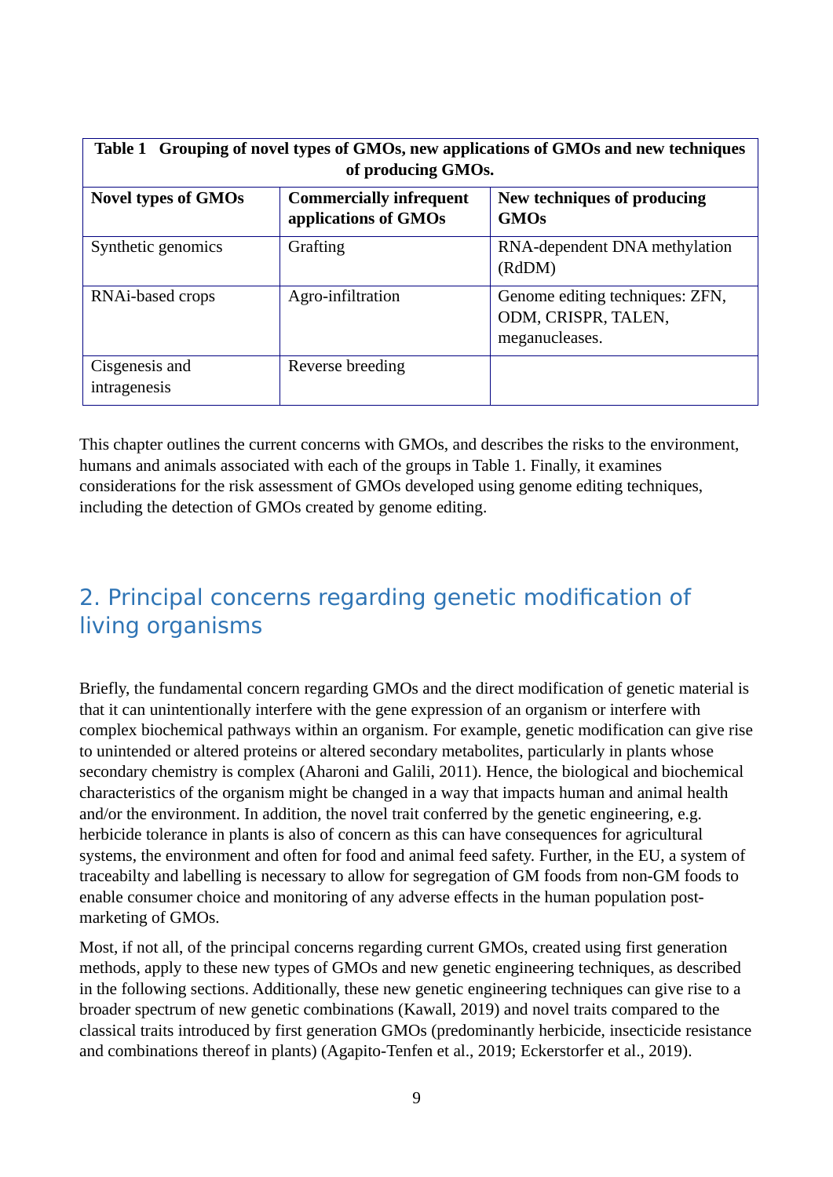**Table 1 Grouping of novel types of GMOs, new applications of GMOs and new techniques of producing GMOs.**

| Novel types of GMOs | Commercially infrequent applications of GMOs | New techniques of producing GMOs |
|---|---|---|
| Synthetic genomics | Grafting | RNA-dependent DNA methylation (RdDM) |
| RNAi-based crops | Agro-infiltration | Genome editing techniques: ZFN, ODM, CRISPR, TALEN, meganucleases. |
| Cisgenesis and intragenesis | Reverse breeding | |

This chapter outlines the current concerns with GMOs, and describes the risks to the environment, humans and animals associated with each of the groups in Table 1. Finally, it examines considerations for the risk assessment of GMOs developed using genome editing techniques, including the detection of GMOs created by genome editing.

## 2. Principal concerns regarding genetic modification of living organisms

Briefly, the fundamental concern regarding GMOs and the direct modification of genetic material is that it can unintentionally interfere with the gene expression of an organism or interfere with complex biochemical pathways within an organism. For example, genetic modification can give rise to unintended or altered proteins or altered secondary metabolites, particularly in plants whose secondary chemistry is complex (Aharoni and Galili, 2011). Hence, the biological and biochemical characteristics of the organism might be changed in a way that impacts human and animal health and/or the environment. In addition, the novel trait conferred by the genetic engineering, e.g. herbicide tolerance in plants is also of concern as this can have consequences for agricultural systems, the environment and often for food and animal feed safety. Further, in the EU, a system of traceabilty and labelling is necessary to allow for segregation of GM foods from non-GM foods to enable consumer choice and monitoring of any adverse effects in the human population post-marketing of GMOs.

Most, if not all, of the principal concerns regarding current GMOs, created using first generation methods, apply to these new types of GMOs and new genetic engineering techniques, as described in the following sections. Additionally, these new genetic engineering techniques can give rise to a broader spectrum of new genetic combinations (Kawall, 2019) and novel traits compared to the classical traits introduced by first generation GMOs (predominantly herbicide, insecticide resistance and combinations thereof in plants) (Agapito-Tenfen et al., 2019; Eckerstorfer et al., 2019).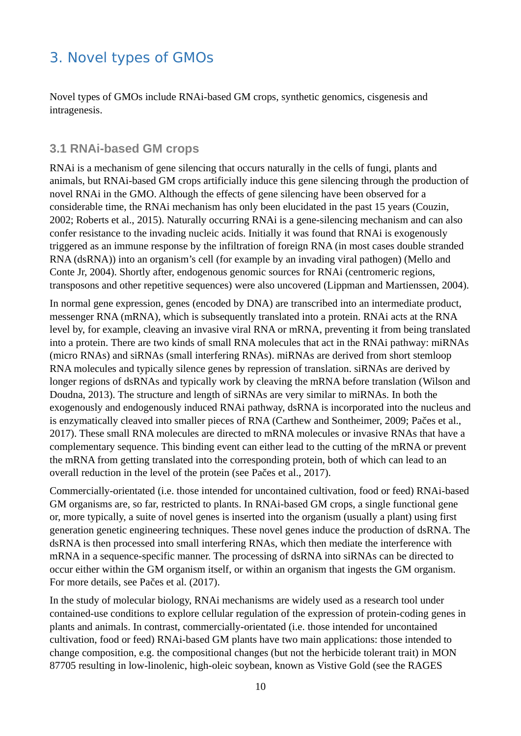# 3. Novel types of GMOs

Novel types of GMOs include RNAi-based GM crops, synthetic genomics, cisgenesis and intragenesis.

## 3.1 RNAi-based GM crops

RNAi is a mechanism of gene silencing that occurs naturally in the cells of fungi, plants and animals, but RNAi-based GM crops artificially induce this gene silencing through the production of novel RNAi in the GMO. Although the effects of gene silencing have been observed for a considerable time, the RNAi mechanism has only been elucidated in the past 15 years (Couzin, 2002; Roberts et al., 2015). Naturally occurring RNAi is a gene-silencing mechanism and can also confer resistance to the invading nucleic acids. Initially it was found that RNAi is exogenously triggered as an immune response by the infiltration of foreign RNA (in most cases double stranded RNA (dsRNA)) into an organism's cell (for example by an invading viral pathogen) (Mello and Conte Jr, 2004). Shortly after, endogenous genomic sources for RNAi (centromeric regions, transposons and other repetitive sequences) were also uncovered (Lippman and Martienssen, 2004).

In normal gene expression, genes (encoded by DNA) are transcribed into an intermediate product, messenger RNA (mRNA), which is subsequently translated into a protein. RNAi acts at the RNA level by, for example, cleaving an invasive viral RNA or mRNA, preventing it from being translated into a protein. There are two kinds of small RNA molecules that act in the RNAi pathway: miRNAs (micro RNAs) and siRNAs (small interfering RNAs). miRNAs are derived from short stemloop RNA molecules and typically silence genes by repression of translation. siRNAs are derived by longer regions of dsRNAs and typically work by cleaving the mRNA before translation (Wilson and Doudna, 2013). The structure and length of siRNAs are very similar to miRNAs. In both the exogenously and endogenously induced RNAi pathway, dsRNA is incorporated into the nucleus and is enzymatically cleaved into smaller pieces of RNA (Carthew and Sontheimer, 2009; Pačes et al., 2017). These small RNA molecules are directed to mRNA molecules or invasive RNAs that have a complementary sequence. This binding event can either lead to the cutting of the mRNA or prevent the mRNA from getting translated into the corresponding protein, both of which can lead to an overall reduction in the level of the protein (see Pačes et al., 2017).

Commercially-orientated (i.e. those intended for uncontained cultivation, food or feed) RNAi-based GM organisms are, so far, restricted to plants. In RNAi-based GM crops, a single functional gene or, more typically, a suite of novel genes is inserted into the organism (usually a plant) using first generation genetic engineering techniques. These novel genes induce the production of dsRNA. The dsRNA is then processed into small interfering RNAs, which then mediate the interference with mRNA in a sequence-specific manner. The processing of dsRNA into siRNAs can be directed to occur either within the GM organism itself, or within an organism that ingests the GM organism. For more details, see Pačes et al. (2017).

In the study of molecular biology, RNAi mechanisms are widely used as a research tool under contained-use conditions to explore cellular regulation of the expression of protein-coding genes in plants and animals. In contrast, commercially-orientated (i.e. those intended for uncontained cultivation, food or feed) RNAi-based GM plants have two main applications: those intended to change composition, e.g. the compositional changes (but not the herbicide tolerant trait) in MON 87705 resulting in low-linolenic, high-oleic soybean, known as Vistive Gold (see the RAGES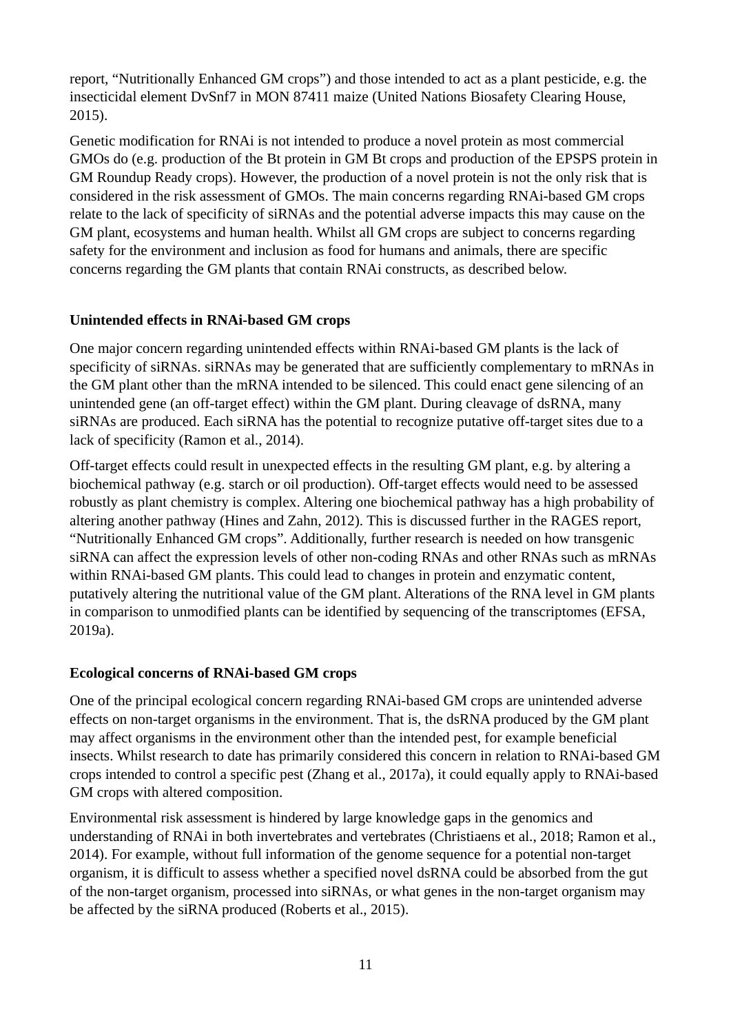report, “Nutritionally Enhanced GM crops”) and those intended to act as a plant pesticide, e.g. the insecticidal element DvSnf7 in MON 87411 maize (United Nations Biosafety Clearing House, 2015).

Genetic modification for RNAi is not intended to produce a novel protein as most commercial GMOs do (e.g. production of the Bt protein in GM Bt crops and production of the EPSPS protein in GM Roundup Ready crops). However, the production of a novel protein is not the only risk that is considered in the risk assessment of GMOs. The main concerns regarding RNAi-based GM crops relate to the lack of specificity of siRNAs and the potential adverse impacts this may cause on the GM plant, ecosystems and human health. Whilst all GM crops are subject to concerns regarding safety for the environment and inclusion as food for humans and animals, there are specific concerns regarding the GM plants that contain RNAi constructs, as described below.

**Unintended effects in RNAi-based GM crops**

One major concern regarding unintended effects within RNAi-based GM plants is the lack of specificity of siRNAs. siRNAs may be generated that are sufficiently complementary to mRNAs in the GM plant other than the mRNA intended to be silenced. This could enact gene silencing of an unintended gene (an off-target effect) within the GM plant. During cleavage of dsRNA, many siRNAs are produced. Each siRNA has the potential to recognize putative off-target sites due to a lack of specificity (Ramon et al., 2014).

Off-target effects could result in unexpected effects in the resulting GM plant, e.g. by altering a biochemical pathway (e.g. starch or oil production). Off-target effects would need to be assessed robustly as plant chemistry is complex. Altering one biochemical pathway has a high probability of altering another pathway (Hines and Zahn, 2012). This is discussed further in the RAGES report, “Nutritionally Enhanced GM crops”. Additionally, further research is needed on how transgenic siRNA can affect the expression levels of other non-coding RNAs and other RNAs such as mRNAs within RNAi-based GM plants. This could lead to changes in protein and enzymatic content, putatively altering the nutritional value of the GM plant. Alterations of the RNA level in GM plants in comparison to unmodified plants can be identified by sequencing of the transcriptomes (EFSA, 2019a).

**Ecological concerns of RNAi-based GM crops**

One of the principal ecological concern regarding RNAi-based GM crops are unintended adverse effects on non-target organisms in the environment. That is, the dsRNA produced by the GM plant may affect organisms in the environment other than the intended pest, for example beneficial insects. Whilst research to date has primarily considered this concern in relation to RNAi-based GM crops intended to control a specific pest (Zhang et al., 2017a), it could equally apply to RNAi-based GM crops with altered composition.

Environmental risk assessment is hindered by large knowledge gaps in the genomics and understanding of RNAi in both invertebrates and vertebrates (Christiaens et al., 2018; Ramon et al., 2014). For example, without full information of the genome sequence for a potential non-target organism, it is difficult to assess whether a specified novel dsRNA could be absorbed from the gut of the non-target organism, processed into siRNAs, or what genes in the non-target organism may be affected by the siRNA produced (Roberts et al., 2015).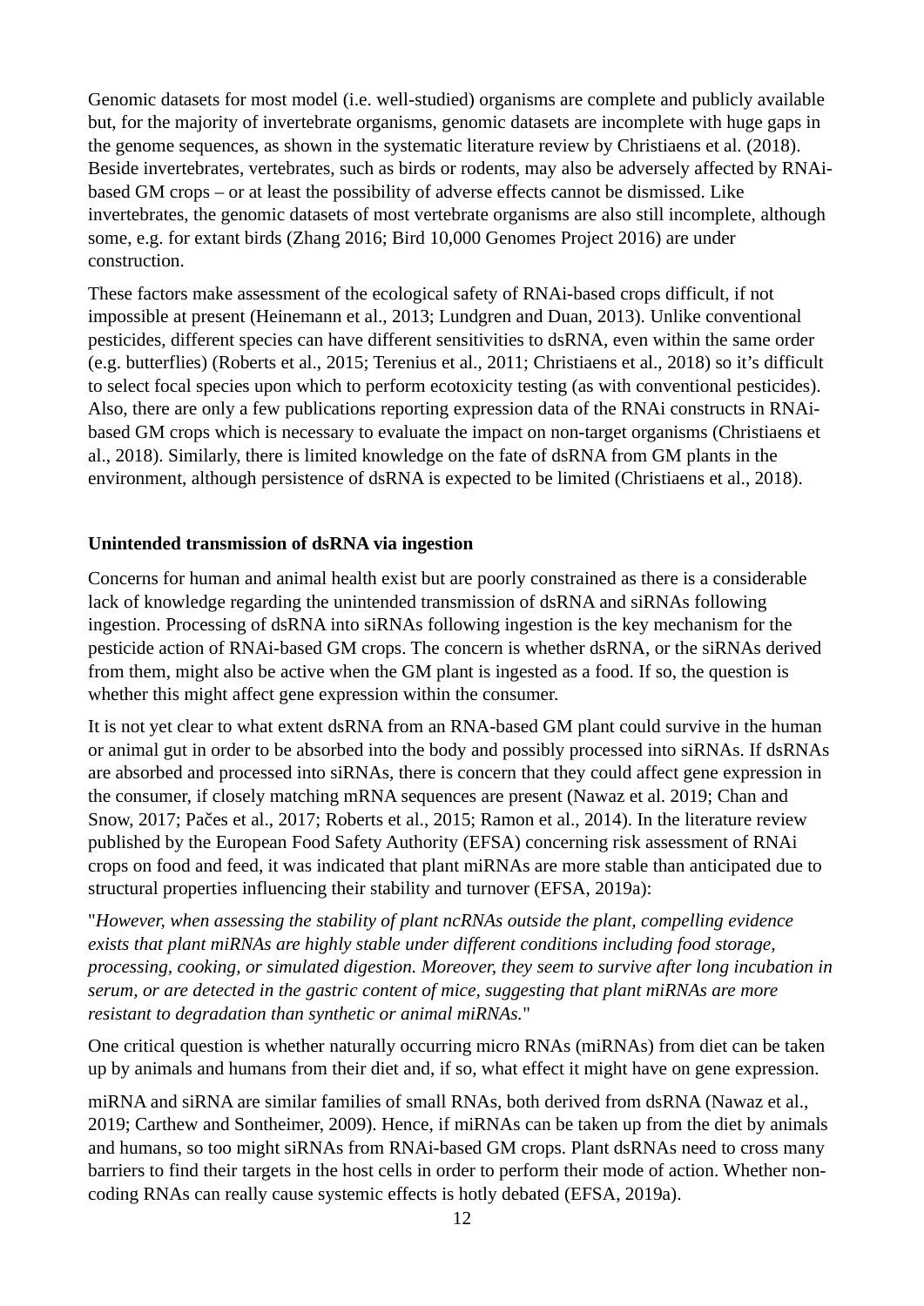Genomic datasets for most model (i.e. well-studied) organisms are complete and publicly available but, for the majority of invertebrate organisms, genomic datasets are incomplete with huge gaps in the genome sequences, as shown in the systematic literature review by Christiaens et al. (2018). Beside invertebrates, vertebrates, such as birds or rodents, may also be adversely affected by RNAi-based GM crops – or at least the possibility of adverse effects cannot be dismissed. Like invertebrates, the genomic datasets of most vertebrate organisms are also still incomplete, although some, e.g. for extant birds (Zhang 2016; Bird 10,000 Genomes Project 2016) are under construction.

These factors make assessment of the ecological safety of RNAi-based crops difficult, if not impossible at present (Heinemann et al., 2013; Lundgren and Duan, 2013). Unlike conventional pesticides, different species can have different sensitivities to dsRNA, even within the same order (e.g. butterflies) (Roberts et al., 2015; Terenius et al., 2011; Christiaens et al., 2018) so it's difficult to select focal species upon which to perform ecotoxicity testing (as with conventional pesticides). Also, there are only a few publications reporting expression data of the RNAi constructs in RNAi-based GM crops which is necessary to evaluate the impact on non-target organisms (Christiaens et al., 2018). Similarly, there is limited knowledge on the fate of dsRNA from GM plants in the environment, although persistence of dsRNA is expected to be limited (Christiaens et al., 2018).

**Unintended transmission of dsRNA via ingestion**

Concerns for human and animal health exist but are poorly constrained as there is a considerable lack of knowledge regarding the unintended transmission of dsRNA and siRNAs following ingestion. Processing of dsRNA into siRNAs following ingestion is the key mechanism for the pesticide action of RNAi-based GM crops. The concern is whether dsRNA, or the siRNAs derived from them, might also be active when the GM plant is ingested as a food. If so, the question is whether this might affect gene expression within the consumer.

It is not yet clear to what extent dsRNA from an RNA-based GM plant could survive in the human or animal gut in order to be absorbed into the body and possibly processed into siRNAs. If dsRNAs are absorbed and processed into siRNAs, there is concern that they could affect gene expression in the consumer, if closely matching mRNA sequences are present (Nawaz et al. 2019; Chan and Snow, 2017; Pačes et al., 2017; Roberts et al., 2015; Ramon et al., 2014). In the literature review published by the European Food Safety Authority (EFSA) concerning risk assessment of RNAi crops on food and feed, it was indicated that plant miRNAs are more stable than anticipated due to structural properties influencing their stability and turnover (EFSA, 2019a):

"*However, when assessing the stability of plant ncRNAs outside the plant, compelling evidence exists that plant miRNAs are highly stable under different conditions including food storage, processing, cooking, or simulated digestion. Moreover, they seem to survive after long incubation in serum, or are detected in the gastric content of mice, suggesting that plant miRNAs are more resistant to degradation than synthetic or animal miRNAs.*"

One critical question is whether naturally occurring micro RNAs (miRNAs) from diet can be taken up by animals and humans from their diet and, if so, what effect it might have on gene expression.

miRNA and siRNA are similar families of small RNAs, both derived from dsRNA (Nawaz et al., 2019; Carthew and Sontheimer, 2009). Hence, if miRNAs can be taken up from the diet by animals and humans, so too might siRNAs from RNAi-based GM crops. Plant dsRNAs need to cross many barriers to find their targets in the host cells in order to perform their mode of action. Whether non-coding RNAs can really cause systemic effects is hotly debated (EFSA, 2019a).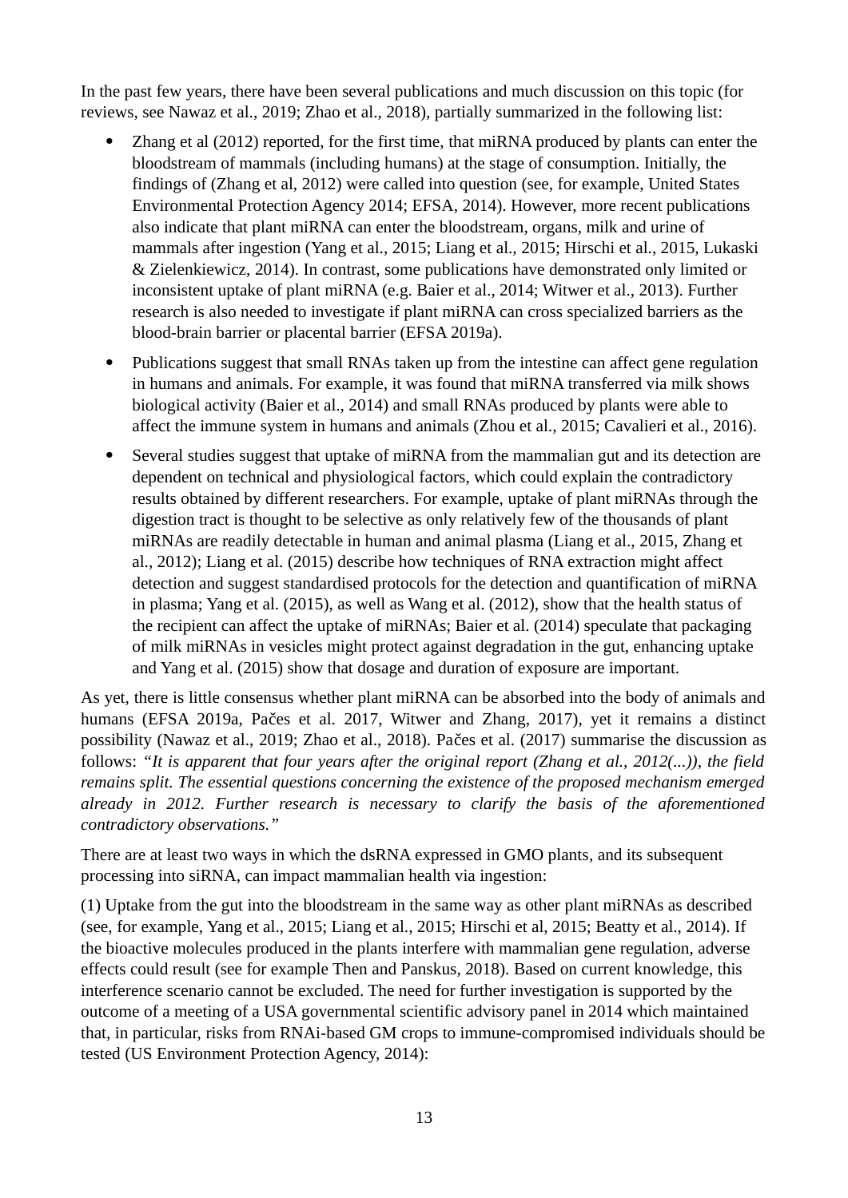In the past few years, there have been several publications and much discussion on this topic (for reviews, see Nawaz et al., 2019; Zhao et al., 2018), partially summarized in the following list:

- Zhang et al (2012) reported, for the first time, that miRNA produced by plants can enter the bloodstream of mammals (including humans) at the stage of consumption. Initially, the findings of (Zhang et al, 2012) were called into question (see, for example, United States Environmental Protection Agency 2014; EFSA, 2014). However, more recent publications also indicate that plant miRNA can enter the bloodstream, organs, milk and urine of mammals after ingestion (Yang et al., 2015; Liang et al., 2015; Hirschi et al., 2015, Lukaski & Zielenkiewicz, 2014). In contrast, some publications have demonstrated only limited or inconsistent uptake of plant miRNA (e.g. Baier et al., 2014; Witwer et al., 2013). Further research is also needed to investigate if plant miRNA can cross specialized barriers as the blood-brain barrier or placental barrier (EFSA 2019a).
- Publications suggest that small RNAs taken up from the intestine can affect gene regulation in humans and animals. For example, it was found that miRNA transferred via milk shows biological activity (Baier et al., 2014) and small RNAs produced by plants were able to affect the immune system in humans and animals (Zhou et al., 2015; Cavalieri et al., 2016).
- Several studies suggest that uptake of miRNA from the mammalian gut and its detection are dependent on technical and physiological factors, which could explain the contradictory results obtained by different researchers. For example, uptake of plant miRNAs through the digestion tract is thought to be selective as only relatively few of the thousands of plant miRNAs are readily detectable in human and animal plasma (Liang et al., 2015, Zhang et al., 2012); Liang et al. (2015) describe how techniques of RNA extraction might affect detection and suggest standardised protocols for the detection and quantification of miRNA in plasma; Yang et al. (2015), as well as Wang et al. (2012), show that the health status of the recipient can affect the uptake of miRNAs; Baier et al. (2014) speculate that packaging of milk miRNAs in vesicles might protect against degradation in the gut, enhancing uptake and Yang et al. (2015) show that dosage and duration of exposure are important.

As yet, there is little consensus whether plant miRNA can be absorbed into the body of animals and humans (EFSA 2019a, Pačes et al. 2017, Witwer and Zhang, 2017), yet it remains a distinct possibility (Nawaz et al., 2019; Zhao et al., 2018). Pačes et al. (2017) summarise the discussion as follows: *"It is apparent that four years after the original report (Zhang et al., 2012(...)), the field remains split. The essential questions concerning the existence of the proposed mechanism emerged already in 2012. Further research is necessary to clarify the basis of the aforementioned contradictory observations."*

There are at least two ways in which the dsRNA expressed in GMO plants, and its subsequent processing into siRNA, can impact mammalian health via ingestion:

(1) Uptake from the gut into the bloodstream in the same way as other plant miRNAs as described (see, for example, Yang et al., 2015; Liang et al., 2015; Hirschi et al, 2015; Beatty et al., 2014). If the bioactive molecules produced in the plants interfere with mammalian gene regulation, adverse effects could result (see for example Then and Panskus, 2018). Based on current knowledge, this interference scenario cannot be excluded. The need for further investigation is supported by the outcome of a meeting of a USA governmental scientific advisory panel in 2014 which maintained that, in particular, risks from RNAi-based GM crops to immune-compromised individuals should be tested (US Environment Protection Agency, 2014):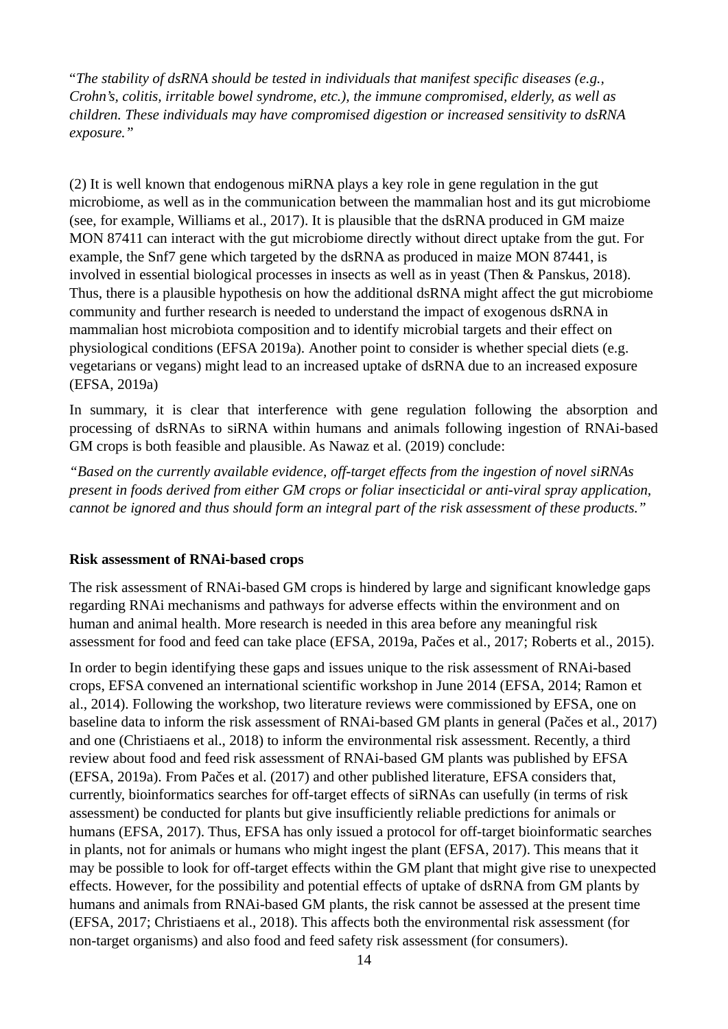"*The stability of dsRNA should be tested in individuals that manifest specific diseases (e.g., Crohn's, colitis, irritable bowel syndrome, etc.), the immune compromised, elderly, as well as children. These individuals may have compromised digestion or increased sensitivity to dsRNA exposure.*"

(2) It is well known that endogenous miRNA plays a key role in gene regulation in the gut microbiome, as well as in the communication between the mammalian host and its gut microbiome (see, for example, Williams et al., 2017). It is plausible that the dsRNA produced in GM maize MON 87411 can interact with the gut microbiome directly without direct uptake from the gut. For example, the Snf7 gene which targeted by the dsRNA as produced in maize MON 87441, is involved in essential biological processes in insects as well as in yeast (Then & Panskus, 2018). Thus, there is a plausible hypothesis on how the additional dsRNA might affect the gut microbiome community and further research is needed to understand the impact of exogenous dsRNA in mammalian host microbiota composition and to identify microbial targets and their effect on physiological conditions (EFSA 2019a). Another point to consider is whether special diets (e.g. vegetarians or vegans) might lead to an increased uptake of dsRNA due to an increased exposure (EFSA, 2019a)

In summary, it is clear that interference with gene regulation following the absorption and processing of dsRNAs to siRNA within humans and animals following ingestion of RNAi-based GM crops is both feasible and plausible. As Nawaz et al. (2019) conclude:

*"Based on the currently available evidence, off-target effects from the ingestion of novel siRNAs present in foods derived from either GM crops or foliar insecticidal or anti-viral spray application, cannot be ignored and thus should form an integral part of the risk assessment of these products."*

**Risk assessment of RNAi-based crops**

The risk assessment of RNAi-based GM crops is hindered by large and significant knowledge gaps regarding RNAi mechanisms and pathways for adverse effects within the environment and on human and animal health. More research is needed in this area before any meaningful risk assessment for food and feed can take place (EFSA, 2019a, Pačes et al., 2017; Roberts et al., 2015).

In order to begin identifying these gaps and issues unique to the risk assessment of RNAi-based crops, EFSA convened an international scientific workshop in June 2014 (EFSA, 2014; Ramon et al., 2014). Following the workshop, two literature reviews were commissioned by EFSA, one on baseline data to inform the risk assessment of RNAi-based GM plants in general (Pačes et al., 2017) and one (Christiaens et al., 2018) to inform the environmental risk assessment. Recently, a third review about food and feed risk assessment of RNAi-based GM plants was published by EFSA (EFSA, 2019a). From Pačes et al. (2017) and other published literature, EFSA considers that, currently, bioinformatics searches for off-target effects of siRNAs can usefully (in terms of risk assessment) be conducted for plants but give insufficiently reliable predictions for animals or humans (EFSA, 2017). Thus, EFSA has only issued a protocol for off-target bioinformatic searches in plants, not for animals or humans who might ingest the plant (EFSA, 2017). This means that it may be possible to look for off-target effects within the GM plant that might give rise to unexpected effects. However, for the possibility and potential effects of uptake of dsRNA from GM plants by humans and animals from RNAi-based GM plants, the risk cannot be assessed at the present time (EFSA, 2017; Christiaens et al., 2018). This affects both the environmental risk assessment (for non-target organisms) and also food and feed safety risk assessment (for consumers).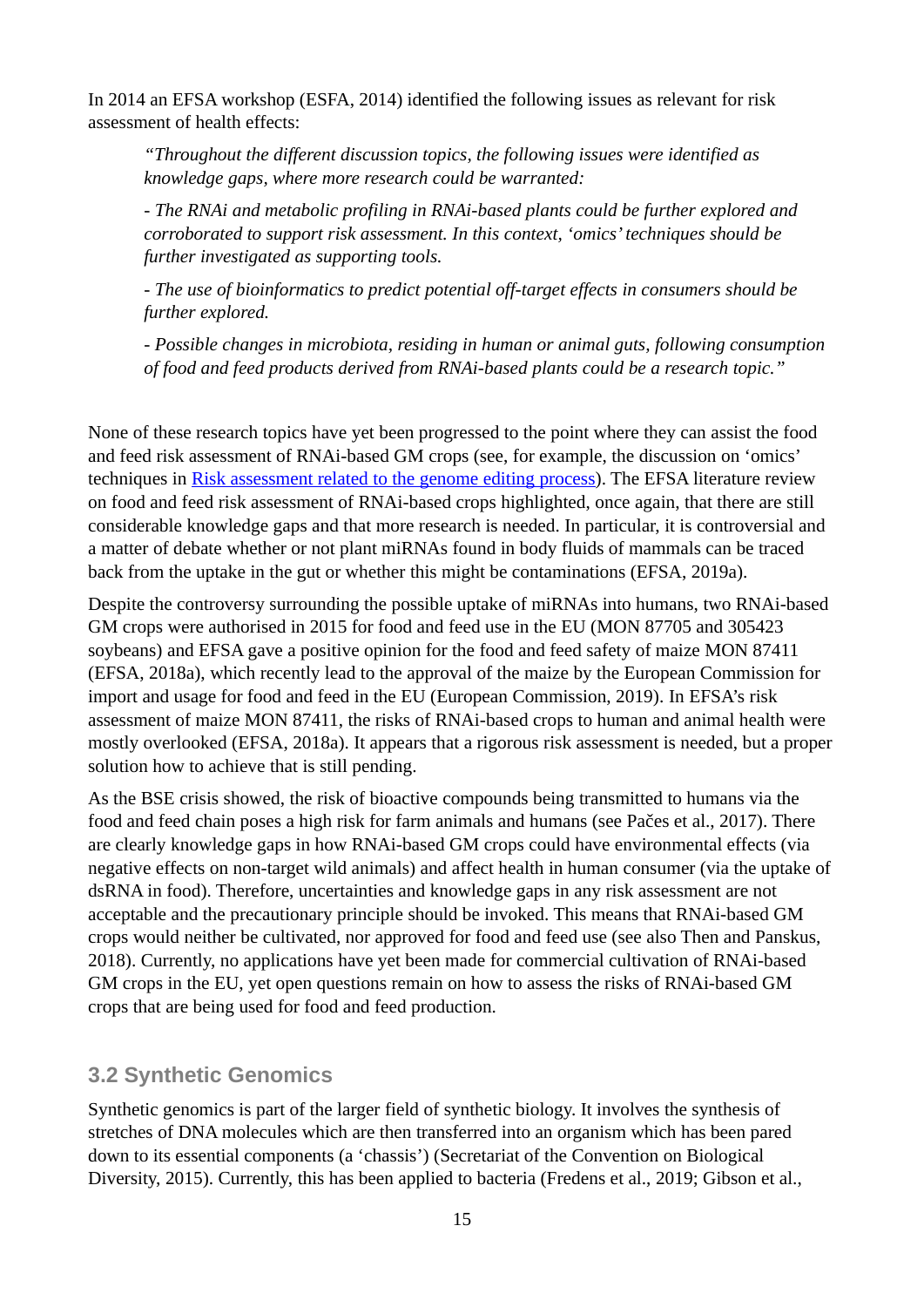In 2014 an EFSA workshop (ESFA, 2014) identified the following issues as relevant for risk assessment of health effects:

> *"Throughout the different discussion topics, the following issues were identified as knowledge gaps, where more research could be warranted:*
>
> *- The RNAi and metabolic profiling in RNAi-based plants could be further explored and corroborated to support risk assessment. In this context, 'omics' techniques should be further investigated as supporting tools.*
>
> *- The use of bioinformatics to predict potential off-target effects in consumers should be further explored.*
>
> *- Possible changes in microbiota, residing in human or animal guts, following consumption of food and feed products derived from RNAi-based plants could be a research topic."*

None of these research topics have yet been progressed to the point where they can assist the food and feed risk assessment of RNAi-based GM crops (see, for example, the discussion on 'omics' techniques in [Risk assessment related to the genome editing process](#)). The EFSA literature review on food and feed risk assessment of RNAi-based crops highlighted, once again, that there are still considerable knowledge gaps and that more research is needed. In particular, it is controversial and a matter of debate whether or not plant miRNAs found in body fluids of mammals can be traced back from the uptake in the gut or whether this might be contaminations (EFSA, 2019a).

Despite the controversy surrounding the possible uptake of miRNAs into humans, two RNAi-based GM crops were authorised in 2015 for food and feed use in the EU (MON 87705 and 305423 soybeans) and EFSA gave a positive opinion for the food and feed safety of maize MON 87411 (EFSA, 2018a), which recently lead to the approval of the maize by the European Commission for import and usage for food and feed in the EU (European Commission, 2019). In EFSA's risk assessment of maize MON 87411, the risks of RNAi-based crops to human and animal health were mostly overlooked (EFSA, 2018a). It appears that a rigorous risk assessment is needed, but a proper solution how to achieve that is still pending.

As the BSE crisis showed, the risk of bioactive compounds being transmitted to humans via the food and feed chain poses a high risk for farm animals and humans (see Pačes et al., 2017). There are clearly knowledge gaps in how RNAi-based GM crops could have environmental effects (via negative effects on non-target wild animals) and affect health in human consumer (via the uptake of dsRNA in food). Therefore, uncertainties and knowledge gaps in any risk assessment are not acceptable and the precautionary principle should be invoked. This means that RNAi-based GM crops would neither be cultivated, nor approved for food and feed use (see also Then and Panskus, 2018). Currently, no applications have yet been made for commercial cultivation of RNAi-based GM crops in the EU, yet open questions remain on how to assess the risks of RNAi-based GM crops that are being used for food and feed production.

## 3.2 Synthetic Genomics

Synthetic genomics is part of the larger field of synthetic biology. It involves the synthesis of stretches of DNA molecules which are then transferred into an organism which has been pared down to its essential components (a 'chassis') (Secretariat of the Convention on Biological Diversity, 2015). Currently, this has been applied to bacteria (Fredens et al., 2019; Gibson et al.,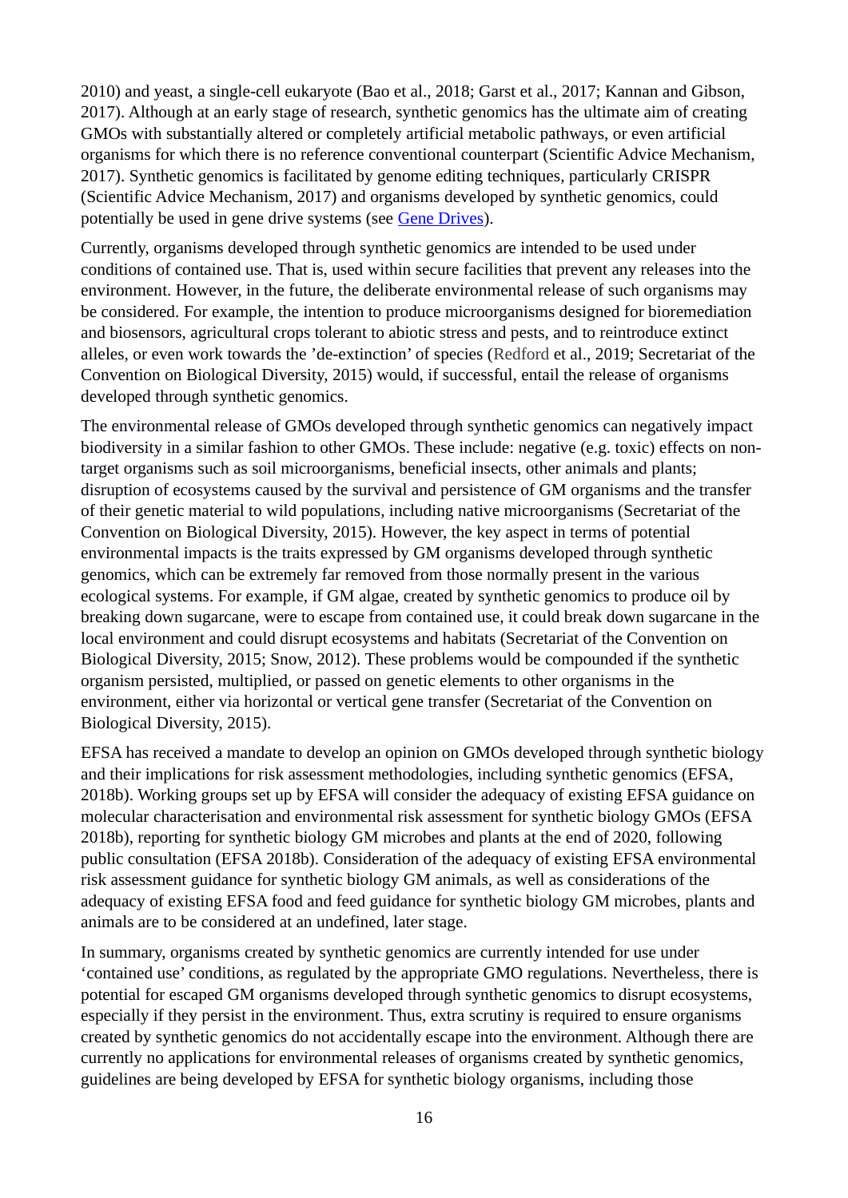2010) and yeast, a single-cell eukaryote (Bao et al., 2018; Garst et al., 2017; Kannan and Gibson, 2017). Although at an early stage of research, synthetic genomics has the ultimate aim of creating GMOs with substantially altered or completely artificial metabolic pathways, or even artificial organisms for which there is no reference conventional counterpart (Scientific Advice Mechanism, 2017). Synthetic genomics is facilitated by genome editing techniques, particularly CRISPR (Scientific Advice Mechanism, 2017) and organisms developed by synthetic genomics, could potentially be used in gene drive systems (see Gene Drives).

Currently, organisms developed through synthetic genomics are intended to be used under conditions of contained use. That is, used within secure facilities that prevent any releases into the environment. However, in the future, the deliberate environmental release of such organisms may be considered. For example, the intention to produce microorganisms designed for bioremediation and biosensors, agricultural crops tolerant to abiotic stress and pests, and to reintroduce extinct alleles, or even work towards the 'de-extinction' of species (Redford et al., 2019; Secretariat of the Convention on Biological Diversity, 2015) would, if successful, entail the release of organisms developed through synthetic genomics.

The environmental release of GMOs developed through synthetic genomics can negatively impact biodiversity in a similar fashion to other GMOs. These include: negative (e.g. toxic) effects on non-target organisms such as soil microorganisms, beneficial insects, other animals and plants; disruption of ecosystems caused by the survival and persistence of GM organisms and the transfer of their genetic material to wild populations, including native microorganisms (Secretariat of the Convention on Biological Diversity, 2015). However, the key aspect in terms of potential environmental impacts is the traits expressed by GM organisms developed through synthetic genomics, which can be extremely far removed from those normally present in the various ecological systems. For example, if GM algae, created by synthetic genomics to produce oil by breaking down sugarcane, were to escape from contained use, it could break down sugarcane in the local environment and could disrupt ecosystems and habitats (Secretariat of the Convention on Biological Diversity, 2015; Snow, 2012). These problems would be compounded if the synthetic organism persisted, multiplied, or passed on genetic elements to other organisms in the environment, either via horizontal or vertical gene transfer (Secretariat of the Convention on Biological Diversity, 2015).

EFSA has received a mandate to develop an opinion on GMOs developed through synthetic biology and their implications for risk assessment methodologies, including synthetic genomics (EFSA, 2018b). Working groups set up by EFSA will consider the adequacy of existing EFSA guidance on molecular characterisation and environmental risk assessment for synthetic biology GMOs (EFSA 2018b), reporting for synthetic biology GM microbes and plants at the end of 2020, following public consultation (EFSA 2018b). Consideration of the adequacy of existing EFSA environmental risk assessment guidance for synthetic biology GM animals, as well as considerations of the adequacy of existing EFSA food and feed guidance for synthetic biology GM microbes, plants and animals are to be considered at an undefined, later stage.

In summary, organisms created by synthetic genomics are currently intended for use under 'contained use' conditions, as regulated by the appropriate GMO regulations. Nevertheless, there is potential for escaped GM organisms developed through synthetic genomics to disrupt ecosystems, especially if they persist in the environment. Thus, extra scrutiny is required to ensure organisms created by synthetic genomics do not accidentally escape into the environment. Although there are currently no applications for environmental releases of organisms created by synthetic genomics, guidelines are being developed by EFSA for synthetic biology organisms, including those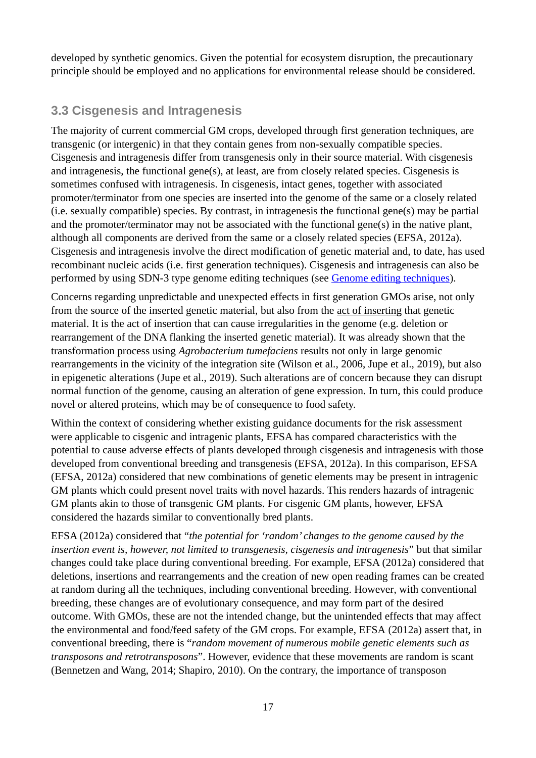developed by synthetic genomics. Given the potential for ecosystem disruption, the precautionary principle should be employed and no applications for environmental release should be considered.

### 3.3 Cisgenesis and Intragenesis

The majority of current commercial GM crops, developed through first generation techniques, are transgenic (or intergenic) in that they contain genes from non-sexually compatible species. Cisgenesis and intragenesis differ from transgenesis only in their source material. With cisgenesis and intragenesis, the functional gene(s), at least, are from closely related species. Cisgenesis is sometimes confused with intragenesis. In cisgenesis, intact genes, together with associated promoter/terminator from one species are inserted into the genome of the same or a closely related (i.e. sexually compatible) species. By contrast, in intragenesis the functional gene(s) may be partial and the promoter/terminator may not be associated with the functional gene(s) in the native plant, although all components are derived from the same or a closely related species (EFSA, 2012a). Cisgenesis and intragenesis involve the direct modification of genetic material and, to date, has used recombinant nucleic acids (i.e. first generation techniques). Cisgenesis and intragenesis can also be performed by using SDN-3 type genome editing techniques (see Genome editing techniques).

Concerns regarding unpredictable and unexpected effects in first generation GMOs arise, not only from the source of the inserted genetic material, but also from the act of inserting that genetic material. It is the act of insertion that can cause irregularities in the genome (e.g. deletion or rearrangement of the DNA flanking the inserted genetic material). It was already shown that the transformation process using *Agrobacterium tumefaciens* results not only in large genomic rearrangements in the vicinity of the integration site (Wilson et al., 2006, Jupe et al., 2019), but also in epigenetic alterations (Jupe et al., 2019). Such alterations are of concern because they can disrupt normal function of the genome, causing an alteration of gene expression. In turn, this could produce novel or altered proteins, which may be of consequence to food safety.

Within the context of considering whether existing guidance documents for the risk assessment were applicable to cisgenic and intragenic plants, EFSA has compared characteristics with the potential to cause adverse effects of plants developed through cisgenesis and intragenesis with those developed from conventional breeding and transgenesis (EFSA, 2012a). In this comparison, EFSA (EFSA, 2012a) considered that new combinations of genetic elements may be present in intragenic GM plants which could present novel traits with novel hazards. This renders hazards of intragenic GM plants akin to those of transgenic GM plants. For cisgenic GM plants, however, EFSA considered the hazards similar to conventionally bred plants.

EFSA (2012a) considered that "*the potential for 'random' changes to the genome caused by the insertion event is, however, not limited to transgenesis, cisgenesis and intragenesis*" but that similar changes could take place during conventional breeding. For example, EFSA (2012a) considered that deletions, insertions and rearrangements and the creation of new open reading frames can be created at random during all the techniques, including conventional breeding. However, with conventional breeding, these changes are of evolutionary consequence, and may form part of the desired outcome. With GMOs, these are not the intended change, but the unintended effects that may affect the environmental and food/feed safety of the GM crops. For example, EFSA (2012a) assert that, in conventional breeding, there is "*random movement of numerous mobile genetic elements such as transposons and retrotransposons*". However, evidence that these movements are random is scant (Bennetzen and Wang, 2014; Shapiro, 2010). On the contrary, the importance of transposon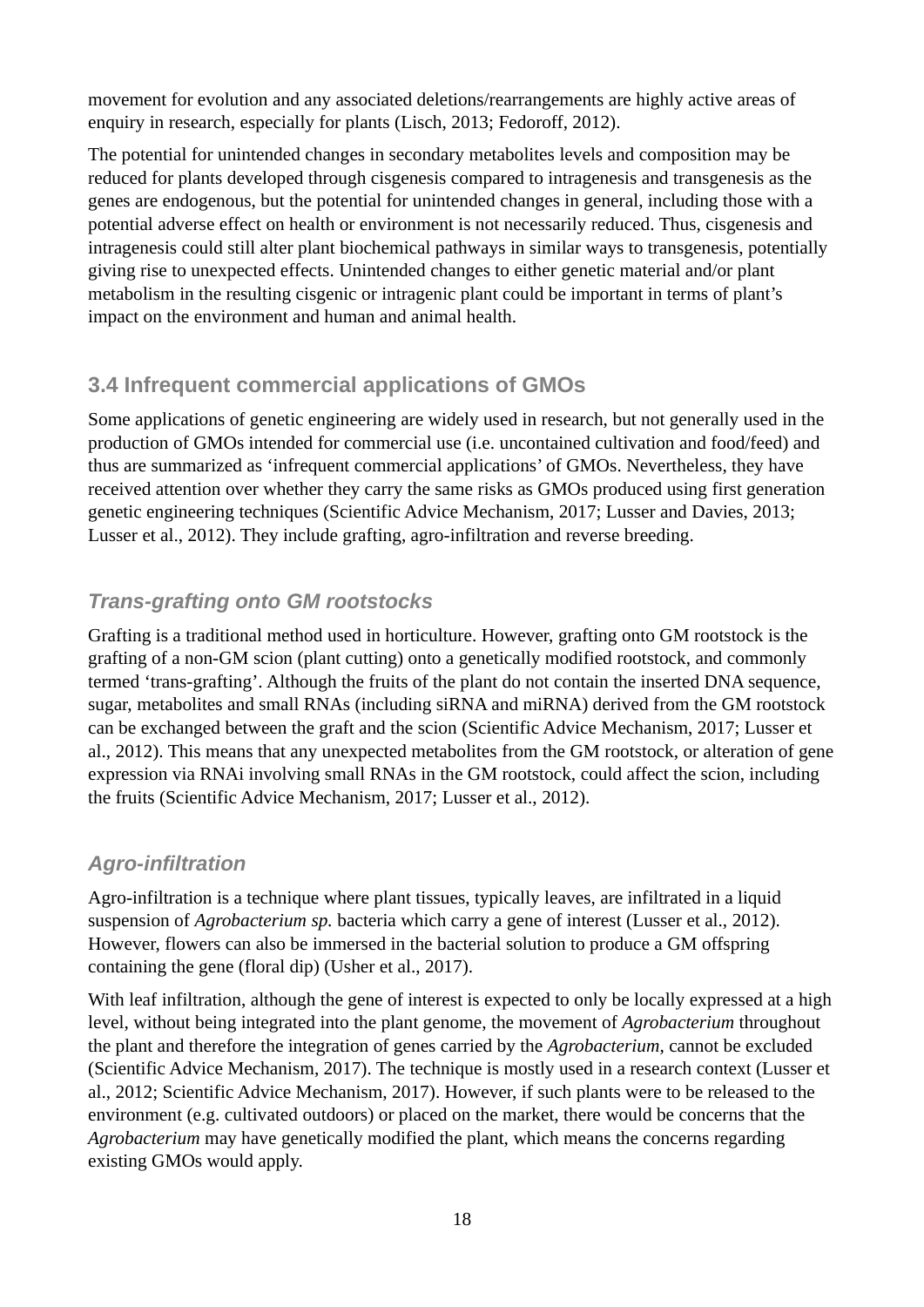movement for evolution and any associated deletions/rearrangements are highly active areas of enquiry in research, especially for plants (Lisch, 2013; Fedoroff, 2012).

The potential for unintended changes in secondary metabolites levels and composition may be reduced for plants developed through cisgenesis compared to intragenesis and transgenesis as the genes are endogenous, but the potential for unintended changes in general, including those with a potential adverse effect on health or environment is not necessarily reduced. Thus, cisgenesis and intragenesis could still alter plant biochemical pathways in similar ways to transgenesis, potentially giving rise to unexpected effects. Unintended changes to either genetic material and/or plant metabolism in the resulting cisgenic or intragenic plant could be important in terms of plant's impact on the environment and human and animal health.

## 3.4 Infrequent commercial applications of GMOs

Some applications of genetic engineering are widely used in research, but not generally used in the production of GMOs intended for commercial use (i.e. uncontained cultivation and food/feed) and thus are summarized as 'infrequent commercial applications' of GMOs. Nevertheless, they have received attention over whether they carry the same risks as GMOs produced using first generation genetic engineering techniques (Scientific Advice Mechanism, 2017; Lusser and Davies, 2013; Lusser et al., 2012). They include grafting, agro-infiltration and reverse breeding.

### *Trans-grafting onto GM rootstocks*

Grafting is a traditional method used in horticulture. However, grafting onto GM rootstock is the grafting of a non-GM scion (plant cutting) onto a genetically modified rootstock, and commonly termed 'trans-grafting'. Although the fruits of the plant do not contain the inserted DNA sequence, sugar, metabolites and small RNAs (including siRNA and miRNA) derived from the GM rootstock can be exchanged between the graft and the scion (Scientific Advice Mechanism, 2017; Lusser et al., 2012). This means that any unexpected metabolites from the GM rootstock, or alteration of gene expression via RNAi involving small RNAs in the GM rootstock, could affect the scion, including the fruits (Scientific Advice Mechanism, 2017; Lusser et al., 2012).

### *Agro-infiltration*

Agro-infiltration is a technique where plant tissues, typically leaves, are infiltrated in a liquid suspension of *Agrobacterium sp.* bacteria which carry a gene of interest (Lusser et al., 2012). However, flowers can also be immersed in the bacterial solution to produce a GM offspring containing the gene (floral dip) (Usher et al., 2017).

With leaf infiltration, although the gene of interest is expected to only be locally expressed at a high level, without being integrated into the plant genome, the movement of *Agrobacterium* throughout the plant and therefore the integration of genes carried by the *Agrobacterium*, cannot be excluded (Scientific Advice Mechanism, 2017). The technique is mostly used in a research context (Lusser et al., 2012; Scientific Advice Mechanism, 2017). However, if such plants were to be released to the environment (e.g. cultivated outdoors) or placed on the market, there would be concerns that the *Agrobacterium* may have genetically modified the plant, which means the concerns regarding existing GMOs would apply.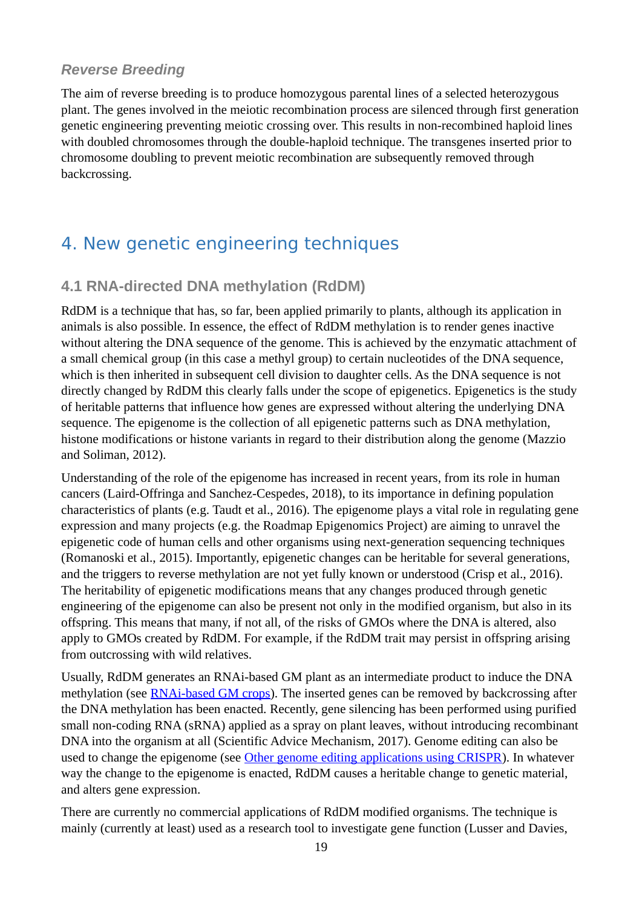### *Reverse Breeding*

The aim of reverse breeding is to produce homozygous parental lines of a selected heterozygous plant. The genes involved in the meiotic recombination process are silenced through first generation genetic engineering preventing meiotic crossing over. This results in non-recombined haploid lines with doubled chromosomes through the double-haploid technique. The transgenes inserted prior to chromosome doubling to prevent meiotic recombination are subsequently removed through backcrossing.

# 4. New genetic engineering techniques

## 4.1 RNA-directed DNA methylation (RdDM)

RdDM is a technique that has, so far, been applied primarily to plants, although its application in animals is also possible. In essence, the effect of RdDM methylation is to render genes inactive without altering the DNA sequence of the genome. This is achieved by the enzymatic attachment of a small chemical group (in this case a methyl group) to certain nucleotides of the DNA sequence, which is then inherited in subsequent cell division to daughter cells. As the DNA sequence is not directly changed by RdDM this clearly falls under the scope of epigenetics. Epigenetics is the study of heritable patterns that influence how genes are expressed without altering the underlying DNA sequence. The epigenome is the collection of all epigenetic patterns such as DNA methylation, histone modifications or histone variants in regard to their distribution along the genome (Mazzio and Soliman, 2012).

Understanding of the role of the epigenome has increased in recent years, from its role in human cancers (Laird-Offringa and Sanchez-Cespedes, 2018), to its importance in defining population characteristics of plants (e.g. Taudt et al., 2016). The epigenome plays a vital role in regulating gene expression and many projects (e.g. the Roadmap Epigenomics Project) are aiming to unravel the epigenetic code of human cells and other organisms using next-generation sequencing techniques (Romanoski et al., 2015). Importantly, epigenetic changes can be heritable for several generations, and the triggers to reverse methylation are not yet fully known or understood (Crisp et al., 2016). The heritability of epigenetic modifications means that any changes produced through genetic engineering of the epigenome can also be present not only in the modified organism, but also in its offspring. This means that many, if not all, of the risks of GMOs where the DNA is altered, also apply to GMOs created by RdDM. For example, if the RdDM trait may persist in offspring arising from outcrossing with wild relatives.

Usually, RdDM generates an RNAi-based GM plant as an intermediate product to induce the DNA methylation (see RNAi-based GM crops). The inserted genes can be removed by backcrossing after the DNA methylation has been enacted. Recently, gene silencing has been performed using purified small non-coding RNA (sRNA) applied as a spray on plant leaves, without introducing recombinant DNA into the organism at all (Scientific Advice Mechanism, 2017). Genome editing can also be used to change the epigenome (see Other genome editing applications using CRISPR). In whatever way the change to the epigenome is enacted, RdDM causes a heritable change to genetic material, and alters gene expression.

There are currently no commercial applications of RdDM modified organisms. The technique is mainly (currently at least) used as a research tool to investigate gene function (Lusser and Davies,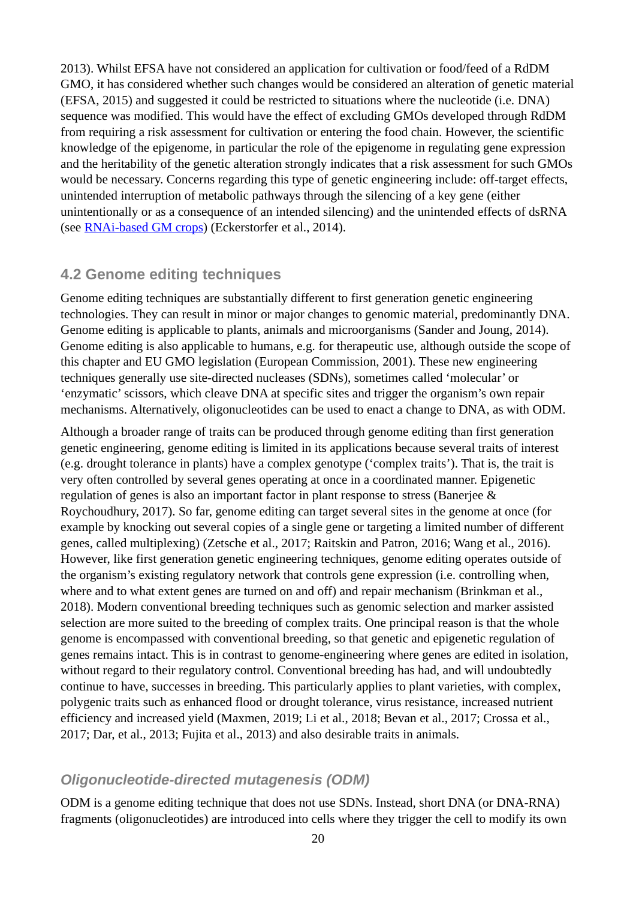2013). Whilst EFSA have not considered an application for cultivation or food/feed of a RdDM GMO, it has considered whether such changes would be considered an alteration of genetic material (EFSA, 2015) and suggested it could be restricted to situations where the nucleotide (i.e. DNA) sequence was modified. This would have the effect of excluding GMOs developed through RdDM from requiring a risk assessment for cultivation or entering the food chain. However, the scientific knowledge of the epigenome, in particular the role of the epigenome in regulating gene expression and the heritability of the genetic alteration strongly indicates that a risk assessment for such GMOs would be necessary. Concerns regarding this type of genetic engineering include: off-target effects, unintended interruption of metabolic pathways through the silencing of a key gene (either unintentionally or as a consequence of an intended silencing) and the unintended effects of dsRNA (see [RNAi-based GM crops]) (Eckerstorfer et al., 2014).

## 4.2 Genome editing techniques

Genome editing techniques are substantially different to first generation genetic engineering technologies. They can result in minor or major changes to genomic material, predominantly DNA. Genome editing is applicable to plants, animals and microorganisms (Sander and Joung, 2014). Genome editing is also applicable to humans, e.g. for therapeutic use, although outside the scope of this chapter and EU GMO legislation (European Commission, 2001). These new engineering techniques generally use site-directed nucleases (SDNs), sometimes called 'molecular' or 'enzymatic' scissors, which cleave DNA at specific sites and trigger the organism's own repair mechanisms. Alternatively, oligonucleotides can be used to enact a change to DNA, as with ODM.

Although a broader range of traits can be produced through genome editing than first generation genetic engineering, genome editing is limited in its applications because several traits of interest (e.g. drought tolerance in plants) have a complex genotype ('complex traits'). That is, the trait is very often controlled by several genes operating at once in a coordinated manner. Epigenetic regulation of genes is also an important factor in plant response to stress (Banerjee & Roychoudhury, 2017). So far, genome editing can target several sites in the genome at once (for example by knocking out several copies of a single gene or targeting a limited number of different genes, called multiplexing) (Zetsche et al., 2017; Raitskin and Patron, 2016; Wang et al., 2016). However, like first generation genetic engineering techniques, genome editing operates outside of the organism's existing regulatory network that controls gene expression (i.e. controlling when, where and to what extent genes are turned on and off) and repair mechanism (Brinkman et al., 2018). Modern conventional breeding techniques such as genomic selection and marker assisted selection are more suited to the breeding of complex traits. One principal reason is that the whole genome is encompassed with conventional breeding, so that genetic and epigenetic regulation of genes remains intact. This is in contrast to genome-engineering where genes are edited in isolation, without regard to their regulatory control. Conventional breeding has had, and will undoubtedly continue to have, successes in breeding. This particularly applies to plant varieties, with complex, polygenic traits such as enhanced flood or drought tolerance, virus resistance, increased nutrient efficiency and increased yield (Maxmen, 2019; Li et al., 2018; Bevan et al., 2017; Crossa et al., 2017; Dar, et al., 2013; Fujita et al., 2013) and also desirable traits in animals.

### *Oligonucleotide-directed mutagenesis (ODM)*

ODM is a genome editing technique that does not use SDNs. Instead, short DNA (or DNA-RNA) fragments (oligonucleotides) are introduced into cells where they trigger the cell to modify its own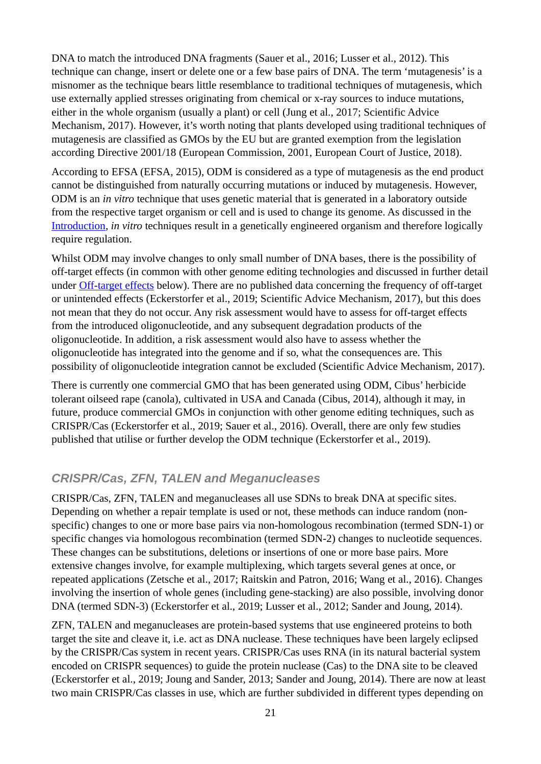DNA to match the introduced DNA fragments (Sauer et al., 2016; Lusser et al., 2012). This technique can change, insert or delete one or a few base pairs of DNA. The term 'mutagenesis' is a misnomer as the technique bears little resemblance to traditional techniques of mutagenesis, which use externally applied stresses originating from chemical or x-ray sources to induce mutations, either in the whole organism (usually a plant) or cell (Jung et al., 2017; Scientific Advice Mechanism, 2017). However, it's worth noting that plants developed using traditional techniques of mutagenesis are classified as GMOs by the EU but are granted exemption from the legislation according Directive 2001/18 (European Commission, 2001, European Court of Justice, 2018).

According to EFSA (EFSA, 2015), ODM is considered as a type of mutagenesis as the end product cannot be distinguished from naturally occurring mutations or induced by mutagenesis. However, ODM is an *in vitro* technique that uses genetic material that is generated in a laboratory outside from the respective target organism or cell and is used to change its genome. As discussed in the Introduction, *in vitro* techniques result in a genetically engineered organism and therefore logically require regulation.

Whilst ODM may involve changes to only small number of DNA bases, there is the possibility of off-target effects (in common with other genome editing technologies and discussed in further detail under Off-target effects below). There are no published data concerning the frequency of off-target or unintended effects (Eckerstorfer et al., 2019; Scientific Advice Mechanism, 2017), but this does not mean that they do not occur. Any risk assessment would have to assess for off-target effects from the introduced oligonucleotide, and any subsequent degradation products of the oligonucleotide. In addition, a risk assessment would also have to assess whether the oligonucleotide has integrated into the genome and if so, what the consequences are. This possibility of oligonucleotide integration cannot be excluded (Scientific Advice Mechanism, 2017).

There is currently one commercial GMO that has been generated using ODM, Cibus' herbicide tolerant oilseed rape (canola), cultivated in USA and Canada (Cibus, 2014), although it may, in future, produce commercial GMOs in conjunction with other genome editing techniques, such as CRISPR/Cas (Eckerstorfer et al., 2019; Sauer et al., 2016). Overall, there are only few studies published that utilise or further develop the ODM technique (Eckerstorfer et al., 2019).

### CRISPR/Cas, ZFN, TALEN and Meganucleases

CRISPR/Cas, ZFN, TALEN and meganucleases all use SDNs to break DNA at specific sites. Depending on whether a repair template is used or not, these methods can induce random (non-specific) changes to one or more base pairs via non-homologous recombination (termed SDN-1) or specific changes via homologous recombination (termed SDN-2) changes to nucleotide sequences. These changes can be substitutions, deletions or insertions of one or more base pairs. More extensive changes involve, for example multiplexing, which targets several genes at once, or repeated applications (Zetsche et al., 2017; Raitskin and Patron, 2016; Wang et al., 2016). Changes involving the insertion of whole genes (including gene-stacking) are also possible, involving donor DNA (termed SDN-3) (Eckerstorfer et al., 2019; Lusser et al., 2012; Sander and Joung, 2014).

ZFN, TALEN and meganucleases are protein-based systems that use engineered proteins to both target the site and cleave it, i.e. act as DNA nuclease. These techniques have been largely eclipsed by the CRISPR/Cas system in recent years. CRISPR/Cas uses RNA (in its natural bacterial system encoded on CRISPR sequences) to guide the protein nuclease (Cas) to the DNA site to be cleaved (Eckerstorfer et al., 2019; Joung and Sander, 2013; Sander and Joung, 2014). There are now at least two main CRISPR/Cas classes in use, which are further subdivided in different types depending on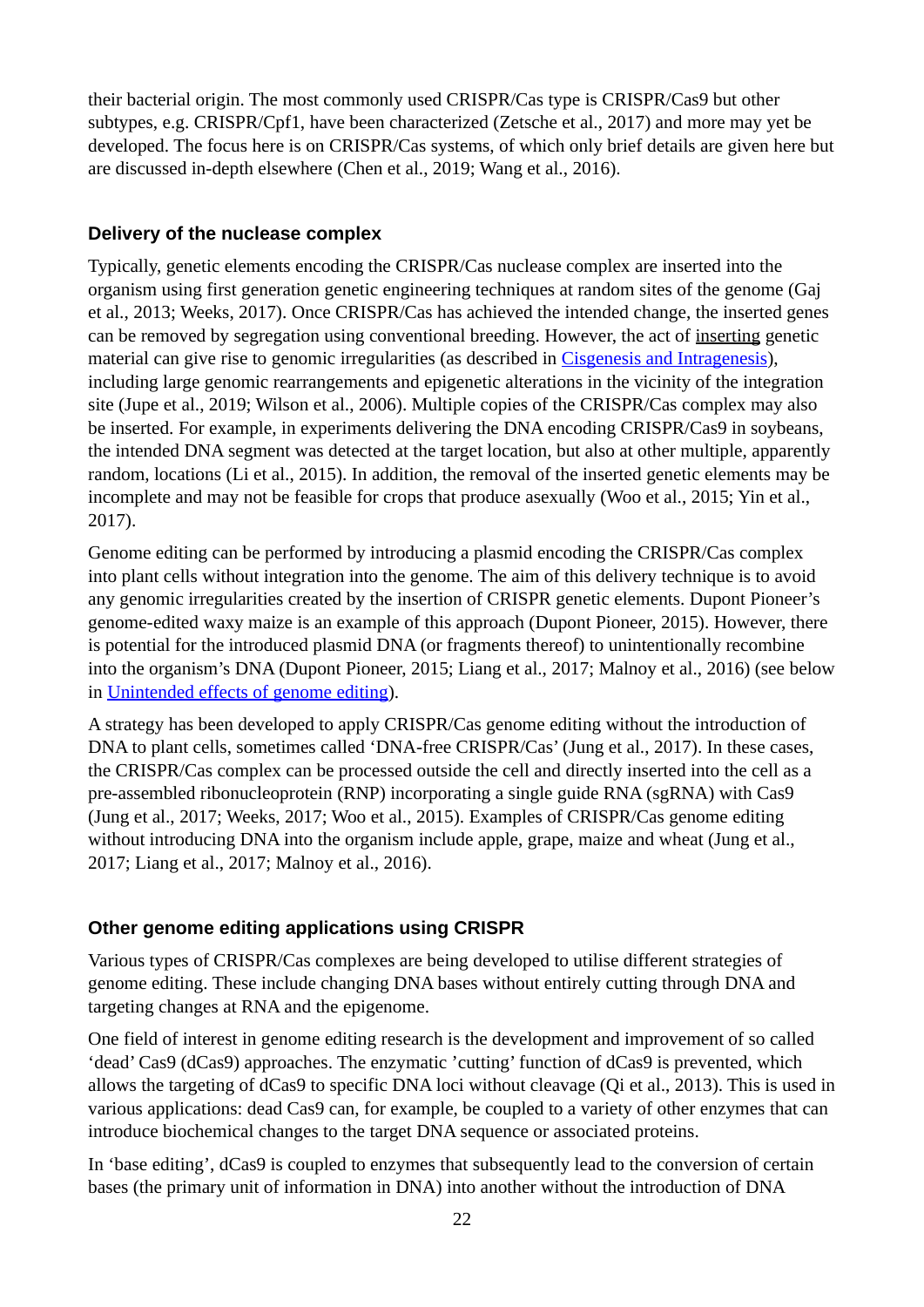their bacterial origin. The most commonly used CRISPR/Cas type is CRISPR/Cas9 but other subtypes, e.g. CRISPR/Cpf1, have been characterized (Zetsche et al., 2017) and more may yet be developed. The focus here is on CRISPR/Cas systems, of which only brief details are given here but are discussed in-depth elsewhere (Chen et al., 2019; Wang et al., 2016).

### Delivery of the nuclease complex

Typically, genetic elements encoding the CRISPR/Cas nuclease complex are inserted into the organism using first generation genetic engineering techniques at random sites of the genome (Gaj et al., 2013; Weeks, 2017). Once CRISPR/Cas has achieved the intended change, the inserted genes can be removed by segregation using conventional breeding. However, the act of inserting genetic material can give rise to genomic irregularities (as described in Cisgenesis and Intragenesis), including large genomic rearrangements and epigenetic alterations in the vicinity of the integration site (Jupe et al., 2019; Wilson et al., 2006). Multiple copies of the CRISPR/Cas complex may also be inserted. For example, in experiments delivering the DNA encoding CRISPR/Cas9 in soybeans, the intended DNA segment was detected at the target location, but also at other multiple, apparently random, locations (Li et al., 2015). In addition, the removal of the inserted genetic elements may be incomplete and may not be feasible for crops that produce asexually (Woo et al., 2015; Yin et al., 2017).

Genome editing can be performed by introducing a plasmid encoding the CRISPR/Cas complex into plant cells without integration into the genome. The aim of this delivery technique is to avoid any genomic irregularities created by the insertion of CRISPR genetic elements. Dupont Pioneer's genome-edited waxy maize is an example of this approach (Dupont Pioneer, 2015). However, there is potential for the introduced plasmid DNA (or fragments thereof) to unintentionally recombine into the organism's DNA (Dupont Pioneer, 2015; Liang et al., 2017; Malnoy et al., 2016) (see below in Unintended effects of genome editing).

A strategy has been developed to apply CRISPR/Cas genome editing without the introduction of DNA to plant cells, sometimes called 'DNA-free CRISPR/Cas' (Jung et al., 2017). In these cases, the CRISPR/Cas complex can be processed outside the cell and directly inserted into the cell as a pre-assembled ribonucleoprotein (RNP) incorporating a single guide RNA (sgRNA) with Cas9 (Jung et al., 2017; Weeks, 2017; Woo et al., 2015). Examples of CRISPR/Cas genome editing without introducing DNA into the organism include apple, grape, maize and wheat (Jung et al., 2017; Liang et al., 2017; Malnoy et al., 2016).

### Other genome editing applications using CRISPR

Various types of CRISPR/Cas complexes are being developed to utilise different strategies of genome editing. These include changing DNA bases without entirely cutting through DNA and targeting changes at RNA and the epigenome.

One field of interest in genome editing research is the development and improvement of so called 'dead' Cas9 (dCas9) approaches. The enzymatic 'cutting' function of dCas9 is prevented, which allows the targeting of dCas9 to specific DNA loci without cleavage (Qi et al., 2013). This is used in various applications: dead Cas9 can, for example, be coupled to a variety of other enzymes that can introduce biochemical changes to the target DNA sequence or associated proteins.

In 'base editing', dCas9 is coupled to enzymes that subsequently lead to the conversion of certain bases (the primary unit of information in DNA) into another without the introduction of DNA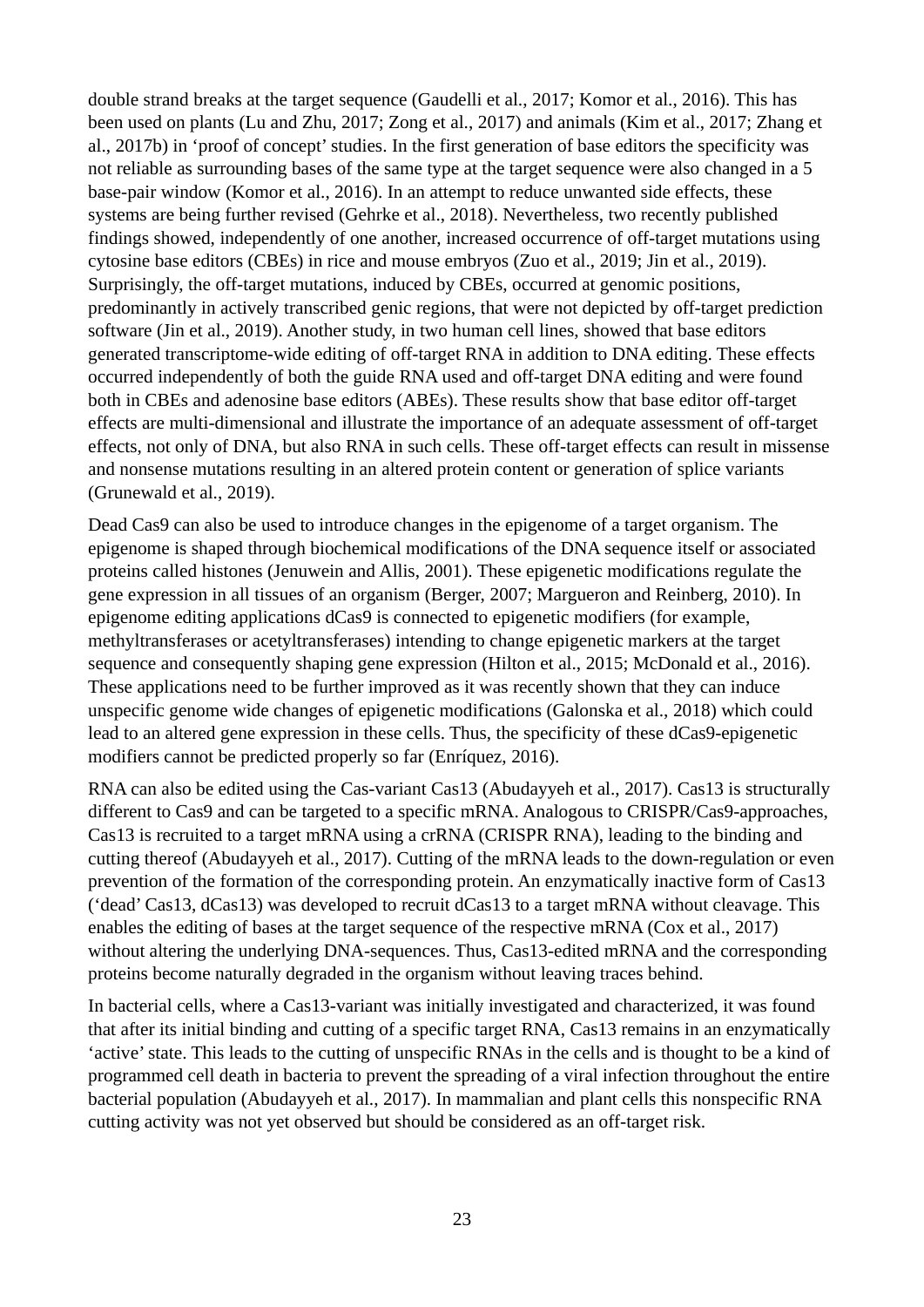double strand breaks at the target sequence (Gaudelli et al., 2017; Komor et al., 2016). This has been used on plants (Lu and Zhu, 2017; Zong et al., 2017) and animals (Kim et al., 2017; Zhang et al., 2017b) in 'proof of concept' studies. In the first generation of base editors the specificity was not reliable as surrounding bases of the same type at the target sequence were also changed in a 5 base-pair window (Komor et al., 2016). In an attempt to reduce unwanted side effects, these systems are being further revised (Gehrke et al., 2018). Nevertheless, two recently published findings showed, independently of one another, increased occurrence of off-target mutations using cytosine base editors (CBEs) in rice and mouse embryos (Zuo et al., 2019; Jin et al., 2019). Surprisingly, the off-target mutations, induced by CBEs, occurred at genomic positions, predominantly in actively transcribed genic regions, that were not depicted by off-target prediction software (Jin et al., 2019). Another study, in two human cell lines, showed that base editors generated transcriptome-wide editing of off-target RNA in addition to DNA editing. These effects occurred independently of both the guide RNA used and off-target DNA editing and were found both in CBEs and adenosine base editors (ABEs). These results show that base editor off-target effects are multi-dimensional and illustrate the importance of an adequate assessment of off-target effects, not only of DNA, but also RNA in such cells. These off-target effects can result in missense and nonsense mutations resulting in an altered protein content or generation of splice variants (Grunewald et al., 2019).

Dead Cas9 can also be used to introduce changes in the epigenome of a target organism. The epigenome is shaped through biochemical modifications of the DNA sequence itself or associated proteins called histones (Jenuwein and Allis, 2001). These epigenetic modifications regulate the gene expression in all tissues of an organism (Berger, 2007; Margueron and Reinberg, 2010). In epigenome editing applications dCas9 is connected to epigenetic modifiers (for example, methyltransferases or acetyltransferases) intending to change epigenetic markers at the target sequence and consequently shaping gene expression (Hilton et al., 2015; McDonald et al., 2016). These applications need to be further improved as it was recently shown that they can induce unspecific genome wide changes of epigenetic modifications (Galonska et al., 2018) which could lead to an altered gene expression in these cells. Thus, the specificity of these dCas9-epigenetic modifiers cannot be predicted properly so far (Enríquez, 2016).

RNA can also be edited using the Cas-variant Cas13 (Abudayyeh et al., 2017). Cas13 is structurally different to Cas9 and can be targeted to a specific mRNA. Analogous to CRISPR/Cas9-approaches, Cas13 is recruited to a target mRNA using a crRNA (CRISPR RNA), leading to the binding and cutting thereof (Abudayyeh et al., 2017). Cutting of the mRNA leads to the down-regulation or even prevention of the formation of the corresponding protein. An enzymatically inactive form of Cas13 ('dead' Cas13, dCas13) was developed to recruit dCas13 to a target mRNA without cleavage. This enables the editing of bases at the target sequence of the respective mRNA (Cox et al., 2017) without altering the underlying DNA-sequences. Thus, Cas13-edited mRNA and the corresponding proteins become naturally degraded in the organism without leaving traces behind.

In bacterial cells, where a Cas13-variant was initially investigated and characterized, it was found that after its initial binding and cutting of a specific target RNA, Cas13 remains in an enzymatically 'active' state. This leads to the cutting of unspecific RNAs in the cells and is thought to be a kind of programmed cell death in bacteria to prevent the spreading of a viral infection throughout the entire bacterial population (Abudayyeh et al., 2017). In mammalian and plant cells this nonspecific RNA cutting activity was not yet observed but should be considered as an off-target risk.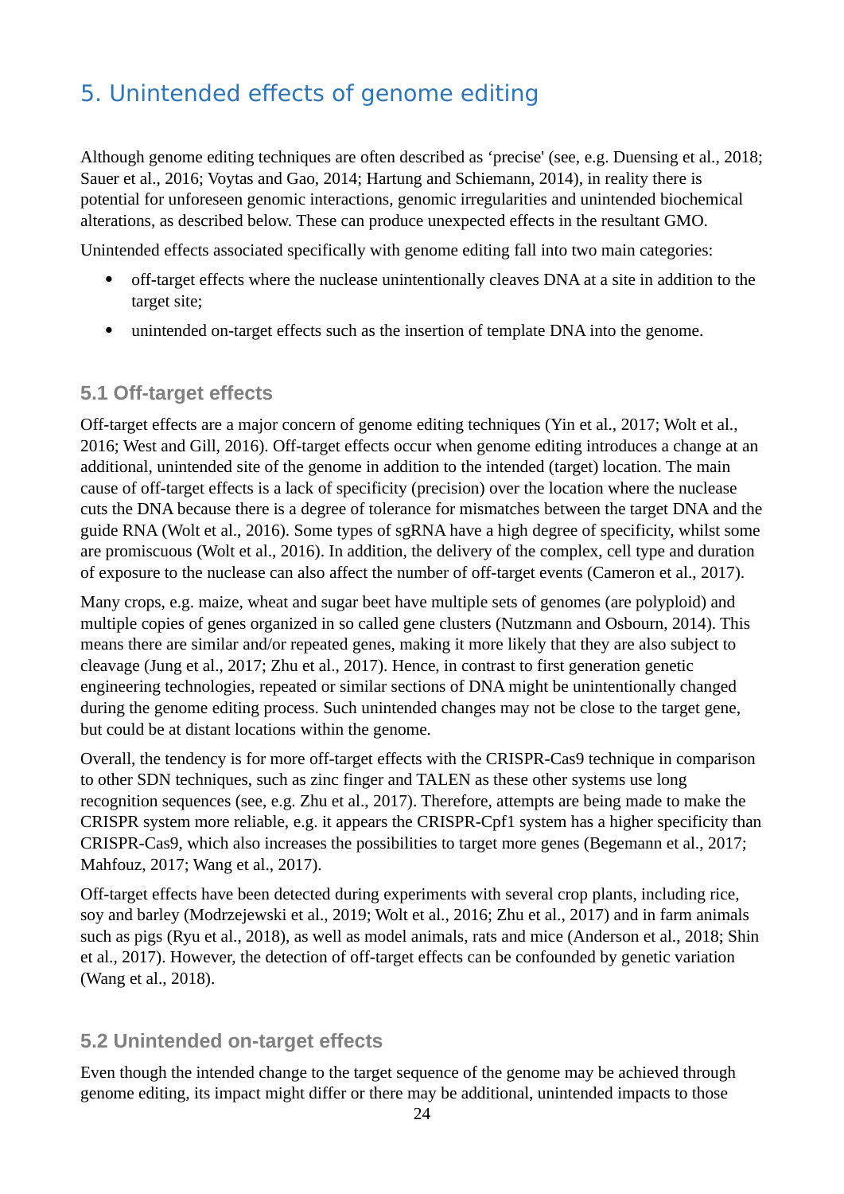# 5. Unintended effects of genome editing

Although genome editing techniques are often described as 'precise' (see, e.g. Duensing et al., 2018; Sauer et al., 2016; Voytas and Gao, 2014; Hartung and Schiemann, 2014), in reality there is potential for unforeseen genomic interactions, genomic irregularities and unintended biochemical alterations, as described below. These can produce unexpected effects in the resultant GMO.

Unintended effects associated specifically with genome editing fall into two main categories:

- off-target effects where the nuclease unintentionally cleaves DNA at a site in addition to the target site;
- unintended on-target effects such as the insertion of template DNA into the genome.

## 5.1 Off-target effects

Off-target effects are a major concern of genome editing techniques (Yin et al., 2017; Wolt et al., 2016; West and Gill, 2016). Off-target effects occur when genome editing introduces a change at an additional, unintended site of the genome in addition to the intended (target) location. The main cause of off-target effects is a lack of specificity (precision) over the location where the nuclease cuts the DNA because there is a degree of tolerance for mismatches between the target DNA and the guide RNA (Wolt et al., 2016). Some types of sgRNA have a high degree of specificity, whilst some are promiscuous (Wolt et al., 2016). In addition, the delivery of the complex, cell type and duration of exposure to the nuclease can also affect the number of off-target events (Cameron et al., 2017).

Many crops, e.g. maize, wheat and sugar beet have multiple sets of genomes (are polyploid) and multiple copies of genes organized in so called gene clusters (Nutzmann and Osbourn, 2014). This means there are similar and/or repeated genes, making it more likely that they are also subject to cleavage (Jung et al., 2017; Zhu et al., 2017). Hence, in contrast to first generation genetic engineering technologies, repeated or similar sections of DNA might be unintentionally changed during the genome editing process. Such unintended changes may not be close to the target gene, but could be at distant locations within the genome.

Overall, the tendency is for more off-target effects with the CRISPR-Cas9 technique in comparison to other SDN techniques, such as zinc finger and TALEN as these other systems use long recognition sequences (see, e.g. Zhu et al., 2017). Therefore, attempts are being made to make the CRISPR system more reliable, e.g. it appears the CRISPR-Cpf1 system has a higher specificity than CRISPR-Cas9, which also increases the possibilities to target more genes (Begemann et al., 2017; Mahfouz, 2017; Wang et al., 2017).

Off-target effects have been detected during experiments with several crop plants, including rice, soy and barley (Modrzejewski et al., 2019; Wolt et al., 2016; Zhu et al., 2017) and in farm animals such as pigs (Ryu et al., 2018), as well as model animals, rats and mice (Anderson et al., 2018; Shin et al., 2017). However, the detection of off-target effects can be confounded by genetic variation (Wang et al., 2018).

## 5.2 Unintended on-target effects

Even though the intended change to the target sequence of the genome may be achieved through genome editing, its impact might differ or there may be additional, unintended impacts to those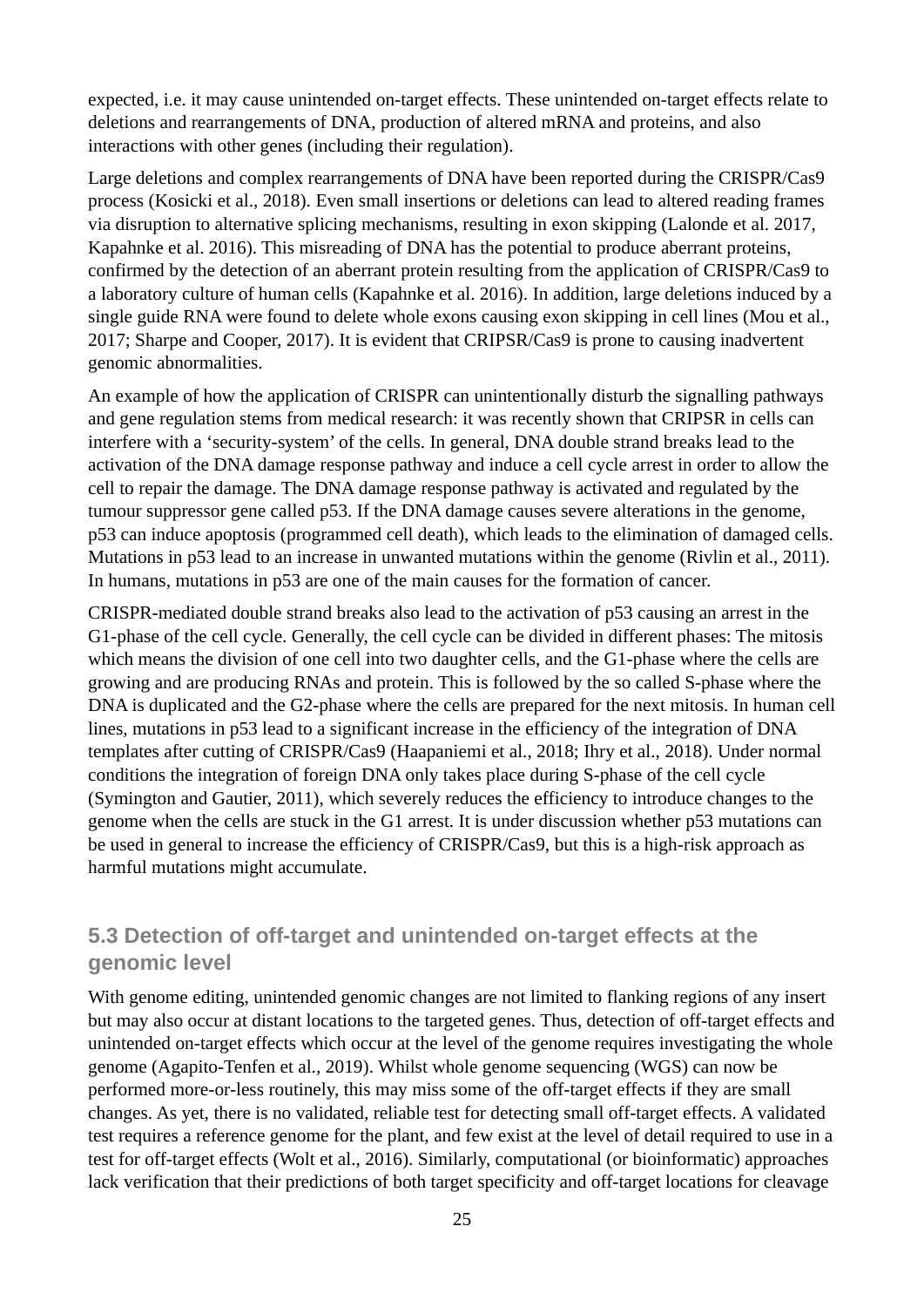expected, i.e. it may cause unintended on-target effects. These unintended on-target effects relate to deletions and rearrangements of DNA, production of altered mRNA and proteins, and also interactions with other genes (including their regulation).

Large deletions and complex rearrangements of DNA have been reported during the CRISPR/Cas9 process (Kosicki et al., 2018). Even small insertions or deletions can lead to altered reading frames via disruption to alternative splicing mechanisms, resulting in exon skipping (Lalonde et al. 2017, Kapahnke et al. 2016). This misreading of DNA has the potential to produce aberrant proteins, confirmed by the detection of an aberrant protein resulting from the application of CRISPR/Cas9 to a laboratory culture of human cells (Kapahnke et al. 2016). In addition, large deletions induced by a single guide RNA were found to delete whole exons causing exon skipping in cell lines (Mou et al., 2017; Sharpe and Cooper, 2017). It is evident that CRIPSR/Cas9 is prone to causing inadvertent genomic abnormalities.

An example of how the application of CRISPR can unintentionally disturb the signalling pathways and gene regulation stems from medical research: it was recently shown that CRIPSR in cells can interfere with a 'security-system' of the cells. In general, DNA double strand breaks lead to the activation of the DNA damage response pathway and induce a cell cycle arrest in order to allow the cell to repair the damage. The DNA damage response pathway is activated and regulated by the tumour suppressor gene called p53. If the DNA damage causes severe alterations in the genome, p53 can induce apoptosis (programmed cell death), which leads to the elimination of damaged cells. Mutations in p53 lead to an increase in unwanted mutations within the genome (Rivlin et al., 2011). In humans, mutations in p53 are one of the main causes for the formation of cancer.

CRISPR-mediated double strand breaks also lead to the activation of p53 causing an arrest in the G1-phase of the cell cycle. Generally, the cell cycle can be divided in different phases: The mitosis which means the division of one cell into two daughter cells, and the G1-phase where the cells are growing and are producing RNAs and protein. This is followed by the so called S-phase where the DNA is duplicated and the G2-phase where the cells are prepared for the next mitosis. In human cell lines, mutations in p53 lead to a significant increase in the efficiency of the integration of DNA templates after cutting of CRISPR/Cas9 (Haapaniemi et al., 2018; Ihry et al., 2018). Under normal conditions the integration of foreign DNA only takes place during S-phase of the cell cycle (Symington and Gautier, 2011), which severely reduces the efficiency to introduce changes to the genome when the cells are stuck in the G1 arrest. It is under discussion whether p53 mutations can be used in general to increase the efficiency of CRISPR/Cas9, but this is a high-risk approach as harmful mutations might accumulate.

## 5.3 Detection of off-target and unintended on-target effects at the genomic level

With genome editing, unintended genomic changes are not limited to flanking regions of any insert but may also occur at distant locations to the targeted genes. Thus, detection of off-target effects and unintended on-target effects which occur at the level of the genome requires investigating the whole genome (Agapito-Tenfen et al., 2019). Whilst whole genome sequencing (WGS) can now be performed more-or-less routinely, this may miss some of the off-target effects if they are small changes. As yet, there is no validated, reliable test for detecting small off-target effects. A validated test requires a reference genome for the plant, and few exist at the level of detail required to use in a test for off-target effects (Wolt et al., 2016). Similarly, computational (or bioinformatic) approaches lack verification that their predictions of both target specificity and off-target locations for cleavage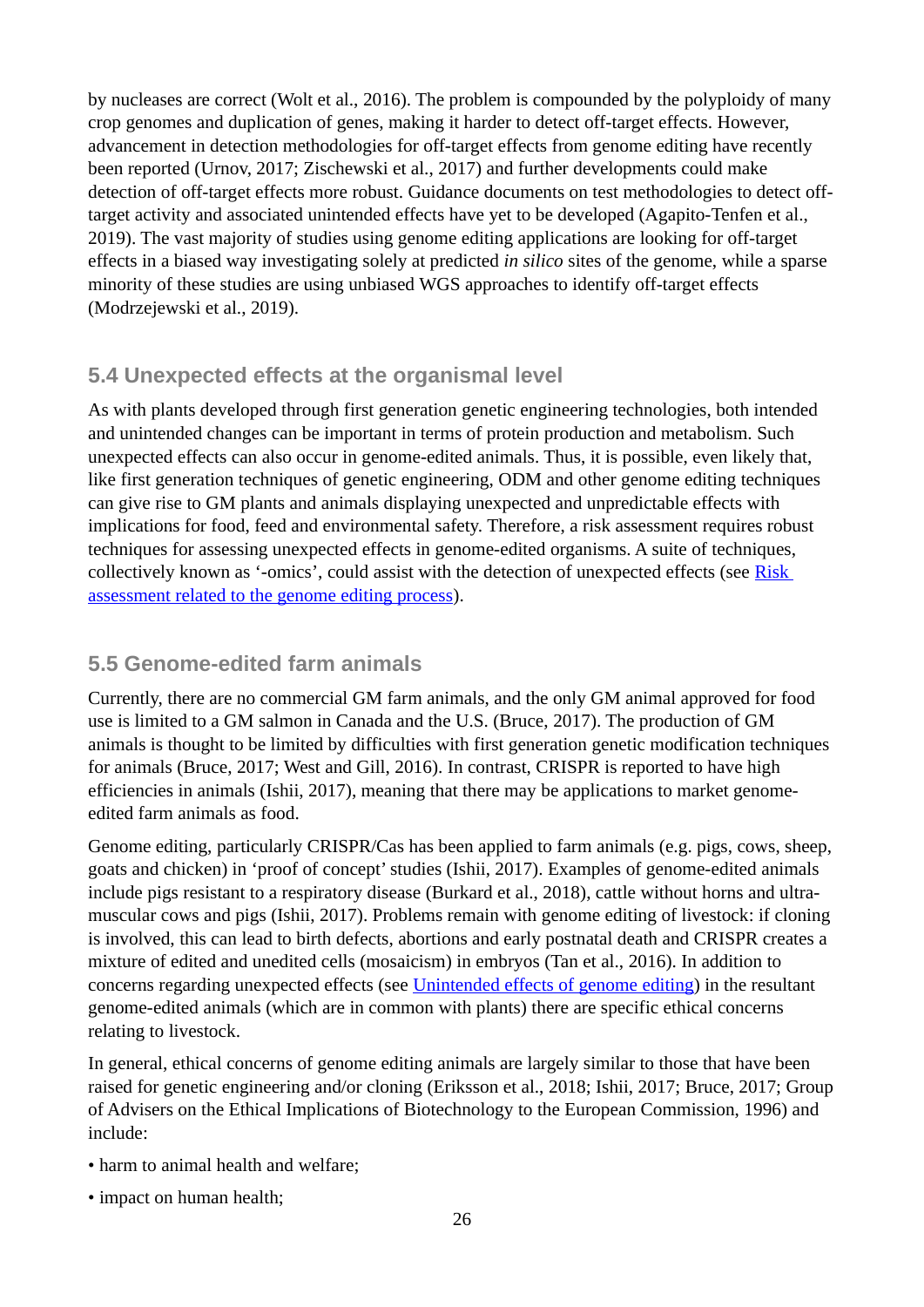by nucleases are correct (Wolt et al., 2016). The problem is compounded by the polyploidy of many crop genomes and duplication of genes, making it harder to detect off-target effects. However, advancement in detection methodologies for off-target effects from genome editing have recently been reported (Urnov, 2017; Zischewski et al., 2017) and further developments could make detection of off-target effects more robust. Guidance documents on test methodologies to detect off-target activity and associated unintended effects have yet to be developed (Agapito-Tenfen et al., 2019). The vast majority of studies using genome editing applications are looking for off-target effects in a biased way investigating solely at predicted *in silico* sites of the genome, while a sparse minority of these studies are using unbiased WGS approaches to identify off-target effects (Modrzejewski et al., 2019).

## 5.4 Unexpected effects at the organismal level

As with plants developed through first generation genetic engineering technologies, both intended and unintended changes can be important in terms of protein production and metabolism. Such unexpected effects can also occur in genome-edited animals. Thus, it is possible, even likely that, like first generation techniques of genetic engineering, ODM and other genome editing techniques can give rise to GM plants and animals displaying unexpected and unpredictable effects with implications for food, feed and environmental safety. Therefore, a risk assessment requires robust techniques for assessing unexpected effects in genome-edited organisms. A suite of techniques, collectively known as '-omics', could assist with the detection of unexpected effects (see [Risk assessment related to the genome editing process]).

## 5.5 Genome-edited farm animals

Currently, there are no commercial GM farm animals, and the only GM animal approved for food use is limited to a GM salmon in Canada and the U.S. (Bruce, 2017). The production of GM animals is thought to be limited by difficulties with first generation genetic modification techniques for animals (Bruce, 2017; West and Gill, 2016). In contrast, CRISPR is reported to have high efficiencies in animals (Ishii, 2017), meaning that there may be applications to market genome-edited farm animals as food.

Genome editing, particularly CRISPR/Cas has been applied to farm animals (e.g. pigs, cows, sheep, goats and chicken) in 'proof of concept' studies (Ishii, 2017). Examples of genome-edited animals include pigs resistant to a respiratory disease (Burkard et al., 2018), cattle without horns and ultra-muscular cows and pigs (Ishii, 2017). Problems remain with genome editing of livestock: if cloning is involved, this can lead to birth defects, abortions and early postnatal death and CRISPR creates a mixture of edited and unedited cells (mosaicism) in embryos (Tan et al., 2016). In addition to concerns regarding unexpected effects (see [Unintended effects of genome editing]) in the resultant genome-edited animals (which are in common with plants) there are specific ethical concerns relating to livestock.

In general, ethical concerns of genome editing animals are largely similar to those that have been raised for genetic engineering and/or cloning (Eriksson et al., 2018; Ishii, 2017; Bruce, 2017; Group of Advisers on the Ethical Implications of Biotechnology to the European Commission, 1996) and include:

- harm to animal health and welfare;
- impact on human health;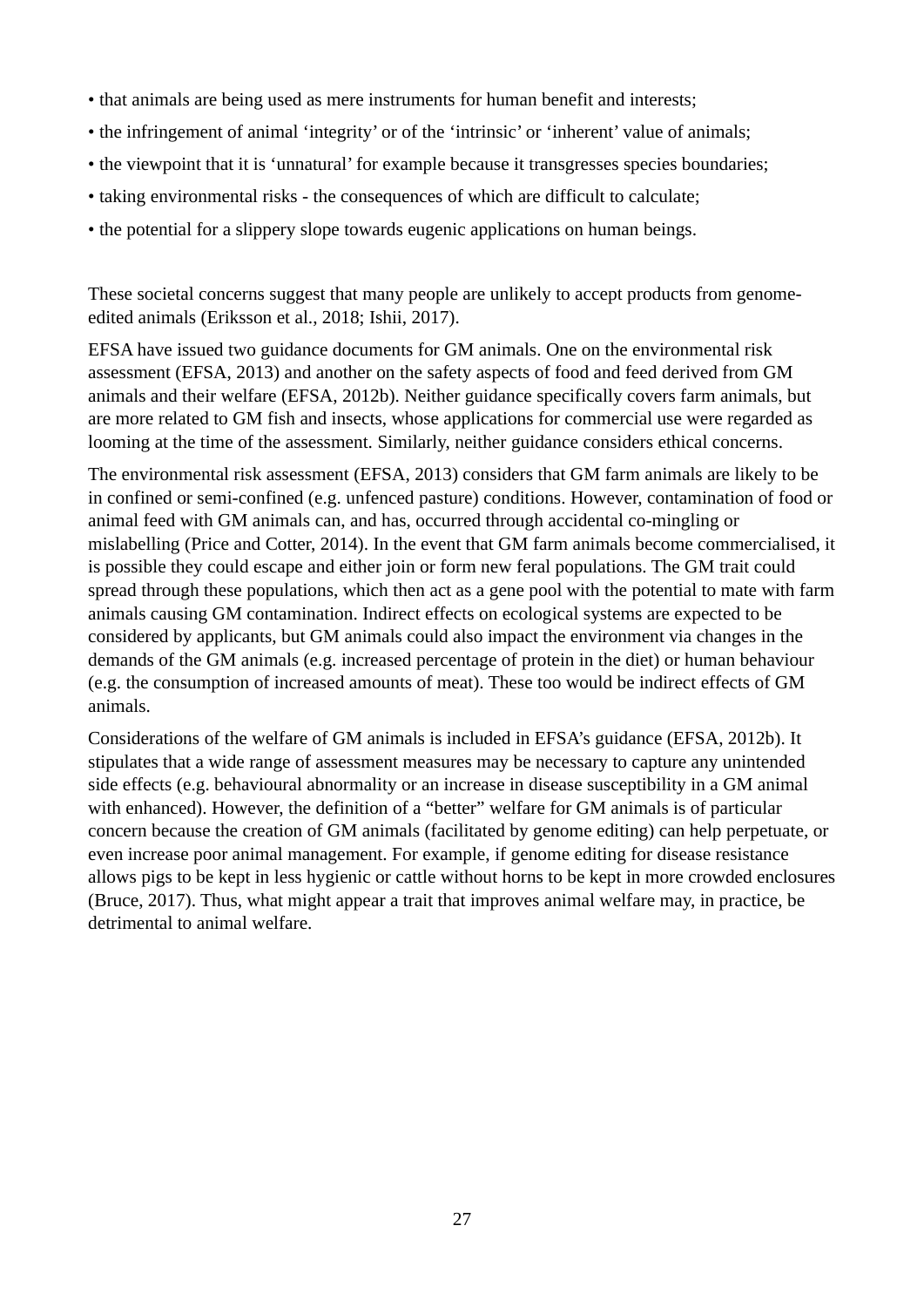- that animals are being used as mere instruments for human benefit and interests;
- the infringement of animal 'integrity' or of the 'intrinsic' or 'inherent' value of animals;
- the viewpoint that it is 'unnatural' for example because it transgresses species boundaries;
- taking environmental risks - the consequences of which are difficult to calculate;
- the potential for a slippery slope towards eugenic applications on human beings.

These societal concerns suggest that many people are unlikely to accept products from genome-edited animals (Eriksson et al., 2018; Ishii, 2017).

EFSA have issued two guidance documents for GM animals. One on the environmental risk assessment (EFSA, 2013) and another on the safety aspects of food and feed derived from GM animals and their welfare (EFSA, 2012b). Neither guidance specifically covers farm animals, but are more related to GM fish and insects, whose applications for commercial use were regarded as looming at the time of the assessment. Similarly, neither guidance considers ethical concerns.

The environmental risk assessment (EFSA, 2013) considers that GM farm animals are likely to be in confined or semi-confined (e.g. unfenced pasture) conditions. However, contamination of food or animal feed with GM animals can, and has, occurred through accidental co-mingling or mislabelling (Price and Cotter, 2014). In the event that GM farm animals become commercialised, it is possible they could escape and either join or form new feral populations. The GM trait could spread through these populations, which then act as a gene pool with the potential to mate with farm animals causing GM contamination. Indirect effects on ecological systems are expected to be considered by applicants, but GM animals could also impact the environment via changes in the demands of the GM animals (e.g. increased percentage of protein in the diet) or human behaviour (e.g. the consumption of increased amounts of meat). These too would be indirect effects of GM animals.

Considerations of the welfare of GM animals is included in EFSA's guidance (EFSA, 2012b). It stipulates that a wide range of assessment measures may be necessary to capture any unintended side effects (e.g. behavioural abnormality or an increase in disease susceptibility in a GM animal with enhanced). However, the definition of a "better" welfare for GM animals is of particular concern because the creation of GM animals (facilitated by genome editing) can help perpetuate, or even increase poor animal management. For example, if genome editing for disease resistance allows pigs to be kept in less hygienic or cattle without horns to be kept in more crowded enclosures (Bruce, 2017). Thus, what might appear a trait that improves animal welfare may, in practice, be detrimental to animal welfare.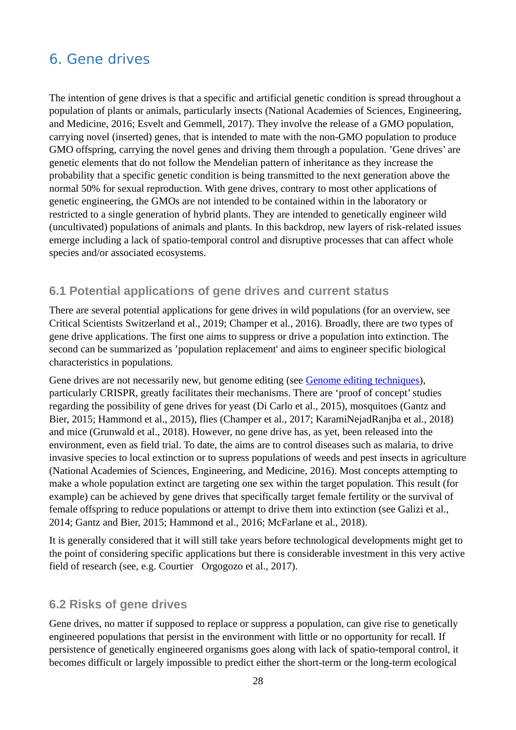# 6. Gene drives

The intention of gene drives is that a specific and artificial genetic condition is spread throughout a population of plants or animals, particularly insects (National Academies of Sciences, Engineering, and Medicine, 2016; Esvelt and Gemmell, 2017). They involve the release of a GMO population, carrying novel (inserted) genes, that is intended to mate with the non-GMO population to produce GMO offspring, carrying the novel genes and driving them through a population. 'Gene drives' are genetic elements that do not follow the Mendelian pattern of inheritance as they increase the probability that a specific genetic condition is being transmitted to the next generation above the normal 50% for sexual reproduction. With gene drives, contrary to most other applications of genetic engineering, the GMOs are not intended to be contained within in the laboratory or restricted to a single generation of hybrid plants. They are intended to genetically engineer wild (uncultivated) populations of animals and plants. In this backdrop, new layers of risk-related issues emerge including a lack of spatio-temporal control and disruptive processes that can affect whole species and/or associated ecosystems.

## 6.1 Potential applications of gene drives and current status

There are several potential applications for gene drives in wild populations (for an overview, see Critical Scientists Switzerland et al., 2019; Champer et al., 2016). Broadly, there are two types of gene drive applications. The first one aims to suppress or drive a population into extinction. The second can be summarized as 'population replacement' and aims to engineer specific biological characteristics in populations.

Gene drives are not necessarily new, but genome editing (see [Genome editing techniques]), particularly CRISPR, greatly facilitates their mechanisms. There are 'proof of concept' studies regarding the possibility of gene drives for yeast (Di Carlo et al., 2015), mosquitoes (Gantz and Bier, 2015; Hammond et al., 2015), flies (Champer et al., 2017; KaramiNejadRanjba et al., 2018) and mice (Grunwald et al., 2018). However, no gene drive has, as yet, been released into the environment, even as field trial. To date, the aims are to control diseases such as malaria, to drive invasive species to local extinction or to supress populations of weeds and pest insects in agriculture (National Academies of Sciences, Engineering, and Medicine, 2016). Most concepts attempting to make a whole population extinct are targeting one sex within the target population. This result (for example) can be achieved by gene drives that specifically target female fertility or the survival of female offspring to reduce populations or attempt to drive them into extinction (see Galizi et al., 2014; Gantz and Bier, 2015; Hammond et al., 2016; McFarlane et al., 2018).

It is generally considered that it will still take years before technological developments might get to the point of considering specific applications but there is considerable investment in this very active field of research (see, e.g. Courtier Orgogozo et al., 2017).

## 6.2 Risks of gene drives

Gene drives, no matter if supposed to replace or suppress a population, can give rise to genetically engineered populations that persist in the environment with little or no opportunity for recall. If persistence of genetically engineered organisms goes along with lack of spatio-temporal control, it becomes difficult or largely impossible to predict either the short-term or the long-term ecological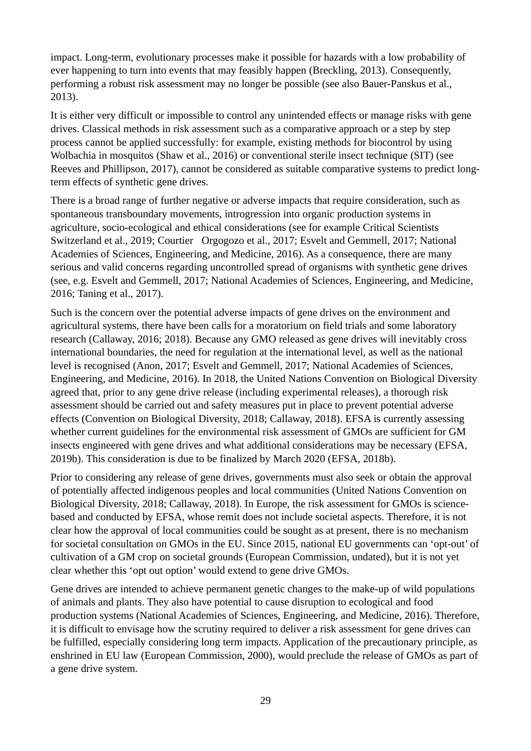impact. Long-term, evolutionary processes make it possible for hazards with a low probability of ever happening to turn into events that may feasibly happen (Breckling, 2013). Consequently, performing a robust risk assessment may no longer be possible (see also Bauer-Panskus et al., 2013).

It is either very difficult or impossible to control any unintended effects or manage risks with gene drives. Classical methods in risk assessment such as a comparative approach or a step by step process cannot be applied successfully: for example, existing methods for biocontrol by using Wolbachia in mosquitos (Shaw et al., 2016) or conventional sterile insect technique (SIT) (see Reeves and Phillipson, 2017), cannot be considered as suitable comparative systems to predict long-term effects of synthetic gene drives.

There is a broad range of further negative or adverse impacts that require consideration, such as spontaneous transboundary movements, introgression into organic production systems in agriculture, socio-ecological and ethical considerations (see for example Critical Scientists Switzerland et al., 2019; Courtier Orgogozo et al., 2017; Esvelt and Gemmell, 2017; National Academies of Sciences, Engineering, and Medicine, 2016). As a consequence, there are many serious and valid concerns regarding uncontrolled spread of organisms with synthetic gene drives (see, e.g. Esvelt and Gemmell, 2017; National Academies of Sciences, Engineering, and Medicine, 2016; Taning et al., 2017).

Such is the concern over the potential adverse impacts of gene drives on the environment and agricultural systems, there have been calls for a moratorium on field trials and some laboratory research (Callaway, 2016; 2018). Because any GMO released as gene drives will inevitably cross international boundaries, the need for regulation at the international level, as well as the national level is recognised (Anon, 2017; Esvelt and Gemmell, 2017; National Academies of Sciences, Engineering, and Medicine, 2016). In 2018, the United Nations Convention on Biological Diversity agreed that, prior to any gene drive release (including experimental releases), a thorough risk assessment should be carried out and safety measures put in place to prevent potential adverse effects (Convention on Biological Diversity, 2018; Callaway, 2018). EFSA is currently assessing whether current guidelines for the environmental risk assessment of GMOs are sufficient for GM insects engineered with gene drives and what additional considerations may be necessary (EFSA, 2019b). This consideration is due to be finalized by March 2020 (EFSA, 2018b).

Prior to considering any release of gene drives, governments must also seek or obtain the approval of potentially affected indigenous peoples and local communities (United Nations Convention on Biological Diversity, 2018; Callaway, 2018). In Europe, the risk assessment for GMOs is science-based and conducted by EFSA, whose remit does not include societal aspects. Therefore, it is not clear how the approval of local communities could be sought as at present, there is no mechanism for societal consultation on GMOs in the EU. Since 2015, national EU governments can 'opt-out' of cultivation of a GM crop on societal grounds (European Commission, undated), but it is not yet clear whether this 'opt out option' would extend to gene drive GMOs.

Gene drives are intended to achieve permanent genetic changes to the make-up of wild populations of animals and plants. They also have potential to cause disruption to ecological and food production systems (National Academies of Sciences, Engineering, and Medicine, 2016). Therefore, it is difficult to envisage how the scrutiny required to deliver a risk assessment for gene drives can be fulfilled, especially considering long term impacts. Application of the precautionary principle, as enshrined in EU law (European Commission, 2000), would preclude the release of GMOs as part of a gene drive system.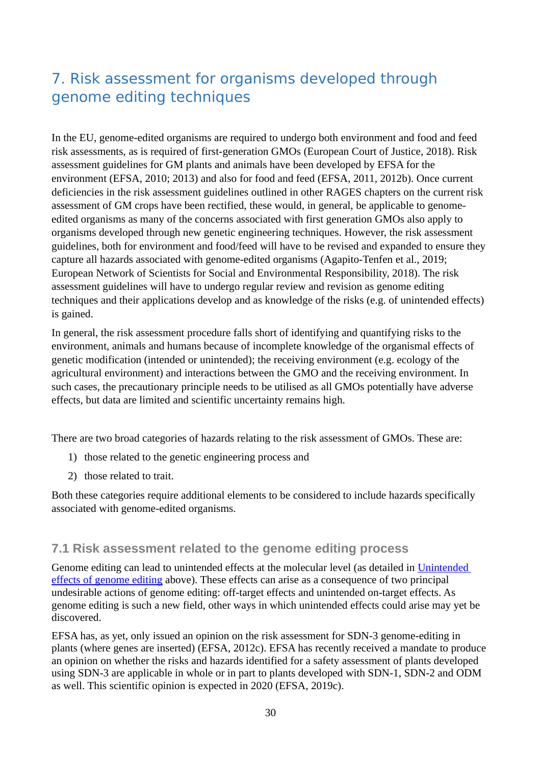# 7. Risk assessment for organisms developed through genome editing techniques

In the EU, genome-edited organisms are required to undergo both environment and food and feed risk assessments, as is required of first-generation GMOs (European Court of Justice, 2018). Risk assessment guidelines for GM plants and animals have been developed by EFSA for the environment (EFSA, 2010; 2013) and also for food and feed (EFSA, 2011, 2012b). Once current deficiencies in the risk assessment guidelines outlined in other RAGES chapters on the current risk assessment of GM crops have been rectified, these would, in general, be applicable to genome-edited organisms as many of the concerns associated with first generation GMOs also apply to organisms developed through new genetic engineering techniques. However, the risk assessment guidelines, both for environment and food/feed will have to be revised and expanded to ensure they capture all hazards associated with genome-edited organisms (Agapito-Tenfen et al., 2019; European Network of Scientists for Social and Environmental Responsibility, 2018). The risk assessment guidelines will have to undergo regular review and revision as genome editing techniques and their applications develop and as knowledge of the risks (e.g. of unintended effects) is gained.

In general, the risk assessment procedure falls short of identifying and quantifying risks to the environment, animals and humans because of incomplete knowledge of the organismal effects of genetic modification (intended or unintended); the receiving environment (e.g. ecology of the agricultural environment) and interactions between the GMO and the receiving environment. In such cases, the precautionary principle needs to be utilised as all GMOs potentially have adverse effects, but data are limited and scientific uncertainty remains high.

There are two broad categories of hazards relating to the risk assessment of GMOs. These are:

1) those related to the genetic engineering process and
2) those related to trait.

Both these categories require additional elements to be considered to include hazards specifically associated with genome-edited organisms.

## 7.1 Risk assessment related to the genome editing process

Genome editing can lead to unintended effects at the molecular level (as detailed in [Unintended effects of genome editing] above). These effects can arise as a consequence of two principal undesirable actions of genome editing: off-target effects and unintended on-target effects. As genome editing is such a new field, other ways in which unintended effects could arise may yet be discovered.

EFSA has, as yet, only issued an opinion on the risk assessment for SDN-3 genome-editing in plants (where genes are inserted) (EFSA, 2012c). EFSA has recently received a mandate to produce an opinion on whether the risks and hazards identified for a safety assessment of plants developed using SDN-3 are applicable in whole or in part to plants developed with SDN-1, SDN-2 and ODM as well. This scientific opinion is expected in 2020 (EFSA, 2019c).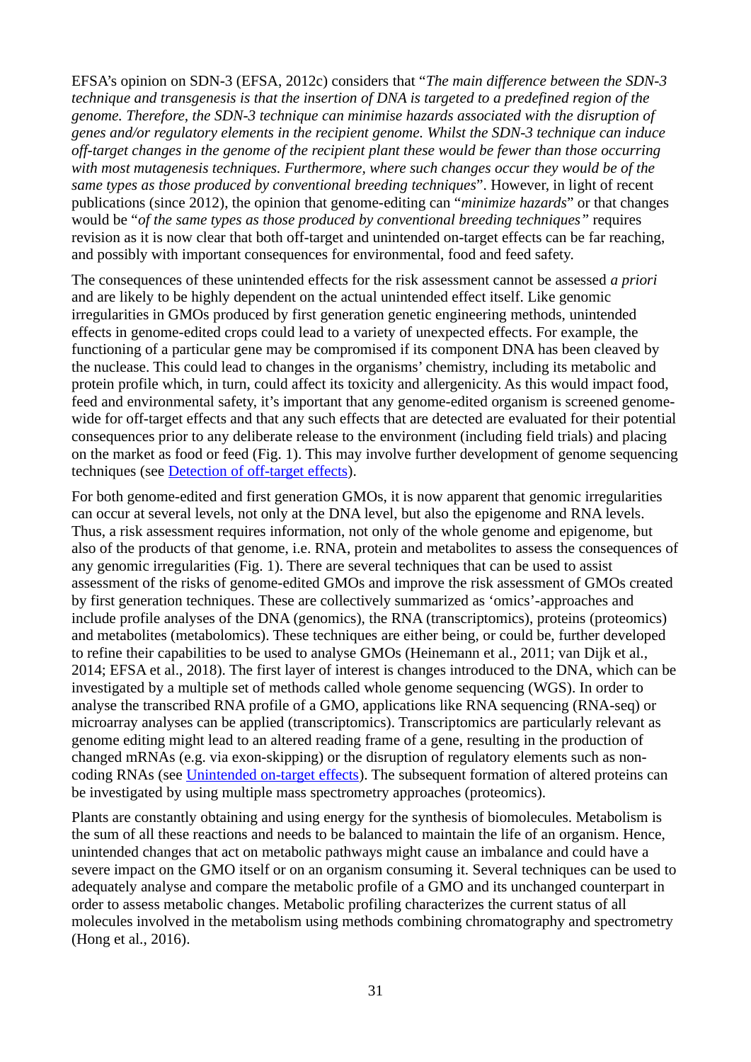EFSA's opinion on SDN-3 (EFSA, 2012c) considers that "*The main difference between the SDN-3 technique and transgenesis is that the insertion of DNA is targeted to a predefined region of the genome. Therefore, the SDN-3 technique can minimise hazards associated with the disruption of genes and/or regulatory elements in the recipient genome. Whilst the SDN-3 technique can induce off-target changes in the genome of the recipient plant these would be fewer than those occurring with most mutagenesis techniques. Furthermore, where such changes occur they would be of the same types as those produced by conventional breeding techniques*". However, in light of recent publications (since 2012), the opinion that genome-editing can "*minimize hazards*" or that changes would be "*of the same types as those produced by conventional breeding techniques"* requires revision as it is now clear that both off-target and unintended on-target effects can be far reaching, and possibly with important consequences for environmental, food and feed safety.

The consequences of these unintended effects for the risk assessment cannot be assessed *a priori* and are likely to be highly dependent on the actual unintended effect itself. Like genomic irregularities in GMOs produced by first generation genetic engineering methods, unintended effects in genome-edited crops could lead to a variety of unexpected effects. For example, the functioning of a particular gene may be compromised if its component DNA has been cleaved by the nuclease. This could lead to changes in the organisms' chemistry, including its metabolic and protein profile which, in turn, could affect its toxicity and allergenicity. As this would impact food, feed and environmental safety, it's important that any genome-edited organism is screened genome-wide for off-target effects and that any such effects that are detected are evaluated for their potential consequences prior to any deliberate release to the environment (including field trials) and placing on the market as food or feed (Fig. 1). This may involve further development of genome sequencing techniques (see Detection of off-target effects).

For both genome-edited and first generation GMOs, it is now apparent that genomic irregularities can occur at several levels, not only at the DNA level, but also the epigenome and RNA levels. Thus, a risk assessment requires information, not only of the whole genome and epigenome, but also of the products of that genome, i.e. RNA, protein and metabolites to assess the consequences of any genomic irregularities (Fig. 1). There are several techniques that can be used to assist assessment of the risks of genome-edited GMOs and improve the risk assessment of GMOs created by first generation techniques. These are collectively summarized as 'omics'-approaches and include profile analyses of the DNA (genomics), the RNA (transcriptomics), proteins (proteomics) and metabolites (metabolomics). These techniques are either being, or could be, further developed to refine their capabilities to be used to analyse GMOs (Heinemann et al., 2011; van Dijk et al., 2014; EFSA et al., 2018). The first layer of interest is changes introduced to the DNA, which can be investigated by a multiple set of methods called whole genome sequencing (WGS). In order to analyse the transcribed RNA profile of a GMO, applications like RNA sequencing (RNA-seq) or microarray analyses can be applied (transcriptomics). Transcriptomics are particularly relevant as genome editing might lead to an altered reading frame of a gene, resulting in the production of changed mRNAs (e.g. via exon-skipping) or the disruption of regulatory elements such as non-coding RNAs (see Unintended on-target effects). The subsequent formation of altered proteins can be investigated by using multiple mass spectrometry approaches (proteomics).

Plants are constantly obtaining and using energy for the synthesis of biomolecules. Metabolism is the sum of all these reactions and needs to be balanced to maintain the life of an organism. Hence, unintended changes that act on metabolic pathways might cause an imbalance and could have a severe impact on the GMO itself or on an organism consuming it. Several techniques can be used to adequately analyse and compare the metabolic profile of a GMO and its unchanged counterpart in order to assess metabolic changes. Metabolic profiling characterizes the current status of all molecules involved in the metabolism using methods combining chromatography and spectrometry (Hong et al., 2016).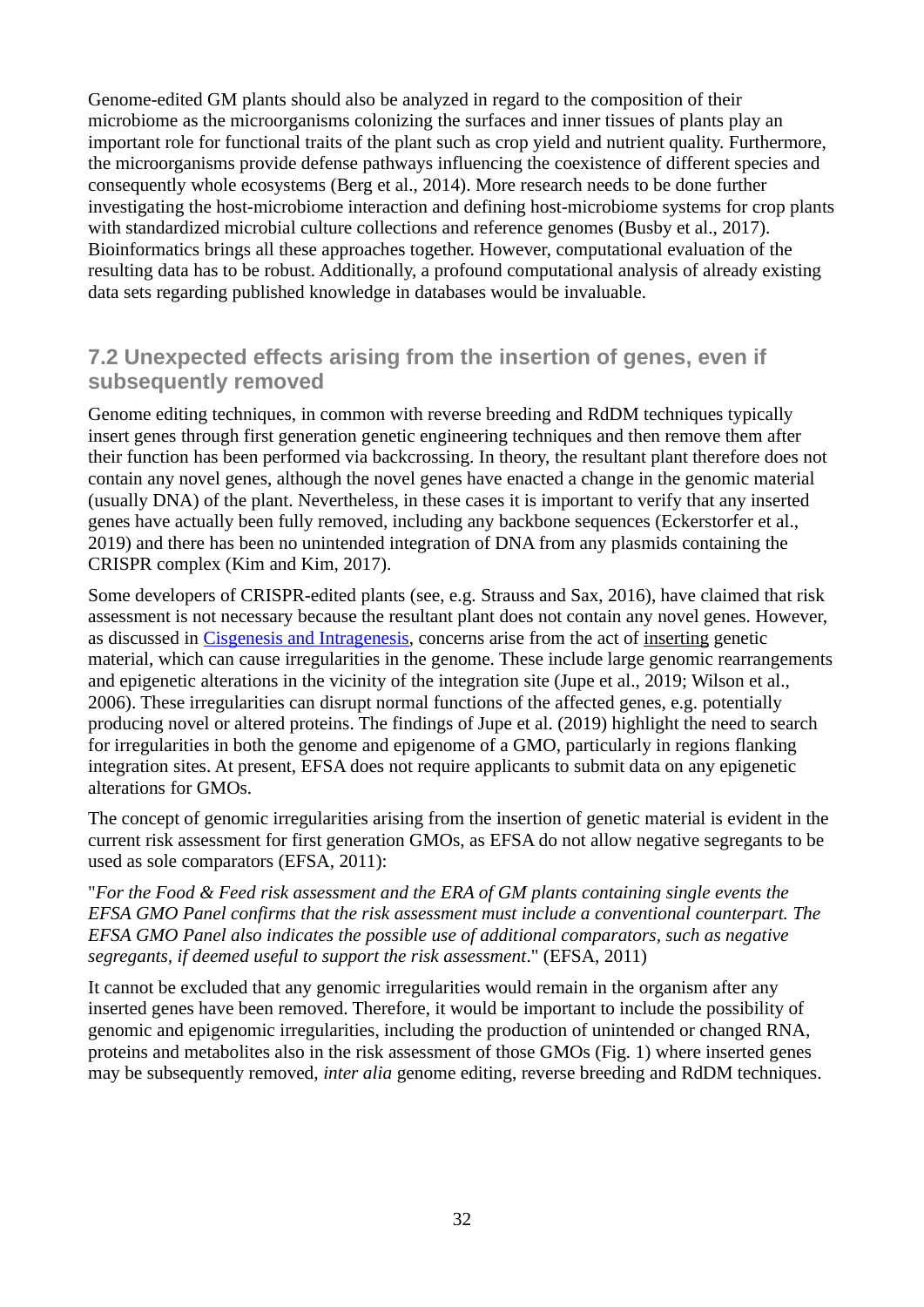Genome-edited GM plants should also be analyzed in regard to the composition of their microbiome as the microorganisms colonizing the surfaces and inner tissues of plants play an important role for functional traits of the plant such as crop yield and nutrient quality. Furthermore, the microorganisms provide defense pathways influencing the coexistence of different species and consequently whole ecosystems (Berg et al., 2014). More research needs to be done further investigating the host-microbiome interaction and defining host-microbiome systems for crop plants with standardized microbial culture collections and reference genomes (Busby et al., 2017). Bioinformatics brings all these approaches together. However, computational evaluation of the resulting data has to be robust. Additionally, a profound computational analysis of already existing data sets regarding published knowledge in databases would be invaluable.

## 7.2 Unexpected effects arising from the insertion of genes, even if subsequently removed

Genome editing techniques, in common with reverse breeding and RdDM techniques typically insert genes through first generation genetic engineering techniques and then remove them after their function has been performed via backcrossing. In theory, the resultant plant therefore does not contain any novel genes, although the novel genes have enacted a change in the genomic material (usually DNA) of the plant. Nevertheless, in these cases it is important to verify that any inserted genes have actually been fully removed, including any backbone sequences (Eckerstorfer et al., 2019) and there has been no unintended integration of DNA from any plasmids containing the CRISPR complex (Kim and Kim, 2017).

Some developers of CRISPR-edited plants (see, e.g. Strauss and Sax, 2016), have claimed that risk assessment is not necessary because the resultant plant does not contain any novel genes. However, as discussed in Cisgenesis and Intragenesis, concerns arise from the act of inserting genetic material, which can cause irregularities in the genome. These include large genomic rearrangements and epigenetic alterations in the vicinity of the integration site (Jupe et al., 2019; Wilson et al., 2006). These irregularities can disrupt normal functions of the affected genes, e.g. potentially producing novel or altered proteins. The findings of Jupe et al. (2019) highlight the need to search for irregularities in both the genome and epigenome of a GMO, particularly in regions flanking integration sites. At present, EFSA does not require applicants to submit data on any epigenetic alterations for GMOs.

The concept of genomic irregularities arising from the insertion of genetic material is evident in the current risk assessment for first generation GMOs, as EFSA do not allow negative segregants to be used as sole comparators (EFSA, 2011):

"*For the Food & Feed risk assessment and the ERA of GM plants containing single events the EFSA GMO Panel confirms that the risk assessment must include a conventional counterpart. The EFSA GMO Panel also indicates the possible use of additional comparators, such as negative segregants, if deemed useful to support the risk assessment*." (EFSA, 2011)

It cannot be excluded that any genomic irregularities would remain in the organism after any inserted genes have been removed. Therefore, it would be important to include the possibility of genomic and epigenomic irregularities, including the production of unintended or changed RNA, proteins and metabolites also in the risk assessment of those GMOs (Fig. 1) where inserted genes may be subsequently removed, *inter alia* genome editing, reverse breeding and RdDM techniques.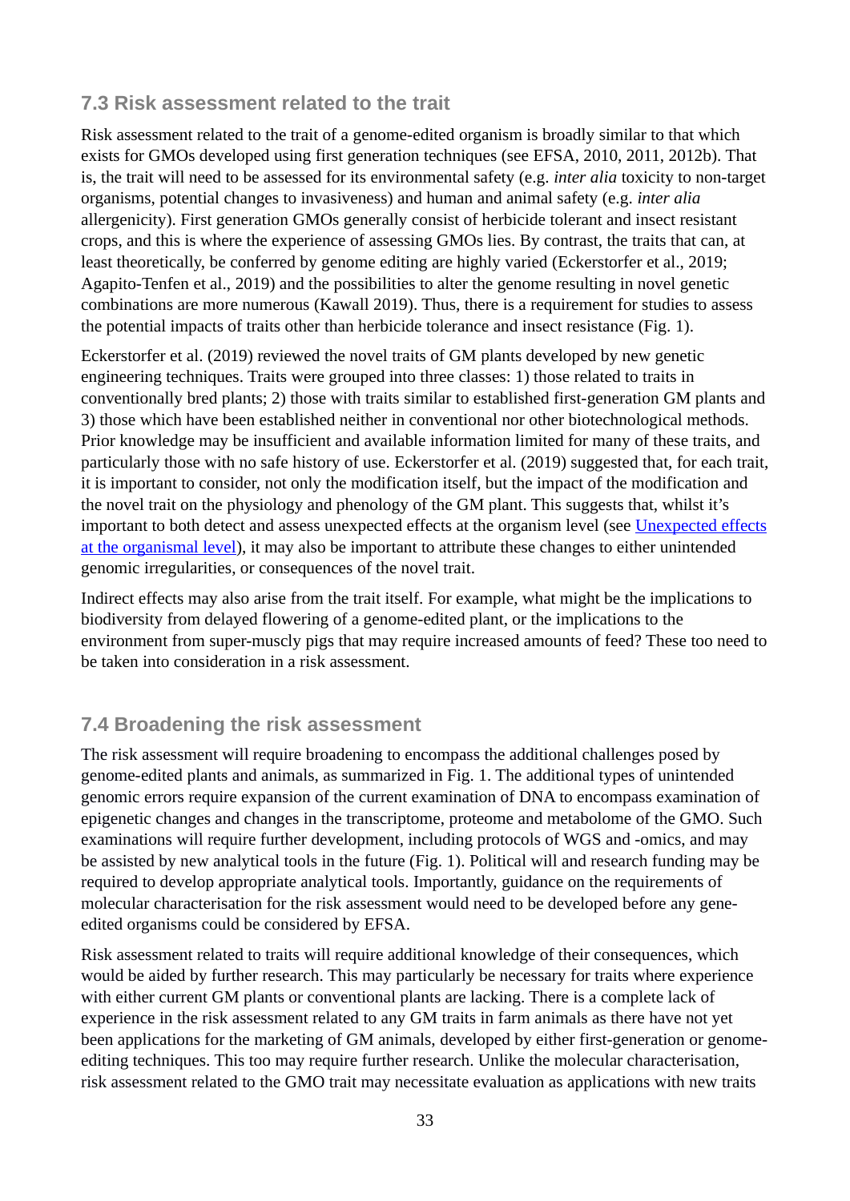## 7.3 Risk assessment related to the trait

Risk assessment related to the trait of a genome-edited organism is broadly similar to that which exists for GMOs developed using first generation techniques (see EFSA, 2010, 2011, 2012b). That is, the trait will need to be assessed for its environmental safety (e.g. *inter alia* toxicity to non-target organisms, potential changes to invasiveness) and human and animal safety (e.g. *inter alia* allergenicity). First generation GMOs generally consist of herbicide tolerant and insect resistant crops, and this is where the experience of assessing GMOs lies. By contrast, the traits that can, at least theoretically, be conferred by genome editing are highly varied (Eckerstorfer et al., 2019; Agapito-Tenfen et al., 2019) and the possibilities to alter the genome resulting in novel genetic combinations are more numerous (Kawall 2019). Thus, there is a requirement for studies to assess the potential impacts of traits other than herbicide tolerance and insect resistance (Fig. 1).

Eckerstorfer et al. (2019) reviewed the novel traits of GM plants developed by new genetic engineering techniques. Traits were grouped into three classes: 1) those related to traits in conventionally bred plants; 2) those with traits similar to established first-generation GM plants and 3) those which have been established neither in conventional nor other biotechnological methods. Prior knowledge may be insufficient and available information limited for many of these traits, and particularly those with no safe history of use. Eckerstorfer et al. (2019) suggested that, for each trait, it is important to consider, not only the modification itself, but the impact of the modification and the novel trait on the physiology and phenology of the GM plant. This suggests that, whilst it's important to both detect and assess unexpected effects at the organism level (see Unexpected effects at the organismal level), it may also be important to attribute these changes to either unintended genomic irregularities, or consequences of the novel trait.

Indirect effects may also arise from the trait itself. For example, what might be the implications to biodiversity from delayed flowering of a genome-edited plant, or the implications to the environment from super-muscly pigs that may require increased amounts of feed? These too need to be taken into consideration in a risk assessment.

## 7.4 Broadening the risk assessment

The risk assessment will require broadening to encompass the additional challenges posed by genome-edited plants and animals, as summarized in Fig. 1. The additional types of unintended genomic errors require expansion of the current examination of DNA to encompass examination of epigenetic changes and changes in the transcriptome, proteome and metabolome of the GMO. Such examinations will require further development, including protocols of WGS and -omics, and may be assisted by new analytical tools in the future (Fig. 1). Political will and research funding may be required to develop appropriate analytical tools. Importantly, guidance on the requirements of molecular characterisation for the risk assessment would need to be developed before any gene-edited organisms could be considered by EFSA.

Risk assessment related to traits will require additional knowledge of their consequences, which would be aided by further research. This may particularly be necessary for traits where experience with either current GM plants or conventional plants are lacking. There is a complete lack of experience in the risk assessment related to any GM traits in farm animals as there have not yet been applications for the marketing of GM animals, developed by either first-generation or genome-editing techniques. This too may require further research. Unlike the molecular characterisation, risk assessment related to the GMO trait may necessitate evaluation as applications with new traits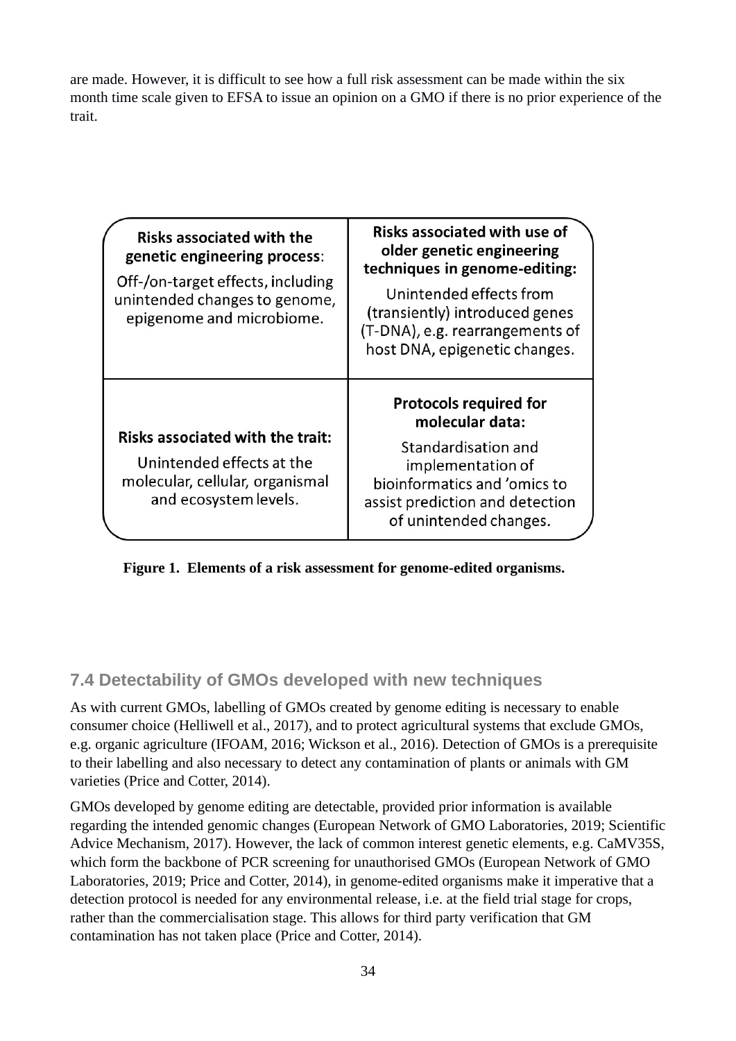are made. However, it is difficult to see how a full risk assessment can be made within the six month time scale given to EFSA to issue an opinion on a GMO if there is no prior experience of the trait.

| **Risks associated with the genetic engineering process**: Off-/on-target effects, including unintended changes to genome, epigenome and microbiome. | **Risks associated with use of older genetic engineering techniques in genome-editing:** Unintended effects from (transiently) introduced genes (T-DNA), e.g. rearrangements of host DNA, epigenetic changes. |
|---|---|
| **Risks associated with the trait:** Unintended effects at the molecular, cellular, organismal and ecosystem levels. | **Protocols required for molecular data:** Standardisation and implementation of bioinformatics and 'omics to assist prediction and detection of unintended changes. |

**Figure 1. Elements of a risk assessment for genome-edited organisms.**

### 7.4 Detectability of GMOs developed with new techniques

As with current GMOs, labelling of GMOs created by genome editing is necessary to enable consumer choice (Helliwell et al., 2017), and to protect agricultural systems that exclude GMOs, e.g. organic agriculture (IFOAM, 2016; Wickson et al., 2016). Detection of GMOs is a prerequisite to their labelling and also necessary to detect any contamination of plants or animals with GM varieties (Price and Cotter, 2014).

GMOs developed by genome editing are detectable, provided prior information is available regarding the intended genomic changes (European Network of GMO Laboratories, 2019; Scientific Advice Mechanism, 2017). However, the lack of common interest genetic elements, e.g. CaMV35S, which form the backbone of PCR screening for unauthorised GMOs (European Network of GMO Laboratories, 2019; Price and Cotter, 2014), in genome-edited organisms make it imperative that a detection protocol is needed for any environmental release, i.e. at the field trial stage for crops, rather than the commercialisation stage. This allows for third party verification that GM contamination has not taken place (Price and Cotter, 2014).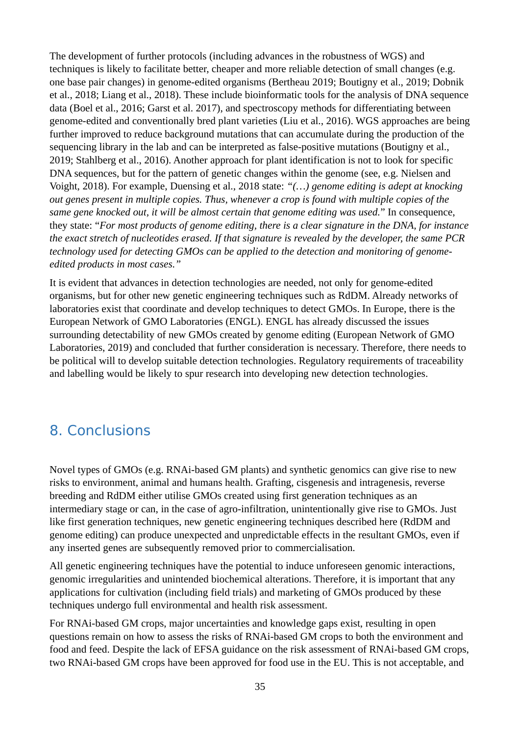The development of further protocols (including advances in the robustness of WGS) and techniques is likely to facilitate better, cheaper and more reliable detection of small changes (e.g. one base pair changes) in genome-edited organisms (Bertheau 2019; Boutigny et al., 2019; Dobnik et al., 2018; Liang et al., 2018). These include bioinformatic tools for the analysis of DNA sequence data (Boel et al., 2016; Garst et al. 2017), and spectroscopy methods for differentiating between genome-edited and conventionally bred plant varieties (Liu et al., 2016). WGS approaches are being further improved to reduce background mutations that can accumulate during the production of the sequencing library in the lab and can be interpreted as false-positive mutations (Boutigny et al., 2019; Stahlberg et al., 2016). Another approach for plant identification is not to look for specific DNA sequences, but for the pattern of genetic changes within the genome (see, e.g. Nielsen and Voight, 2018). For example, Duensing et al., 2018 state: *"(…) genome editing is adept at knocking out genes present in multiple copies. Thus, whenever a crop is found with multiple copies of the same gene knocked out, it will be almost certain that genome editing was used."* In consequence, they state: "*For most products of genome editing, there is a clear signature in the DNA, for instance the exact stretch of nucleotides erased. If that signature is revealed by the developer, the same PCR technology used for detecting GMOs can be applied to the detection and monitoring of genome-edited products in most cases."*

It is evident that advances in detection technologies are needed, not only for genome-edited organisms, but for other new genetic engineering techniques such as RdDM. Already networks of laboratories exist that coordinate and develop techniques to detect GMOs. In Europe, there is the European Network of GMO Laboratories (ENGL). ENGL has already discussed the issues surrounding detectability of new GMOs created by genome editing (European Network of GMO Laboratories, 2019) and concluded that further consideration is necessary. Therefore, there needs to be political will to develop suitable detection technologies. Regulatory requirements of traceability and labelling would be likely to spur research into developing new detection technologies.

## 8. Conclusions

Novel types of GMOs (e.g. RNAi-based GM plants) and synthetic genomics can give rise to new risks to environment, animal and humans health. Grafting, cisgenesis and intragenesis, reverse breeding and RdDM either utilise GMOs created using first generation techniques as an intermediary stage or can, in the case of agro-infiltration, unintentionally give rise to GMOs. Just like first generation techniques, new genetic engineering techniques described here (RdDM and genome editing) can produce unexpected and unpredictable effects in the resultant GMOs, even if any inserted genes are subsequently removed prior to commercialisation.

All genetic engineering techniques have the potential to induce unforeseen genomic interactions, genomic irregularities and unintended biochemical alterations. Therefore, it is important that any applications for cultivation (including field trials) and marketing of GMOs produced by these techniques undergo full environmental and health risk assessment.

For RNAi-based GM crops, major uncertainties and knowledge gaps exist, resulting in open questions remain on how to assess the risks of RNAi-based GM crops to both the environment and food and feed. Despite the lack of EFSA guidance on the risk assessment of RNAi-based GM crops, two RNAi-based GM crops have been approved for food use in the EU. This is not acceptable, and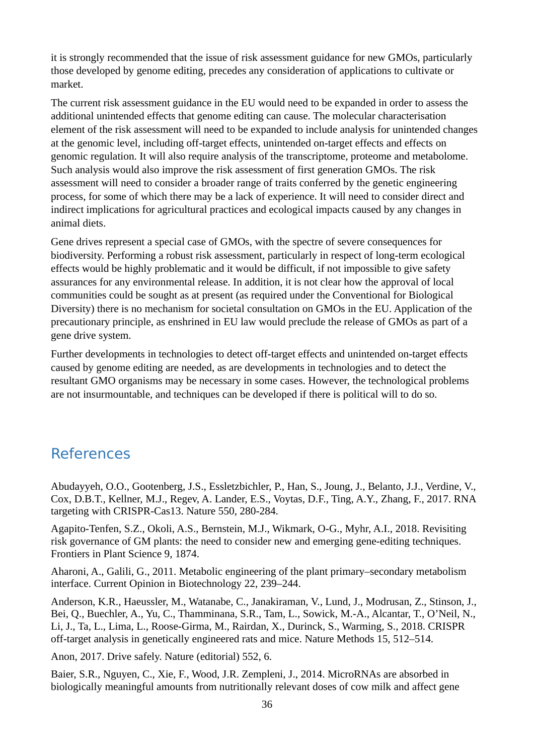it is strongly recommended that the issue of risk assessment guidance for new GMOs, particularly those developed by genome editing, precedes any consideration of applications to cultivate or market.

The current risk assessment guidance in the EU would need to be expanded in order to assess the additional unintended effects that genome editing can cause. The molecular characterisation element of the risk assessment will need to be expanded to include analysis for unintended changes at the genomic level, including off-target effects, unintended on-target effects and effects on genomic regulation. It will also require analysis of the transcriptome, proteome and metabolome. Such analysis would also improve the risk assessment of first generation GMOs. The risk assessment will need to consider a broader range of traits conferred by the genetic engineering process, for some of which there may be a lack of experience. It will need to consider direct and indirect implications for agricultural practices and ecological impacts caused by any changes in animal diets.

Gene drives represent a special case of GMOs, with the spectre of severe consequences for biodiversity. Performing a robust risk assessment, particularly in respect of long-term ecological effects would be highly problematic and it would be difficult, if not impossible to give safety assurances for any environmental release. In addition, it is not clear how the approval of local communities could be sought as at present (as required under the Conventional for Biological Diversity) there is no mechanism for societal consultation on GMOs in the EU. Application of the precautionary principle, as enshrined in EU law would preclude the release of GMOs as part of a gene drive system.

Further developments in technologies to detect off-target effects and unintended on-target effects caused by genome editing are needed, as are developments in technologies and to detect the resultant GMO organisms may be necessary in some cases. However, the technological problems are not insurmountable, and techniques can be developed if there is political will to do so.

## References

Abudayyeh, O.O., Gootenberg, J.S., Essletzbichler, P., Han, S., Joung, J., Belanto, J.J., Verdine, V., Cox, D.B.T., Kellner, M.J., Regev, A. Lander, E.S., Voytas, D.F., Ting, A.Y., Zhang, F., 2017. RNA targeting with CRISPR-Cas13. Nature 550, 280-284.

Agapito-Tenfen, S.Z., Okoli, A.S., Bernstein, M.J., Wikmark, O-G., Myhr, A.I., 2018. Revisiting risk governance of GM plants: the need to consider new and emerging gene-editing techniques. Frontiers in Plant Science 9, 1874.

Aharoni, A., Galili, G., 2011. Metabolic engineering of the plant primary–secondary metabolism interface. Current Opinion in Biotechnology 22, 239–244.

Anderson, K.R., Haeussler, M., Watanabe, C., Janakiraman, V., Lund, J., Modrusan, Z., Stinson, J., Bei, Q., Buechler, A., Yu, C., Thamminana, S.R., Tam, L., Sowick, M.-A., Alcantar, T., O'Neil, N., Li, J., Ta, L., Lima, L., Roose-Girma, M., Rairdan, X., Durinck, S., Warming, S., 2018. CRISPR off-target analysis in genetically engineered rats and mice. Nature Methods 15, 512–514.

Anon, 2017. Drive safely. Nature (editorial) 552, 6.

Baier, S.R., Nguyen, C., Xie, F., Wood, J.R. Zempleni, J., 2014. MicroRNAs are absorbed in biologically meaningful amounts from nutritionally relevant doses of cow milk and affect gene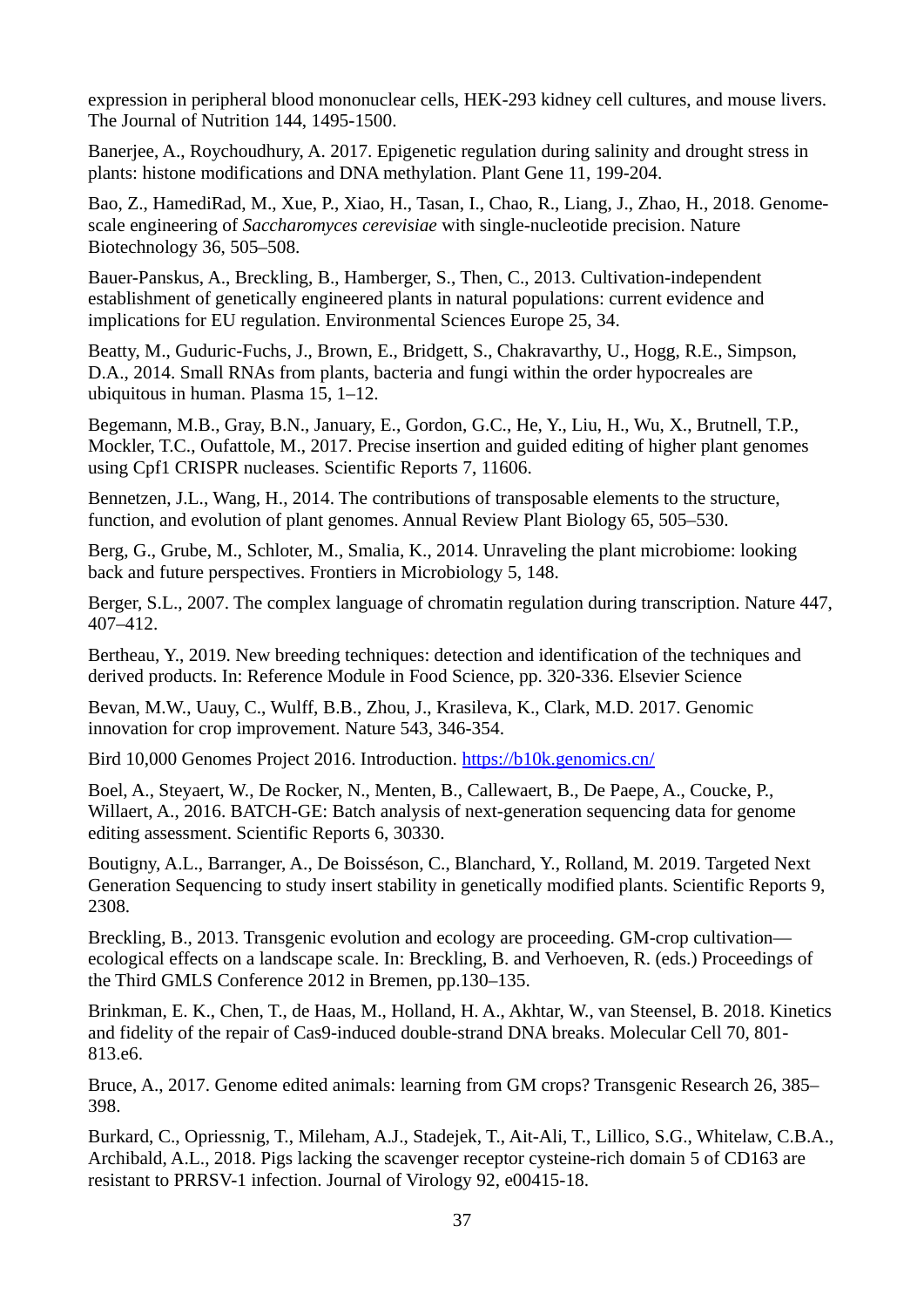expression in peripheral blood mononuclear cells, HEK-293 kidney cell cultures, and mouse livers. The Journal of Nutrition 144, 1495-1500.

Banerjee, A., Roychoudhury, A. 2017. Epigenetic regulation during salinity and drought stress in plants: histone modifications and DNA methylation. Plant Gene 11, 199-204.

Bao, Z., HamediRad, M., Xue, P., Xiao, H., Tasan, I., Chao, R., Liang, J., Zhao, H., 2018. Genome-scale engineering of *Saccharomyces cerevisiae* with single-nucleotide precision. Nature Biotechnology 36, 505–508.

Bauer-Panskus, A., Breckling, B., Hamberger, S., Then, C., 2013. Cultivation-independent establishment of genetically engineered plants in natural populations: current evidence and implications for EU regulation. Environmental Sciences Europe 25, 34.

Beatty, M., Guduric-Fuchs, J., Brown, E., Bridgett, S., Chakravarthy, U., Hogg, R.E., Simpson, D.A., 2014. Small RNAs from plants, bacteria and fungi within the order hypocreales are ubiquitous in human. Plasma 15, 1–12.

Begemann, M.B., Gray, B.N., January, E., Gordon, G.C., He, Y., Liu, H., Wu, X., Brutnell, T.P., Mockler, T.C., Oufattole, M., 2017. Precise insertion and guided editing of higher plant genomes using Cpf1 CRISPR nucleases. Scientific Reports 7, 11606.

Bennetzen, J.L., Wang, H., 2014. The contributions of transposable elements to the structure, function, and evolution of plant genomes. Annual Review Plant Biology 65, 505–530.

Berg, G., Grube, M., Schloter, M., Smalia, K., 2014. Unraveling the plant microbiome: looking back and future perspectives. Frontiers in Microbiology 5, 148.

Berger, S.L., 2007. The complex language of chromatin regulation during transcription. Nature 447, 407–412.

Bertheau, Y., 2019. New breeding techniques: detection and identification of the techniques and derived products. In: Reference Module in Food Science, pp. 320-336. Elsevier Science

Bevan, M.W., Uauy, C., Wulff, B.B., Zhou, J., Krasileva, K., Clark, M.D. 2017. Genomic innovation for crop improvement. Nature 543, 346-354.

Bird 10,000 Genomes Project 2016. Introduction. https://b10k.genomics.cn/

Boel, A., Steyaert, W., De Rocker, N., Menten, B., Callewaert, B., De Paepe, A., Coucke, P., Willaert, A., 2016. BATCH-GE: Batch analysis of next-generation sequencing data for genome editing assessment. Scientific Reports 6, 30330.

Boutigny, A.L., Barranger, A., De Boisséson, C., Blanchard, Y., Rolland, M. 2019. Targeted Next Generation Sequencing to study insert stability in genetically modified plants. Scientific Reports 9, 2308.

Breckling, B., 2013. Transgenic evolution and ecology are proceeding. GM-crop cultivation—ecological effects on a landscape scale. In: Breckling, B. and Verhoeven, R. (eds.) Proceedings of the Third GMLS Conference 2012 in Bremen, pp.130–135.

Brinkman, E. K., Chen, T., de Haas, M., Holland, H. A., Akhtar, W., van Steensel, B. 2018. Kinetics and fidelity of the repair of Cas9-induced double-strand DNA breaks. Molecular Cell 70, 801-813.e6.

Bruce, A., 2017. Genome edited animals: learning from GM crops? Transgenic Research 26, 385–398.

Burkard, C., Opriessnig, T., Mileham, A.J., Stadejek, T., Ait-Ali, T., Lillico, S.G., Whitelaw, C.B.A., Archibald, A.L., 2018. Pigs lacking the scavenger receptor cysteine-rich domain 5 of CD163 are resistant to PRRSV-1 infection. Journal of Virology 92, e00415-18.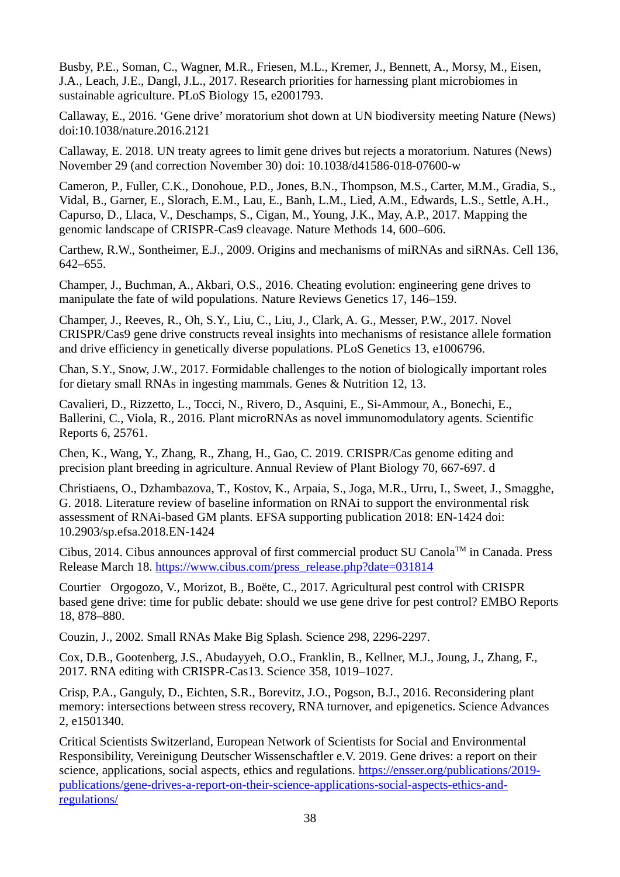Busby, P.E., Soman, C., Wagner, M.R., Friesen, M.L., Kremer, J., Bennett, A., Morsy, M., Eisen, J.A., Leach, J.E., Dangl, J.L., 2017. Research priorities for harnessing plant microbiomes in sustainable agriculture. PLoS Biology 15, e2001793.

Callaway, E., 2016. 'Gene drive' moratorium shot down at UN biodiversity meeting Nature (News) doi:10.1038/nature.2016.2121

Callaway, E. 2018. UN treaty agrees to limit gene drives but rejects a moratorium. Natures (News) November 29 (and correction November 30) doi: 10.1038/d41586-018-07600-w

Cameron, P., Fuller, C.K., Donohoue, P.D., Jones, B.N., Thompson, M.S., Carter, M.M., Gradia, S., Vidal, B., Garner, E., Slorach, E.M., Lau, E., Banh, L.M., Lied, A.M., Edwards, L.S., Settle, A.H., Capurso, D., Llaca, V., Deschamps, S., Cigan, M., Young, J.K., May, A.P., 2017. Mapping the genomic landscape of CRISPR-Cas9 cleavage. Nature Methods 14, 600–606.

Carthew, R.W., Sontheimer, E.J., 2009. Origins and mechanisms of miRNAs and siRNAs. Cell 136, 642–655.

Champer, J., Buchman, A., Akbari, O.S., 2016. Cheating evolution: engineering gene drives to manipulate the fate of wild populations. Nature Reviews Genetics 17, 146–159.

Champer, J., Reeves, R., Oh, S.Y., Liu, C., Liu, J., Clark, A. G., Messer, P.W., 2017. Novel CRISPR/Cas9 gene drive constructs reveal insights into mechanisms of resistance allele formation and drive efficiency in genetically diverse populations. PLoS Genetics 13, e1006796.

Chan, S.Y., Snow, J.W., 2017. Formidable challenges to the notion of biologically important roles for dietary small RNAs in ingesting mammals. Genes & Nutrition 12, 13.

Cavalieri, D., Rizzetto, L., Tocci, N., Rivero, D., Asquini, E., Si-Ammour, A., Bonechi, E., Ballerini, C., Viola, R., 2016. Plant microRNAs as novel immunomodulatory agents. Scientific Reports 6, 25761.

Chen, K., Wang, Y., Zhang, R., Zhang, H., Gao, C. 2019. CRISPR/Cas genome editing and precision plant breeding in agriculture. Annual Review of Plant Biology 70, 667-697. d

Christiaens, O., Dzhambazova, T., Kostov, K., Arpaia, S., Joga, M.R., Urru, I., Sweet, J., Smagghe, G. 2018. Literature review of baseline information on RNAi to support the environmental risk assessment of RNAi-based GM plants. EFSA supporting publication 2018: EN-1424 doi: 10.2903/sp.efsa.2018.EN-1424

Cibus, 2014. Cibus announces approval of first commercial product SU Canola™ in Canada. Press Release March 18. https://www.cibus.com/press_release.php?date=031814

Courtier Orgogozo, V., Morizot, B., Boëte, C., 2017. Agricultural pest control with CRISPR based gene drive: time for public debate: should we use gene drive for pest control? EMBO Reports 18, 878–880.

Couzin, J., 2002. Small RNAs Make Big Splash. Science 298, 2296-2297.

Cox, D.B., Gootenberg, J.S., Abudayyeh, O.O., Franklin, B., Kellner, M.J., Joung, J., Zhang, F., 2017. RNA editing with CRISPR-Cas13. Science 358, 1019–1027.

Crisp, P.A., Ganguly, D., Eichten, S.R., Borevitz, J.O., Pogson, B.J., 2016. Reconsidering plant memory: intersections between stress recovery, RNA turnover, and epigenetics. Science Advances 2, e1501340.

Critical Scientists Switzerland, European Network of Scientists for Social and Environmental Responsibility, Vereinigung Deutscher Wissenschaftler e.V. 2019. Gene drives: a report on their science, applications, social aspects, ethics and regulations. https://ensser.org/publications/2019-publications/gene-drives-a-report-on-their-science-applications-social-aspects-ethics-and-regulations/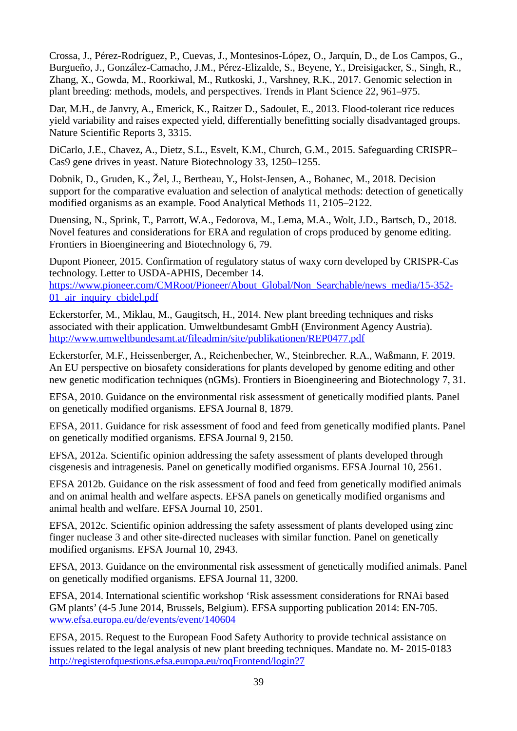Crossa, J., Pérez-Rodríguez, P., Cuevas, J., Montesinos-López, O., Jarquín, D., de Los Campos, G., Burgueño, J., González-Camacho, J.M., Pérez-Elizalde, S., Beyene, Y., Dreisigacker, S., Singh, R., Zhang, X., Gowda, M., Roorkiwal, M., Rutkoski, J., Varshney, R.K., 2017. Genomic selection in plant breeding: methods, models, and perspectives. Trends in Plant Science 22, 961–975.

Dar, M.H., de Janvry, A., Emerick, K., Raitzer D., Sadoulet, E., 2013. Flood-tolerant rice reduces yield variability and raises expected yield, differentially benefitting socially disadvantaged groups. Nature Scientific Reports 3, 3315.

DiCarlo, J.E., Chavez, A., Dietz, S.L., Esvelt, K.M., Church, G.M., 2015. Safeguarding CRISPR–Cas9 gene drives in yeast. Nature Biotechnology 33, 1250–1255.

Dobnik, D., Gruden, K., Žel, J., Bertheau, Y., Holst-Jensen, A., Bohanec, M., 2018. Decision support for the comparative evaluation and selection of analytical methods: detection of genetically modified organisms as an example. Food Analytical Methods 11, 2105–2122.

Duensing, N., Sprink, T., Parrott, W.A., Fedorova, M., Lema, M.A., Wolt, J.D., Bartsch, D., 2018. Novel features and considerations for ERA and regulation of crops produced by genome editing. Frontiers in Bioengineering and Biotechnology 6, 79.

Dupont Pioneer, 2015. Confirmation of regulatory status of waxy corn developed by CRISPR-Cas technology. Letter to USDA-APHIS, December 14. https://www.pioneer.com/CMRoot/Pioneer/About_Global/Non_Searchable/news_media/15-352-01_air_inquiry_cbidel.pdf

Eckerstorfer, M., Miklau, M., Gaugitsch, H., 2014. New plant breeding techniques and risks associated with their application. Umweltbundesamt GmbH (Environment Agency Austria). http://www.umweltbundesamt.at/fileadmin/site/publikationen/REP0477.pdf

Eckerstorfer, M.F., Heissenberger, A., Reichenbecher, W., Steinbrecher. R.A., Waßmann, F. 2019. An EU perspective on biosafety considerations for plants developed by genome editing and other new genetic modification techniques (nGMs). Frontiers in Bioengineering and Biotechnology 7, 31.

EFSA, 2010. Guidance on the environmental risk assessment of genetically modified plants. Panel on genetically modified organisms. EFSA Journal 8, 1879.

EFSA, 2011. Guidance for risk assessment of food and feed from genetically modified plants. Panel on genetically modified organisms. EFSA Journal 9, 2150.

EFSA, 2012a. Scientific opinion addressing the safety assessment of plants developed through cisgenesis and intragenesis. Panel on genetically modified organisms. EFSA Journal 10, 2561.

EFSA 2012b. Guidance on the risk assessment of food and feed from genetically modified animals and on animal health and welfare aspects. EFSA panels on genetically modified organisms and animal health and welfare. EFSA Journal 10, 2501.

EFSA, 2012c. Scientific opinion addressing the safety assessment of plants developed using zinc finger nuclease 3 and other site-directed nucleases with similar function. Panel on genetically modified organisms. EFSA Journal 10, 2943.

EFSA, 2013. Guidance on the environmental risk assessment of genetically modified animals. Panel on genetically modified organisms. EFSA Journal 11, 3200.

EFSA, 2014. International scientific workshop 'Risk assessment considerations for RNAi based GM plants' (4-5 June 2014, Brussels, Belgium). EFSA supporting publication 2014: EN-705. www.efsa.europa.eu/de/events/event/140604

EFSA, 2015. Request to the European Food Safety Authority to provide technical assistance on issues related to the legal analysis of new plant breeding techniques. Mandate no. M- 2015-0183 http://registerofquestions.efsa.europa.eu/roqFrontend/login?7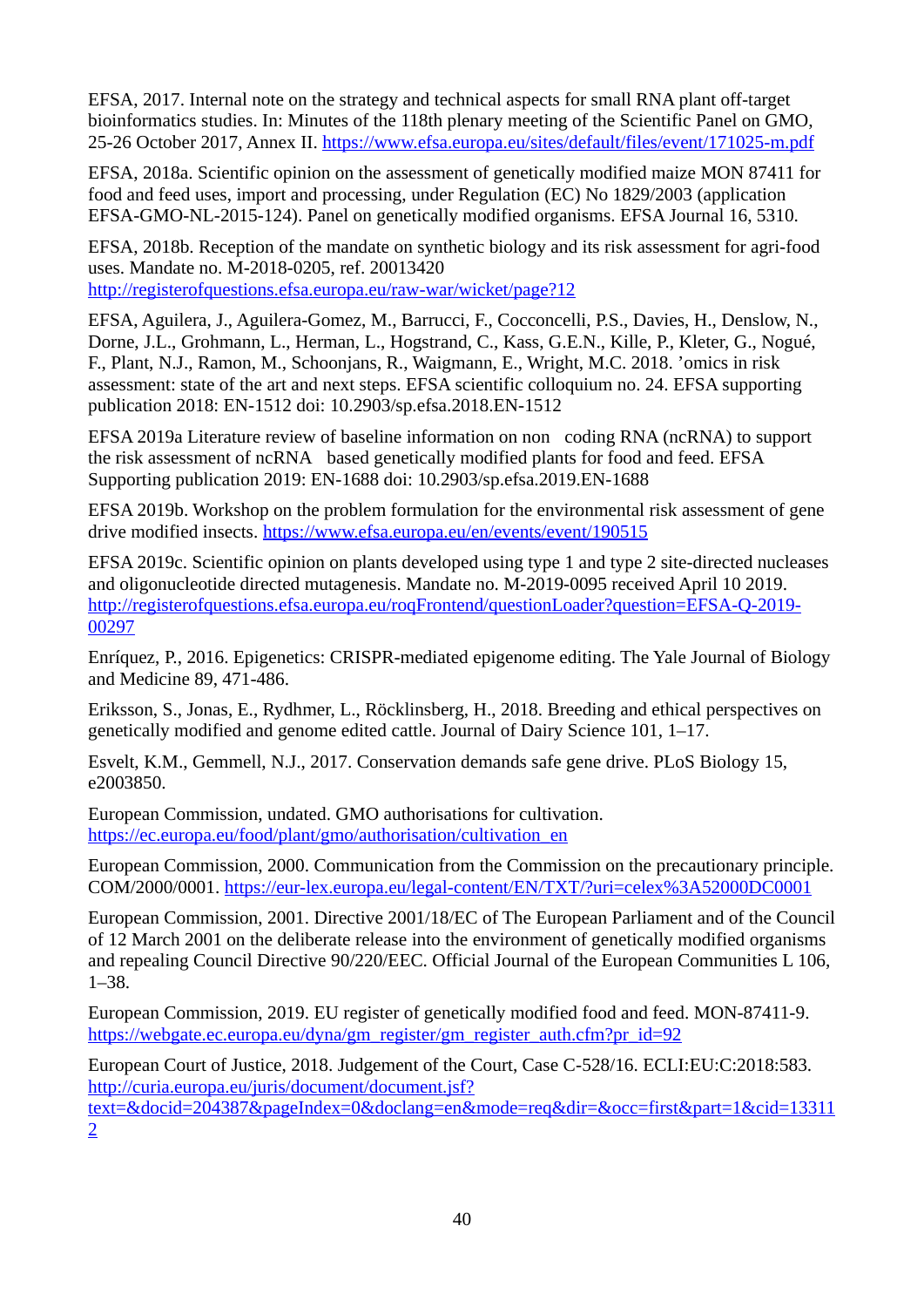EFSA, 2017. Internal note on the strategy and technical aspects for small RNA plant off-target bioinformatics studies. In: Minutes of the 118th plenary meeting of the Scientific Panel on GMO, 25-26 October 2017, Annex II. https://www.efsa.europa.eu/sites/default/files/event/171025-m.pdf

EFSA, 2018a. Scientific opinion on the assessment of genetically modified maize MON 87411 for food and feed uses, import and processing, under Regulation (EC) No 1829/2003 (application EFSA-GMO-NL-2015-124). Panel on genetically modified organisms. EFSA Journal 16, 5310.

EFSA, 2018b. Reception of the mandate on synthetic biology and its risk assessment for agri-food uses. Mandate no. M-2018-0205, ref. 20013420 http://registerofquestions.efsa.europa.eu/raw-war/wicket/page?12

EFSA, Aguilera, J., Aguilera-Gomez, M., Barrucci, F., Cocconcelli, P.S., Davies, H., Denslow, N., Dorne, J.L., Grohmann, L., Herman, L., Hogstrand, C., Kass, G.E.N., Kille, P., Kleter, G., Nogué, F., Plant, N.J., Ramon, M., Schoonjans, R., Waigmann, E., Wright, M.C. 2018. 'omics in risk assessment: state of the art and next steps. EFSA scientific colloquium no. 24. EFSA supporting publication 2018: EN-1512 doi: 10.2903/sp.efsa.2018.EN-1512

EFSA 2019a Literature review of baseline information on non coding RNA (ncRNA) to support the risk assessment of ncRNA based genetically modified plants for food and feed. EFSA Supporting publication 2019: EN-1688 doi: 10.2903/sp.efsa.2019.EN-1688

EFSA 2019b. Workshop on the problem formulation for the environmental risk assessment of gene drive modified insects. https://www.efsa.europa.eu/en/events/event/190515

EFSA 2019c. Scientific opinion on plants developed using type 1 and type 2 site-directed nucleases and oligonucleotide directed mutagenesis. Mandate no. M-2019-0095 received April 10 2019. http://registerofquestions.efsa.europa.eu/roqFrontend/questionLoader?question=EFSA-Q-2019-00297

Enríquez, P., 2016. Epigenetics: CRISPR-mediated epigenome editing. The Yale Journal of Biology and Medicine 89, 471-486.

Eriksson, S., Jonas, E., Rydhmer, L., Röcklinsberg, H., 2018. Breeding and ethical perspectives on genetically modified and genome edited cattle. Journal of Dairy Science 101, 1–17.

Esvelt, K.M., Gemmell, N.J., 2017. Conservation demands safe gene drive. PLoS Biology 15, e2003850.

European Commission, undated. GMO authorisations for cultivation. https://ec.europa.eu/food/plant/gmo/authorisation/cultivation_en

European Commission, 2000. Communication from the Commission on the precautionary principle. COM/2000/0001. https://eur-lex.europa.eu/legal-content/EN/TXT/?uri=celex%3A52000DC0001

European Commission, 2001. Directive 2001/18/EC of The European Parliament and of the Council of 12 March 2001 on the deliberate release into the environment of genetically modified organisms and repealing Council Directive 90/220/EEC. Official Journal of the European Communities L 106, 1–38.

European Commission, 2019. EU register of genetically modified food and feed. MON-87411-9. https://webgate.ec.europa.eu/dyna/gm_register/gm_register_auth.cfm?pr_id=92

European Court of Justice, 2018. Judgement of the Court, Case C-528/16. ECLI:EU:C:2018:583. http://curia.europa.eu/juris/document/document.jsf?text=&docid=204387&pageIndex=0&doclang=en&mode=req&dir=&occ=first&part=1&cid=133112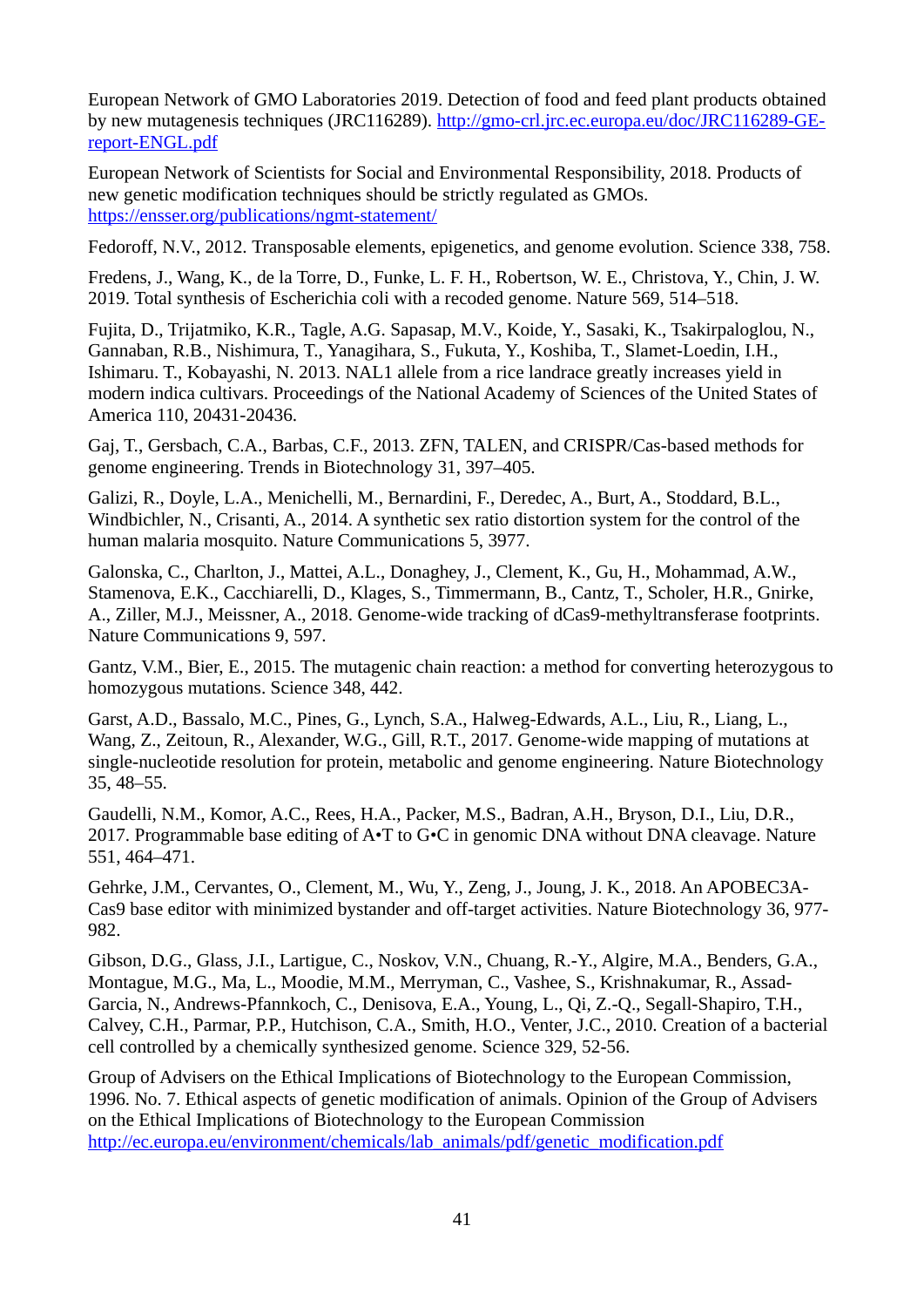European Network of GMO Laboratories 2019. Detection of food and feed plant products obtained by new mutagenesis techniques (JRC116289). http://gmo-crl.jrc.ec.europa.eu/doc/JRC116289-GE-report-ENGL.pdf

European Network of Scientists for Social and Environmental Responsibility, 2018. Products of new genetic modification techniques should be strictly regulated as GMOs. https://ensser.org/publications/ngmt-statement/

Fedoroff, N.V., 2012. Transposable elements, epigenetics, and genome evolution. Science 338, 758.

Fredens, J., Wang, K., de la Torre, D., Funke, L. F. H., Robertson, W. E., Christova, Y., Chin, J. W. 2019. Total synthesis of Escherichia coli with a recoded genome. Nature 569, 514–518.

Fujita, D., Trijatmiko, K.R., Tagle, A.G. Sapasap, M.V., Koide, Y., Sasaki, K., Tsakirpaloglou, N., Gannaban, R.B., Nishimura, T., Yanagihara, S., Fukuta, Y., Koshiba, T., Slamet-Loedin, I.H., Ishimaru. T., Kobayashi, N. 2013. NAL1 allele from a rice landrace greatly increases yield in modern indica cultivars. Proceedings of the National Academy of Sciences of the United States of America 110, 20431-20436.

Gaj, T., Gersbach, C.A., Barbas, C.F., 2013. ZFN, TALEN, and CRISPR/Cas-based methods for genome engineering. Trends in Biotechnology 31, 397–405.

Galizi, R., Doyle, L.A., Menichelli, M., Bernardini, F., Deredec, A., Burt, A., Stoddard, B.L., Windbichler, N., Crisanti, A., 2014. A synthetic sex ratio distortion system for the control of the human malaria mosquito. Nature Communications 5, 3977.

Galonska, C., Charlton, J., Mattei, A.L., Donaghey, J., Clement, K., Gu, H., Mohammad, A.W., Stamenova, E.K., Cacchiarelli, D., Klages, S., Timmermann, B., Cantz, T., Scholer, H.R., Gnirke, A., Ziller, M.J., Meissner, A., 2018. Genome-wide tracking of dCas9-methyltransferase footprints. Nature Communications 9, 597.

Gantz, V.M., Bier, E., 2015. The mutagenic chain reaction: a method for converting heterozygous to homozygous mutations. Science 348, 442.

Garst, A.D., Bassalo, M.C., Pines, G., Lynch, S.A., Halweg-Edwards, A.L., Liu, R., Liang, L., Wang, Z., Zeitoun, R., Alexander, W.G., Gill, R.T., 2017. Genome-wide mapping of mutations at single-nucleotide resolution for protein, metabolic and genome engineering. Nature Biotechnology 35, 48–55.

Gaudelli, N.M., Komor, A.C., Rees, H.A., Packer, M.S., Badran, A.H., Bryson, D.I., Liu, D.R., 2017. Programmable base editing of A•T to G•C in genomic DNA without DNA cleavage. Nature 551, 464–471.

Gehrke, J.M., Cervantes, O., Clement, M., Wu, Y., Zeng, J., Joung, J. K., 2018. An APOBEC3A-Cas9 base editor with minimized bystander and off-target activities. Nature Biotechnology 36, 977-982.

Gibson, D.G., Glass, J.I., Lartigue, C., Noskov, V.N., Chuang, R.-Y., Algire, M.A., Benders, G.A., Montague, M.G., Ma, L., Moodie, M.M., Merryman, C., Vashee, S., Krishnakumar, R., Assad-Garcia, N., Andrews-Pfannkoch, C., Denisova, E.A., Young, L., Qi, Z.-Q., Segall-Shapiro, T.H., Calvey, C.H., Parmar, P.P., Hutchison, C.A., Smith, H.O., Venter, J.C., 2010. Creation of a bacterial cell controlled by a chemically synthesized genome. Science 329, 52-56.

Group of Advisers on the Ethical Implications of Biotechnology to the European Commission, 1996. No. 7. Ethical aspects of genetic modification of animals. Opinion of the Group of Advisers on the Ethical Implications of Biotechnology to the European Commission http://ec.europa.eu/environment/chemicals/lab_animals/pdf/genetic_modification.pdf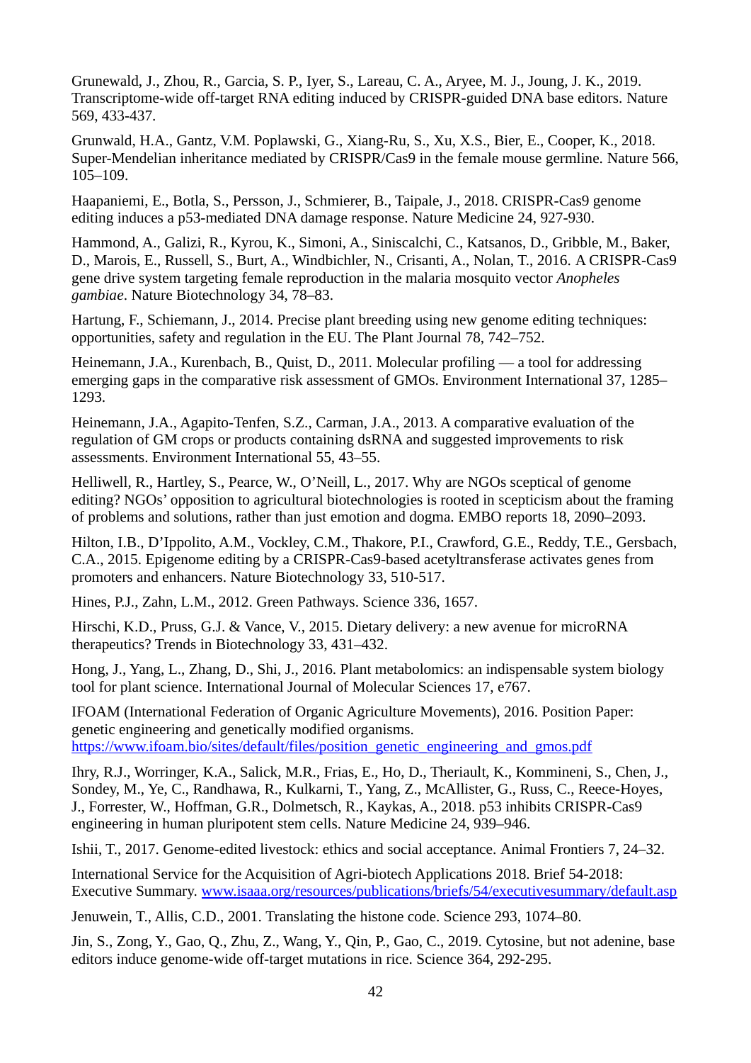Grunewald, J., Zhou, R., Garcia, S. P., Iyer, S., Lareau, C. A., Aryee, M. J., Joung, J. K., 2019. Transcriptome-wide off-target RNA editing induced by CRISPR-guided DNA base editors. Nature 569, 433-437.

Grunwald, H.A., Gantz, V.M. Poplawski, G., Xiang-Ru, S., Xu, X.S., Bier, E., Cooper, K., 2018. Super-Mendelian inheritance mediated by CRISPR/Cas9 in the female mouse germline. Nature 566, 105–109.

Haapaniemi, E., Botla, S., Persson, J., Schmierer, B., Taipale, J., 2018. CRISPR-Cas9 genome editing induces a p53-mediated DNA damage response. Nature Medicine 24, 927-930.

Hammond, A., Galizi, R., Kyrou, K., Simoni, A., Siniscalchi, C., Katsanos, D., Gribble, M., Baker, D., Marois, E., Russell, S., Burt, A., Windbichler, N., Crisanti, A., Nolan, T., 2016. A CRISPR-Cas9 gene drive system targeting female reproduction in the malaria mosquito vector *Anopheles gambiae*. Nature Biotechnology 34, 78–83.

Hartung, F., Schiemann, J., 2014. Precise plant breeding using new genome editing techniques: opportunities, safety and regulation in the EU. The Plant Journal 78, 742–752.

Heinemann, J.A., Kurenbach, B., Quist, D., 2011. Molecular profiling — a tool for addressing emerging gaps in the comparative risk assessment of GMOs. Environment International 37, 1285–1293.

Heinemann, J.A., Agapito-Tenfen, S.Z., Carman, J.A., 2013. A comparative evaluation of the regulation of GM crops or products containing dsRNA and suggested improvements to risk assessments. Environment International 55, 43–55.

Helliwell, R., Hartley, S., Pearce, W., O'Neill, L., 2017. Why are NGOs sceptical of genome editing? NGOs' opposition to agricultural biotechnologies is rooted in scepticism about the framing of problems and solutions, rather than just emotion and dogma. EMBO reports 18, 2090–2093.

Hilton, I.B., D'Ippolito, A.M., Vockley, C.M., Thakore, P.I., Crawford, G.E., Reddy, T.E., Gersbach, C.A., 2015. Epigenome editing by a CRISPR-Cas9-based acetyltransferase activates genes from promoters and enhancers. Nature Biotechnology 33, 510-517.

Hines, P.J., Zahn, L.M., 2012. Green Pathways. Science 336, 1657.

Hirschi, K.D., Pruss, G.J. & Vance, V., 2015. Dietary delivery: a new avenue for microRNA therapeutics? Trends in Biotechnology 33, 431–432.

Hong, J., Yang, L., Zhang, D., Shi, J., 2016. Plant metabolomics: an indispensable system biology tool for plant science. International Journal of Molecular Sciences 17, e767.

IFOAM (International Federation of Organic Agriculture Movements), 2016. Position Paper: genetic engineering and genetically modified organisms. https://www.ifoam.bio/sites/default/files/position_genetic_engineering_and_gmos.pdf

Ihry, R.J., Worringer, K.A., Salick, M.R., Frias, E., Ho, D., Theriault, K., Kommineni, S., Chen, J., Sondey, M., Ye, C., Randhawa, R., Kulkarni, T., Yang, Z., McAllister, G., Russ, C., Reece-Hoyes, J., Forrester, W., Hoffman, G.R., Dolmetsch, R., Kaykas, A., 2018. p53 inhibits CRISPR-Cas9 engineering in human pluripotent stem cells. Nature Medicine 24, 939–946.

Ishii, T., 2017. Genome-edited livestock: ethics and social acceptance. Animal Frontiers 7, 24–32.

International Service for the Acquisition of Agri-biotech Applications 2018. Brief 54-2018: Executive Summary. www.isaaa.org/resources/publications/briefs/54/executivesummary/default.asp

Jenuwein, T., Allis, C.D., 2001. Translating the histone code. Science 293, 1074–80.

Jin, S., Zong, Y., Gao, Q., Zhu, Z., Wang, Y., Qin, P., Gao, C., 2019. Cytosine, but not adenine, base editors induce genome-wide off-target mutations in rice. Science 364, 292-295.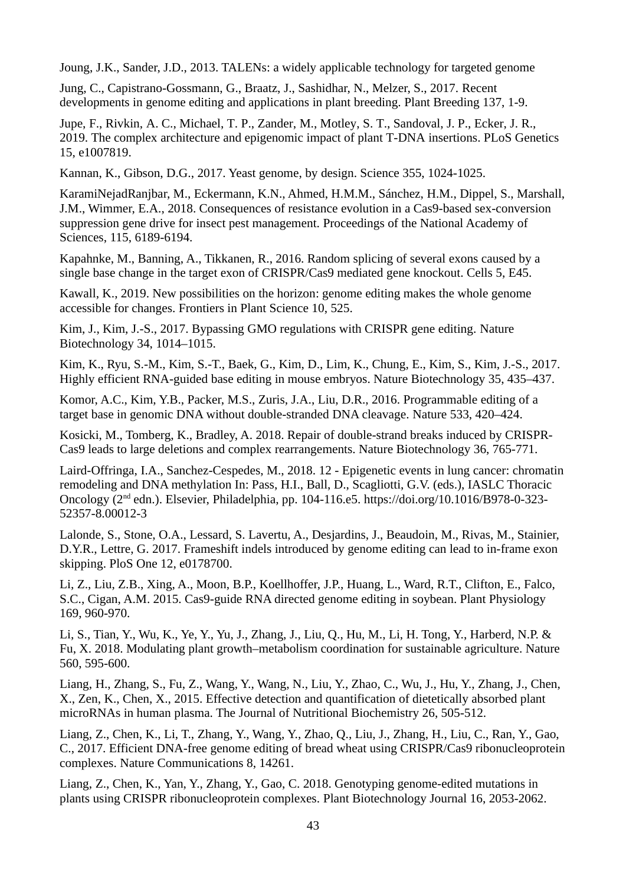Joung, J.K., Sander, J.D., 2013. TALENs: a widely applicable technology for targeted genome

Jung, C., Capistrano-Gossmann, G., Braatz, J., Sashidhar, N., Melzer, S., 2017. Recent developments in genome editing and applications in plant breeding. Plant Breeding 137, 1-9.

Jupe, F., Rivkin, A. C., Michael, T. P., Zander, M., Motley, S. T., Sandoval, J. P., Ecker, J. R., 2019. The complex architecture and epigenomic impact of plant T-DNA insertions. PLoS Genetics 15, e1007819.

Kannan, K., Gibson, D.G., 2017. Yeast genome, by design. Science 355, 1024-1025.

KaramiNejadRanjbar, M., Eckermann, K.N., Ahmed, H.M.M., Sánchez, H.M., Dippel, S., Marshall, J.M., Wimmer, E.A., 2018. Consequences of resistance evolution in a Cas9-based sex-conversion suppression gene drive for insect pest management. Proceedings of the National Academy of Sciences, 115, 6189-6194.

Kapahnke, M., Banning, A., Tikkanen, R., 2016. Random splicing of several exons caused by a single base change in the target exon of CRISPR/Cas9 mediated gene knockout. Cells 5, E45.

Kawall, K., 2019. New possibilities on the horizon: genome editing makes the whole genome accessible for changes. Frontiers in Plant Science 10, 525.

Kim, J., Kim, J.-S., 2017. Bypassing GMO regulations with CRISPR gene editing. Nature Biotechnology 34, 1014–1015.

Kim, K., Ryu, S.-M., Kim, S.-T., Baek, G., Kim, D., Lim, K., Chung, E., Kim, S., Kim, J.-S., 2017. Highly efficient RNA-guided base editing in mouse embryos. Nature Biotechnology 35, 435–437.

Komor, A.C., Kim, Y.B., Packer, M.S., Zuris, J.A., Liu, D.R., 2016. Programmable editing of a target base in genomic DNA without double-stranded DNA cleavage. Nature 533, 420–424.

Kosicki, M., Tomberg, K., Bradley, A. 2018. Repair of double-strand breaks induced by CRISPR-Cas9 leads to large deletions and complex rearrangements. Nature Biotechnology 36, 765-771.

Laird-Offringa, I.A., Sanchez-Cespedes, M., 2018. 12 - Epigenetic events in lung cancer: chromatin remodeling and DNA methylation In: Pass, H.I., Ball, D., Scagliotti, G.V. (eds.), IASLC Thoracic Oncology (2nd edn.). Elsevier, Philadelphia, pp. 104-116.e5. https://doi.org/10.1016/B978-0-323-52357-8.00012-3

Lalonde, S., Stone, O.A., Lessard, S. Lavertu, A., Desjardins, J., Beaudoin, M., Rivas, M., Stainier, D.Y.R., Lettre, G. 2017. Frameshift indels introduced by genome editing can lead to in-frame exon skipping. PloS One 12, e0178700.

Li, Z., Liu, Z.B., Xing, A., Moon, B.P., Koellhoffer, J.P., Huang, L., Ward, R.T., Clifton, E., Falco, S.C., Cigan, A.M. 2015. Cas9-guide RNA directed genome editing in soybean. Plant Physiology 169, 960-970.

Li, S., Tian, Y., Wu, K., Ye, Y., Yu, J., Zhang, J., Liu, Q., Hu, M., Li, H. Tong, Y., Harberd, N.P. & Fu, X. 2018. Modulating plant growth–metabolism coordination for sustainable agriculture. Nature 560, 595-600.

Liang, H., Zhang, S., Fu, Z., Wang, Y., Wang, N., Liu, Y., Zhao, C., Wu, J., Hu, Y., Zhang, J., Chen, X., Zen, K., Chen, X., 2015. Effective detection and quantification of dietetically absorbed plant microRNAs in human plasma. The Journal of Nutritional Biochemistry 26, 505-512.

Liang, Z., Chen, K., Li, T., Zhang, Y., Wang, Y., Zhao, Q., Liu, J., Zhang, H., Liu, C., Ran, Y., Gao, C., 2017. Efficient DNA-free genome editing of bread wheat using CRISPR/Cas9 ribonucleoprotein complexes. Nature Communications 8, 14261.

Liang, Z., Chen, K., Yan, Y., Zhang, Y., Gao, C. 2018. Genotyping genome-edited mutations in plants using CRISPR ribonucleoprotein complexes. Plant Biotechnology Journal 16, 2053-2062.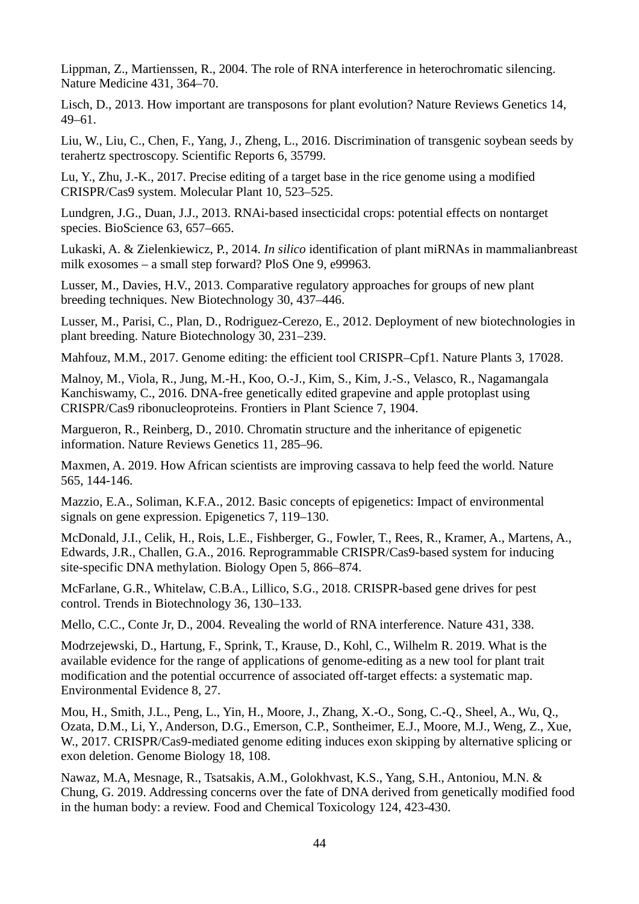Lippman, Z., Martienssen, R., 2004. The role of RNA interference in heterochromatic silencing. Nature Medicine 431, 364–70.

Lisch, D., 2013. How important are transposons for plant evolution? Nature Reviews Genetics 14, 49–61.

Liu, W., Liu, C., Chen, F., Yang, J., Zheng, L., 2016. Discrimination of transgenic soybean seeds by terahertz spectroscopy. Scientific Reports 6, 35799.

Lu, Y., Zhu, J.-K., 2017. Precise editing of a target base in the rice genome using a modified CRISPR/Cas9 system. Molecular Plant 10, 523–525.

Lundgren, J.G., Duan, J.J., 2013. RNAi-based insecticidal crops: potential effects on nontarget species. BioScience 63, 657–665.

Lukaski, A. & Zielenkiewicz, P., 2014. *In silico* identification of plant miRNAs in mammalianbreast milk exosomes – a small step forward? PloS One 9, e99963.

Lusser, M., Davies, H.V., 2013. Comparative regulatory approaches for groups of new plant breeding techniques. New Biotechnology 30, 437–446.

Lusser, M., Parisi, C., Plan, D., Rodriguez-Cerezo, E., 2012. Deployment of new biotechnologies in plant breeding. Nature Biotechnology 30, 231–239.

Mahfouz, M.M., 2017. Genome editing: the efficient tool CRISPR–Cpf1. Nature Plants 3, 17028.

Malnoy, M., Viola, R., Jung, M.-H., Koo, O.-J., Kim, S., Kim, J.-S., Velasco, R., Nagamangala Kanchiswamy, C., 2016. DNA-free genetically edited grapevine and apple protoplast using CRISPR/Cas9 ribonucleoproteins. Frontiers in Plant Science 7, 1904.

Margueron, R., Reinberg, D., 2010. Chromatin structure and the inheritance of epigenetic information. Nature Reviews Genetics 11, 285–96.

Maxmen, A. 2019. How African scientists are improving cassava to help feed the world. Nature 565, 144-146.

Mazzio, E.A., Soliman, K.F.A., 2012. Basic concepts of epigenetics: Impact of environmental signals on gene expression. Epigenetics 7, 119–130.

McDonald, J.I., Celik, H., Rois, L.E., Fishberger, G., Fowler, T., Rees, R., Kramer, A., Martens, A., Edwards, J.R., Challen, G.A., 2016. Reprogrammable CRISPR/Cas9-based system for inducing site-specific DNA methylation. Biology Open 5, 866–874.

McFarlane, G.R., Whitelaw, C.B.A., Lillico, S.G., 2018. CRISPR-based gene drives for pest control. Trends in Biotechnology 36, 130–133.

Mello, C.C., Conte Jr, D., 2004. Revealing the world of RNA interference. Nature 431, 338.

Modrzejewski, D., Hartung, F., Sprink, T., Krause, D., Kohl, C., Wilhelm R. 2019. What is the available evidence for the range of applications of genome-editing as a new tool for plant trait modification and the potential occurrence of associated off-target effects: a systematic map. Environmental Evidence 8, 27.

Mou, H., Smith, J.L., Peng, L., Yin, H., Moore, J., Zhang, X.-O., Song, C.-Q., Sheel, A., Wu, Q., Ozata, D.M., Li, Y., Anderson, D.G., Emerson, C.P., Sontheimer, E.J., Moore, M.J., Weng, Z., Xue, W., 2017. CRISPR/Cas9-mediated genome editing induces exon skipping by alternative splicing or exon deletion. Genome Biology 18, 108.

Nawaz, M.A, Mesnage, R., Tsatsakis, A.M., Golokhvast, K.S., Yang, S.H., Antoniou, M.N. & Chung, G. 2019. Addressing concerns over the fate of DNA derived from genetically modified food in the human body: a review. Food and Chemical Toxicology 124, 423-430.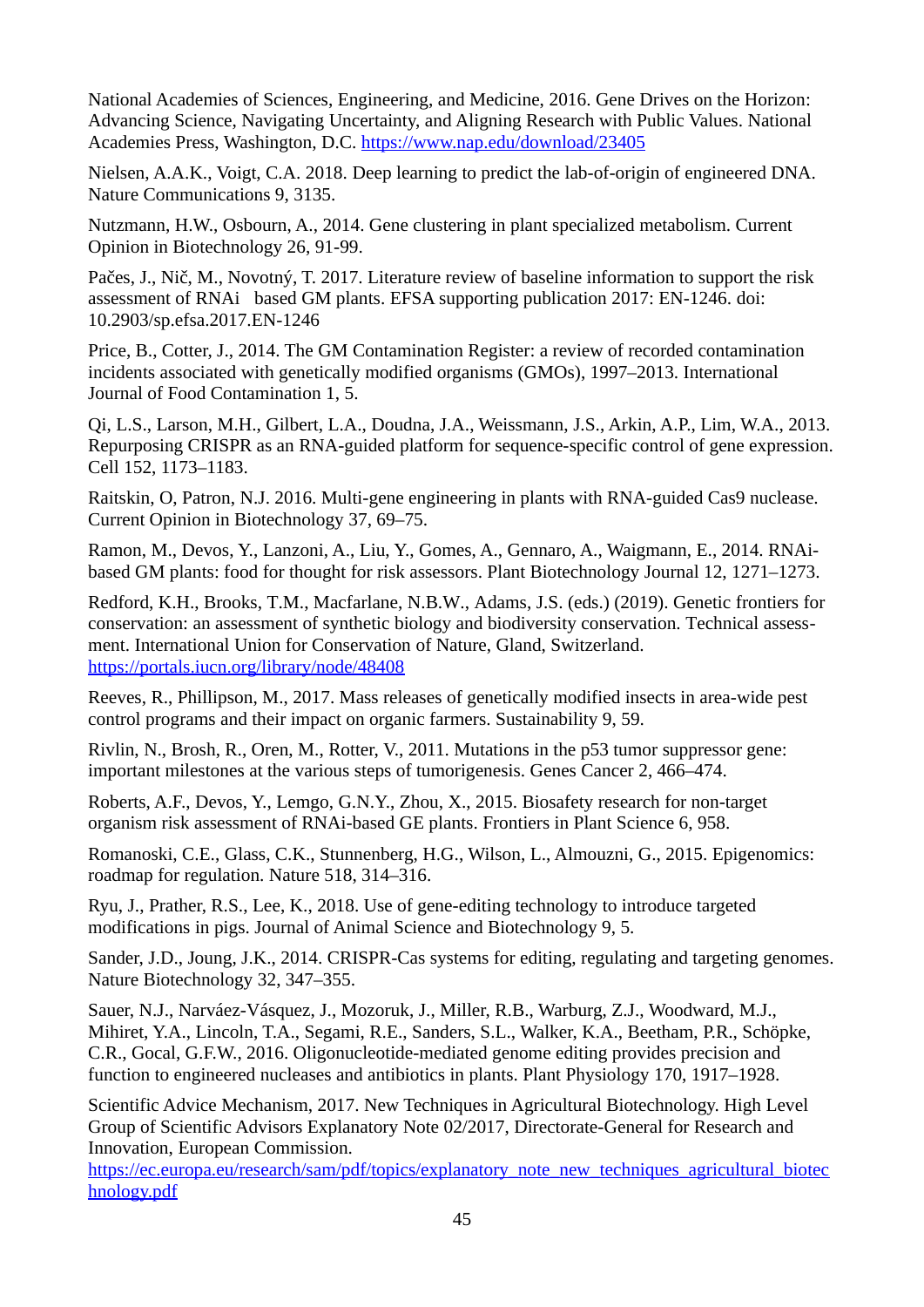National Academies of Sciences, Engineering, and Medicine, 2016. Gene Drives on the Horizon: Advancing Science, Navigating Uncertainty, and Aligning Research with Public Values. National Academies Press, Washington, D.C. https://www.nap.edu/download/23405

Nielsen, A.A.K., Voigt, C.A. 2018. Deep learning to predict the lab-of-origin of engineered DNA. Nature Communications 9, 3135.

Nutzmann, H.W., Osbourn, A., 2014. Gene clustering in plant specialized metabolism. Current Opinion in Biotechnology 26, 91-99.

Pačes, J., Nič, M., Novotný, T. 2017. Literature review of baseline information to support the risk assessment of RNAi based GM plants. EFSA supporting publication 2017: EN-1246. doi: 10.2903/sp.efsa.2017.EN-1246

Price, B., Cotter, J., 2014. The GM Contamination Register: a review of recorded contamination incidents associated with genetically modified organisms (GMOs), 1997–2013. International Journal of Food Contamination 1, 5.

Qi, L.S., Larson, M.H., Gilbert, L.A., Doudna, J.A., Weissmann, J.S., Arkin, A.P., Lim, W.A., 2013. Repurposing CRISPR as an RNA-guided platform for sequence-specific control of gene expression. Cell 152, 1173–1183.

Raitskin, O, Patron, N.J. 2016. Multi-gene engineering in plants with RNA-guided Cas9 nuclease. Current Opinion in Biotechnology 37, 69–75.

Ramon, M., Devos, Y., Lanzoni, A., Liu, Y., Gomes, A., Gennaro, A., Waigmann, E., 2014. RNAi-based GM plants: food for thought for risk assessors. Plant Biotechnology Journal 12, 1271–1273.

Redford, K.H., Brooks, T.M., Macfarlane, N.B.W., Adams, J.S. (eds.) (2019). Genetic frontiers for conservation: an assessment of synthetic biology and biodiversity conservation. Technical assessment. International Union for Conservation of Nature, Gland, Switzerland. https://portals.iucn.org/library/node/48408

Reeves, R., Phillipson, M., 2017. Mass releases of genetically modified insects in area-wide pest control programs and their impact on organic farmers. Sustainability 9, 59.

Rivlin, N., Brosh, R., Oren, M., Rotter, V., 2011. Mutations in the p53 tumor suppressor gene: important milestones at the various steps of tumorigenesis. Genes Cancer 2, 466–474.

Roberts, A.F., Devos, Y., Lemgo, G.N.Y., Zhou, X., 2015. Biosafety research for non-target organism risk assessment of RNAi-based GE plants. Frontiers in Plant Science 6, 958.

Romanoski, C.E., Glass, C.K., Stunnenberg, H.G., Wilson, L., Almouzni, G., 2015. Epigenomics: roadmap for regulation. Nature 518, 314–316.

Ryu, J., Prather, R.S., Lee, K., 2018. Use of gene-editing technology to introduce targeted modifications in pigs. Journal of Animal Science and Biotechnology 9, 5.

Sander, J.D., Joung, J.K., 2014. CRISPR-Cas systems for editing, regulating and targeting genomes. Nature Biotechnology 32, 347–355.

Sauer, N.J., Narváez-Vásquez, J., Mozoruk, J., Miller, R.B., Warburg, Z.J., Woodward, M.J., Mihiret, Y.A., Lincoln, T.A., Segami, R.E., Sanders, S.L., Walker, K.A., Beetham, P.R., Schöpke, C.R., Gocal, G.F.W., 2016. Oligonucleotide-mediated genome editing provides precision and function to engineered nucleases and antibiotics in plants. Plant Physiology 170, 1917–1928.

Scientific Advice Mechanism, 2017. New Techniques in Agricultural Biotechnology. High Level Group of Scientific Advisors Explanatory Note 02/2017, Directorate-General for Research and Innovation, European Commission. https://ec.europa.eu/research/sam/pdf/topics/explanatory_note_new_techniques_agricultural_biotechnology.pdf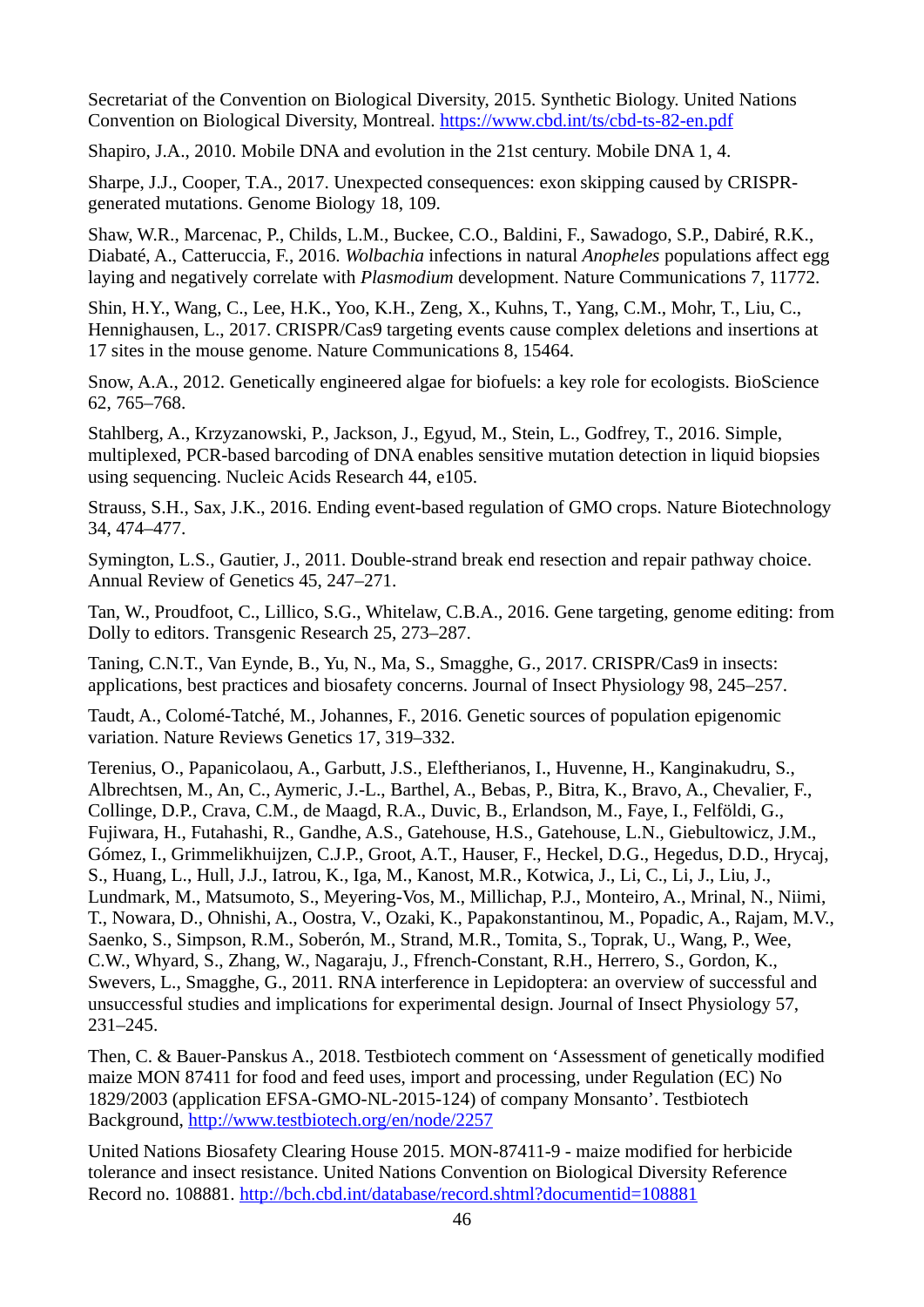Secretariat of the Convention on Biological Diversity, 2015. Synthetic Biology. United Nations Convention on Biological Diversity, Montreal. https://www.cbd.int/ts/cbd-ts-82-en.pdf

Shapiro, J.A., 2010. Mobile DNA and evolution in the 21st century. Mobile DNA 1, 4.

Sharpe, J.J., Cooper, T.A., 2017. Unexpected consequences: exon skipping caused by CRISPR-generated mutations. Genome Biology 18, 109.

Shaw, W.R., Marcenac, P., Childs, L.M., Buckee, C.O., Baldini, F., Sawadogo, S.P., Dabiré, R.K., Diabaté, A., Catteruccia, F., 2016. *Wolbachia* infections in natural *Anopheles* populations affect egg laying and negatively correlate with *Plasmodium* development. Nature Communications 7, 11772.

Shin, H.Y., Wang, C., Lee, H.K., Yoo, K.H., Zeng, X., Kuhns, T., Yang, C.M., Mohr, T., Liu, C., Hennighausen, L., 2017. CRISPR/Cas9 targeting events cause complex deletions and insertions at 17 sites in the mouse genome. Nature Communications 8, 15464.

Snow, A.A., 2012. Genetically engineered algae for biofuels: a key role for ecologists. BioScience 62, 765–768.

Stahlberg, A., Krzyzanowski, P., Jackson, J., Egyud, M., Stein, L., Godfrey, T., 2016. Simple, multiplexed, PCR-based barcoding of DNA enables sensitive mutation detection in liquid biopsies using sequencing. Nucleic Acids Research 44, e105.

Strauss, S.H., Sax, J.K., 2016. Ending event-based regulation of GMO crops. Nature Biotechnology 34, 474–477.

Symington, L.S., Gautier, J., 2011. Double-strand break end resection and repair pathway choice. Annual Review of Genetics 45, 247–271.

Tan, W., Proudfoot, C., Lillico, S.G., Whitelaw, C.B.A., 2016. Gene targeting, genome editing: from Dolly to editors. Transgenic Research 25, 273–287.

Taning, C.N.T., Van Eynde, B., Yu, N., Ma, S., Smagghe, G., 2017. CRISPR/Cas9 in insects: applications, best practices and biosafety concerns. Journal of Insect Physiology 98, 245–257.

Taudt, A., Colomé-Tatché, M., Johannes, F., 2016. Genetic sources of population epigenomic variation. Nature Reviews Genetics 17, 319–332.

Terenius, O., Papanicolaou, A., Garbutt, J.S., Eleftherianos, I., Huvenne, H., Kanginakudru, S., Albrechtsen, M., An, C., Aymeric, J.-L., Barthel, A., Bebas, P., Bitra, K., Bravo, A., Chevalier, F., Collinge, D.P., Crava, C.M., de Maagd, R.A., Duvic, B., Erlandson, M., Faye, I., Felföldi, G., Fujiwara, H., Futahashi, R., Gandhe, A.S., Gatehouse, H.S., Gatehouse, L.N., Giebultowicz, J.M., Gómez, I., Grimmelikhuijzen, C.J.P., Groot, A.T., Hauser, F., Heckel, D.G., Hegedus, D.D., Hrycaj, S., Huang, L., Hull, J.J., Iatrou, K., Iga, M., Kanost, M.R., Kotwica, J., Li, C., Li, J., Liu, J., Lundmark, M., Matsumoto, S., Meyering-Vos, M., Millichap, P.J., Monteiro, A., Mrinal, N., Niimi, T., Nowara, D., Ohnishi, A., Oostra, V., Ozaki, K., Papakonstantinou, M., Popadic, A., Rajam, M.V., Saenko, S., Simpson, R.M., Soberón, M., Strand, M.R., Tomita, S., Toprak, U., Wang, P., Wee, C.W., Whyard, S., Zhang, W., Nagaraju, J., Ffrench-Constant, R.H., Herrero, S., Gordon, K., Swevers, L., Smagghe, G., 2011. RNA interference in Lepidoptera: an overview of successful and unsuccessful studies and implications for experimental design. Journal of Insect Physiology 57, 231–245.

Then, C. & Bauer-Panskus A., 2018. Testbiotech comment on 'Assessment of genetically modified maize MON 87411 for food and feed uses, import and processing, under Regulation (EC) No 1829/2003 (application EFSA-GMO-NL-2015-124) of company Monsanto'. Testbiotech Background, http://www.testbiotech.org/en/node/2257

United Nations Biosafety Clearing House 2015. MON-87411-9 - maize modified for herbicide tolerance and insect resistance. United Nations Convention on Biological Diversity Reference Record no. 108881. http://bch.cbd.int/database/record.shtml?documentid=108881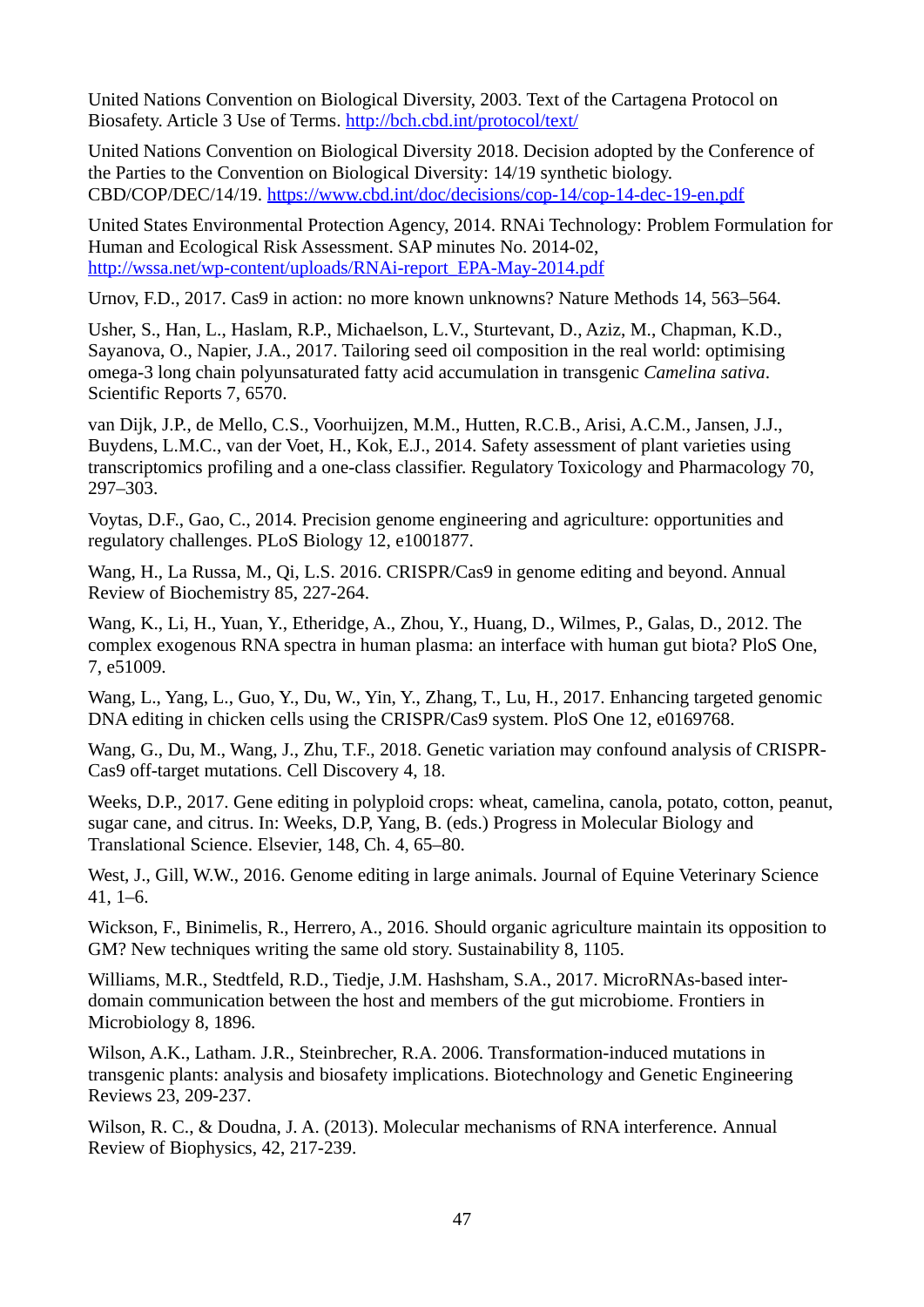United Nations Convention on Biological Diversity, 2003. Text of the Cartagena Protocol on Biosafety. Article 3 Use of Terms. http://bch.cbd.int/protocol/text/

United Nations Convention on Biological Diversity 2018. Decision adopted by the Conference of the Parties to the Convention on Biological Diversity: 14/19 synthetic biology. CBD/COP/DEC/14/19. https://www.cbd.int/doc/decisions/cop-14/cop-14-dec-19-en.pdf

United States Environmental Protection Agency, 2014. RNAi Technology: Problem Formulation for Human and Ecological Risk Assessment. SAP minutes No. 2014-02, http://wssa.net/wp-content/uploads/RNAi-report_EPA-May-2014.pdf

Urnov, F.D., 2017. Cas9 in action: no more known unknowns? Nature Methods 14, 563–564.

Usher, S., Han, L., Haslam, R.P., Michaelson, L.V., Sturtevant, D., Aziz, M., Chapman, K.D., Sayanova, O., Napier, J.A., 2017. Tailoring seed oil composition in the real world: optimising omega-3 long chain polyunsaturated fatty acid accumulation in transgenic *Camelina sativa*. Scientific Reports 7, 6570.

van Dijk, J.P., de Mello, C.S., Voorhuijzen, M.M., Hutten, R.C.B., Arisi, A.C.M., Jansen, J.J., Buydens, L.M.C., van der Voet, H., Kok, E.J., 2014. Safety assessment of plant varieties using transcriptomics profiling and a one-class classifier. Regulatory Toxicology and Pharmacology 70, 297–303.

Voytas, D.F., Gao, C., 2014. Precision genome engineering and agriculture: opportunities and regulatory challenges. PLoS Biology 12, e1001877.

Wang, H., La Russa, M., Qi, L.S. 2016. CRISPR/Cas9 in genome editing and beyond. Annual Review of Biochemistry 85, 227-264.

Wang, K., Li, H., Yuan, Y., Etheridge, A., Zhou, Y., Huang, D., Wilmes, P., Galas, D., 2012. The complex exogenous RNA spectra in human plasma: an interface with human gut biota? PloS One, 7, e51009.

Wang, L., Yang, L., Guo, Y., Du, W., Yin, Y., Zhang, T., Lu, H., 2017. Enhancing targeted genomic DNA editing in chicken cells using the CRISPR/Cas9 system. PloS One 12, e0169768.

Wang, G., Du, M., Wang, J., Zhu, T.F., 2018. Genetic variation may confound analysis of CRISPR-Cas9 off-target mutations. Cell Discovery 4, 18.

Weeks, D.P., 2017. Gene editing in polyploid crops: wheat, camelina, canola, potato, cotton, peanut, sugar cane, and citrus. In: Weeks, D.P, Yang, B. (eds.) Progress in Molecular Biology and Translational Science. Elsevier, 148, Ch. 4, 65–80.

West, J., Gill, W.W., 2016. Genome editing in large animals. Journal of Equine Veterinary Science 41, 1–6.

Wickson, F., Binimelis, R., Herrero, A., 2016. Should organic agriculture maintain its opposition to GM? New techniques writing the same old story. Sustainability 8, 1105.

Williams, M.R., Stedtfeld, R.D., Tiedje, J.M. Hashsham, S.A., 2017. MicroRNAs-based inter-domain communication between the host and members of the gut microbiome. Frontiers in Microbiology 8, 1896.

Wilson, A.K., Latham. J.R., Steinbrecher, R.A. 2006. Transformation-induced mutations in transgenic plants: analysis and biosafety implications. Biotechnology and Genetic Engineering Reviews 23, 209-237.

Wilson, R. C., & Doudna, J. A. (2013). Molecular mechanisms of RNA interference. Annual Review of Biophysics, 42, 217-239.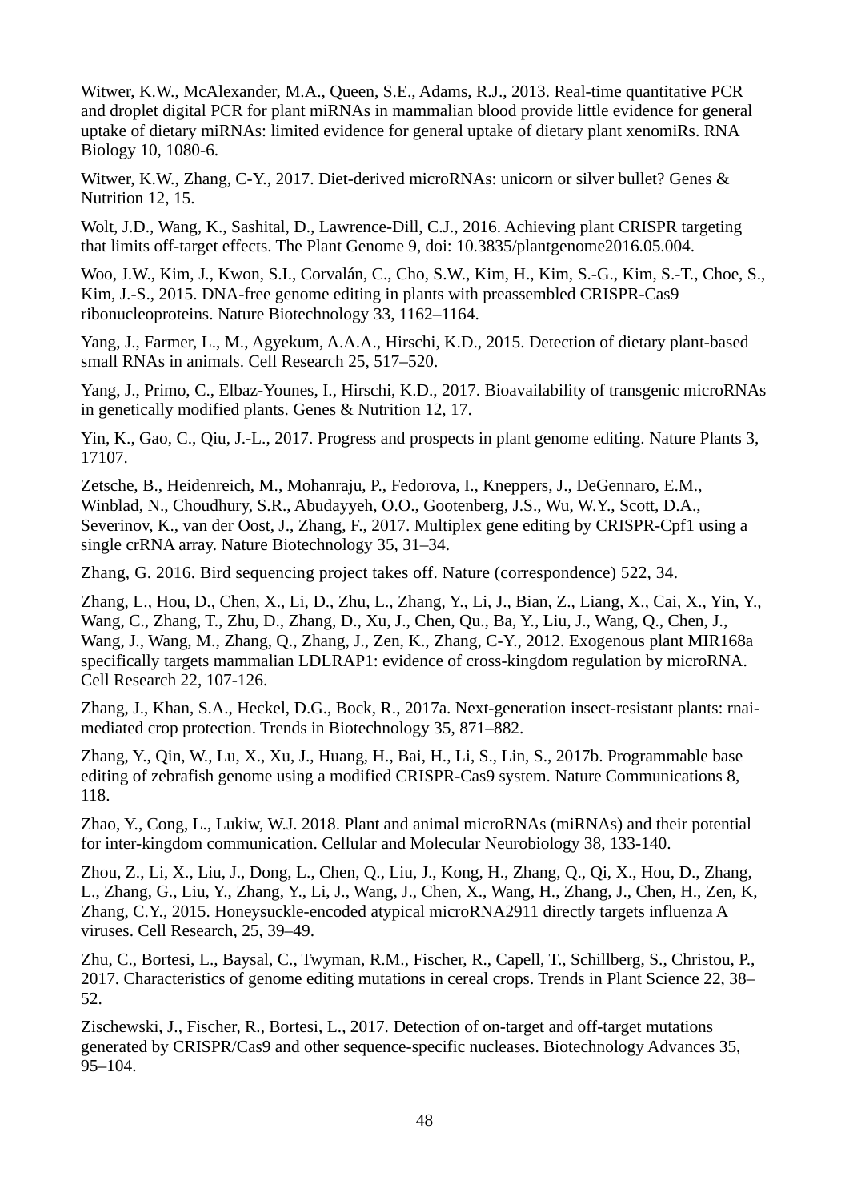Witwer, K.W., McAlexander, M.A., Queen, S.E., Adams, R.J., 2013. Real-time quantitative PCR and droplet digital PCR for plant miRNAs in mammalian blood provide little evidence for general uptake of dietary miRNAs: limited evidence for general uptake of dietary plant xenomiRs. RNA Biology 10, 1080-6.

Witwer, K.W., Zhang, C-Y., 2017. Diet-derived microRNAs: unicorn or silver bullet? Genes & Nutrition 12, 15.

Wolt, J.D., Wang, K., Sashital, D., Lawrence-Dill, C.J., 2016. Achieving plant CRISPR targeting that limits off-target effects. The Plant Genome 9, doi: 10.3835/plantgenome2016.05.004.

Woo, J.W., Kim, J., Kwon, S.I., Corvalán, C., Cho, S.W., Kim, H., Kim, S.-G., Kim, S.-T., Choe, S., Kim, J.-S., 2015. DNA-free genome editing in plants with preassembled CRISPR-Cas9 ribonucleoproteins. Nature Biotechnology 33, 1162–1164.

Yang, J., Farmer, L., M., Agyekum, A.A.A., Hirschi, K.D., 2015. Detection of dietary plant-based small RNAs in animals. Cell Research 25, 517–520.

Yang, J., Primo, C., Elbaz-Younes, I., Hirschi, K.D., 2017. Bioavailability of transgenic microRNAs in genetically modified plants. Genes & Nutrition 12, 17.

Yin, K., Gao, C., Qiu, J.-L., 2017. Progress and prospects in plant genome editing. Nature Plants 3, 17107.

Zetsche, B., Heidenreich, M., Mohanraju, P., Fedorova, I., Kneppers, J., DeGennaro, E.M., Winblad, N., Choudhury, S.R., Abudayyeh, O.O., Gootenberg, J.S., Wu, W.Y., Scott, D.A., Severinov, K., van der Oost, J., Zhang, F., 2017. Multiplex gene editing by CRISPR-Cpf1 using a single crRNA array. Nature Biotechnology 35, 31–34.

Zhang, G. 2016. Bird sequencing project takes off. Nature (correspondence) 522, 34.

Zhang, L., Hou, D., Chen, X., Li, D., Zhu, L., Zhang, Y., Li, J., Bian, Z., Liang, X., Cai, X., Yin, Y., Wang, C., Zhang, T., Zhu, D., Zhang, D., Xu, J., Chen, Qu., Ba, Y., Liu, J., Wang, Q., Chen, J., Wang, J., Wang, M., Zhang, Q., Zhang, J., Zen, K., Zhang, C-Y., 2012. Exogenous plant MIR168a specifically targets mammalian LDLRAP1: evidence of cross-kingdom regulation by microRNA. Cell Research 22, 107-126.

Zhang, J., Khan, S.A., Heckel, D.G., Bock, R., 2017a. Next-generation insect-resistant plants: rnai-mediated crop protection. Trends in Biotechnology 35, 871–882.

Zhang, Y., Qin, W., Lu, X., Xu, J., Huang, H., Bai, H., Li, S., Lin, S., 2017b. Programmable base editing of zebrafish genome using a modified CRISPR-Cas9 system. Nature Communications 8, 118.

Zhao, Y., Cong, L., Lukiw, W.J. 2018. Plant and animal microRNAs (miRNAs) and their potential for inter-kingdom communication. Cellular and Molecular Neurobiology 38, 133-140.

Zhou, Z., Li, X., Liu, J., Dong, L., Chen, Q., Liu, J., Kong, H., Zhang, Q., Qi, X., Hou, D., Zhang, L., Zhang, G., Liu, Y., Zhang, Y., Li, J., Wang, J., Chen, X., Wang, H., Zhang, J., Chen, H., Zen, K, Zhang, C.Y., 2015. Honeysuckle-encoded atypical microRNA2911 directly targets influenza A viruses. Cell Research, 25, 39–49.

Zhu, C., Bortesi, L., Baysal, C., Twyman, R.M., Fischer, R., Capell, T., Schillberg, S., Christou, P., 2017. Characteristics of genome editing mutations in cereal crops. Trends in Plant Science 22, 38–52.

Zischewski, J., Fischer, R., Bortesi, L., 2017. Detection of on-target and off-target mutations generated by CRISPR/Cas9 and other sequence-specific nucleases. Biotechnology Advances 35, 95–104.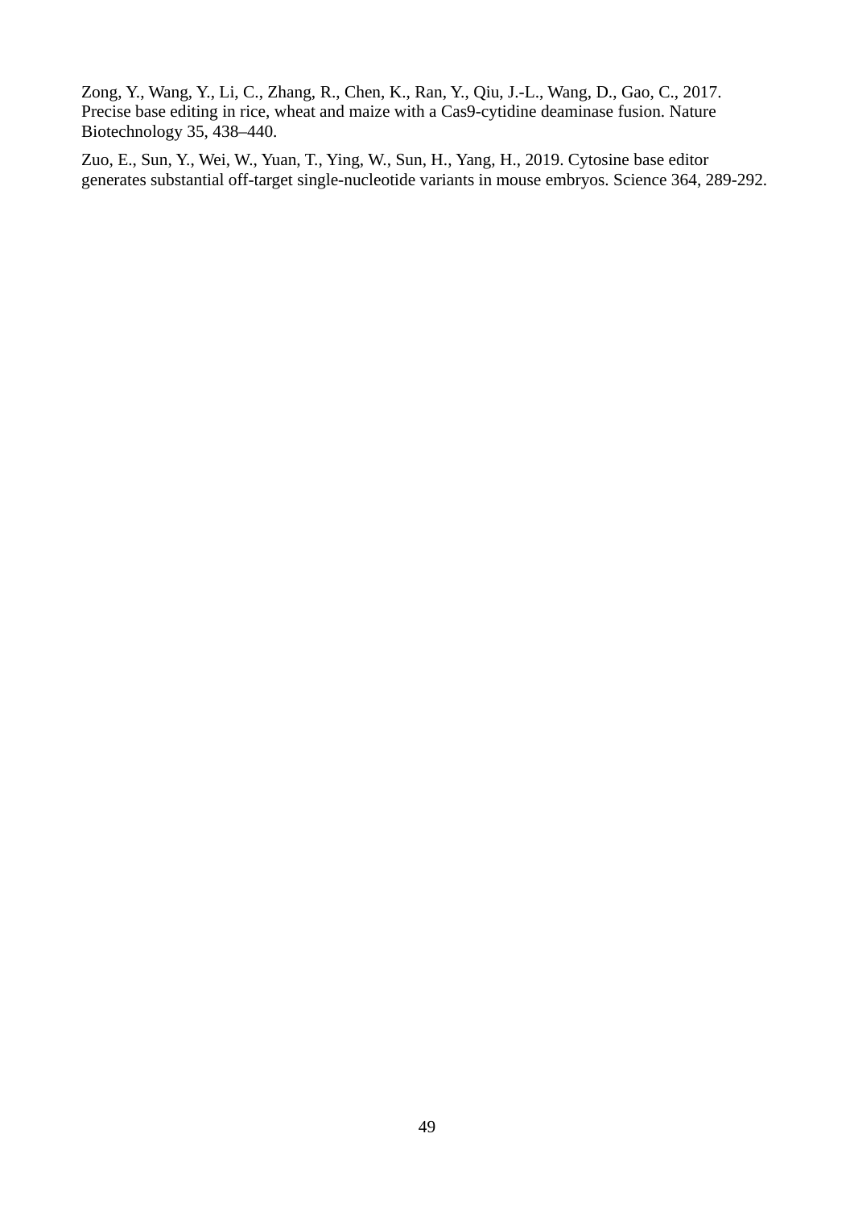Zong, Y., Wang, Y., Li, C., Zhang, R., Chen, K., Ran, Y., Qiu, J.-L., Wang, D., Gao, C., 2017. Precise base editing in rice, wheat and maize with a Cas9-cytidine deaminase fusion. Nature Biotechnology 35, 438–440.

Zuo, E., Sun, Y., Wei, W., Yuan, T., Ying, W., Sun, H., Yang, H., 2019. Cytosine base editor generates substantial off-target single-nucleotide variants in mouse embryos. Science 364, 289-292.